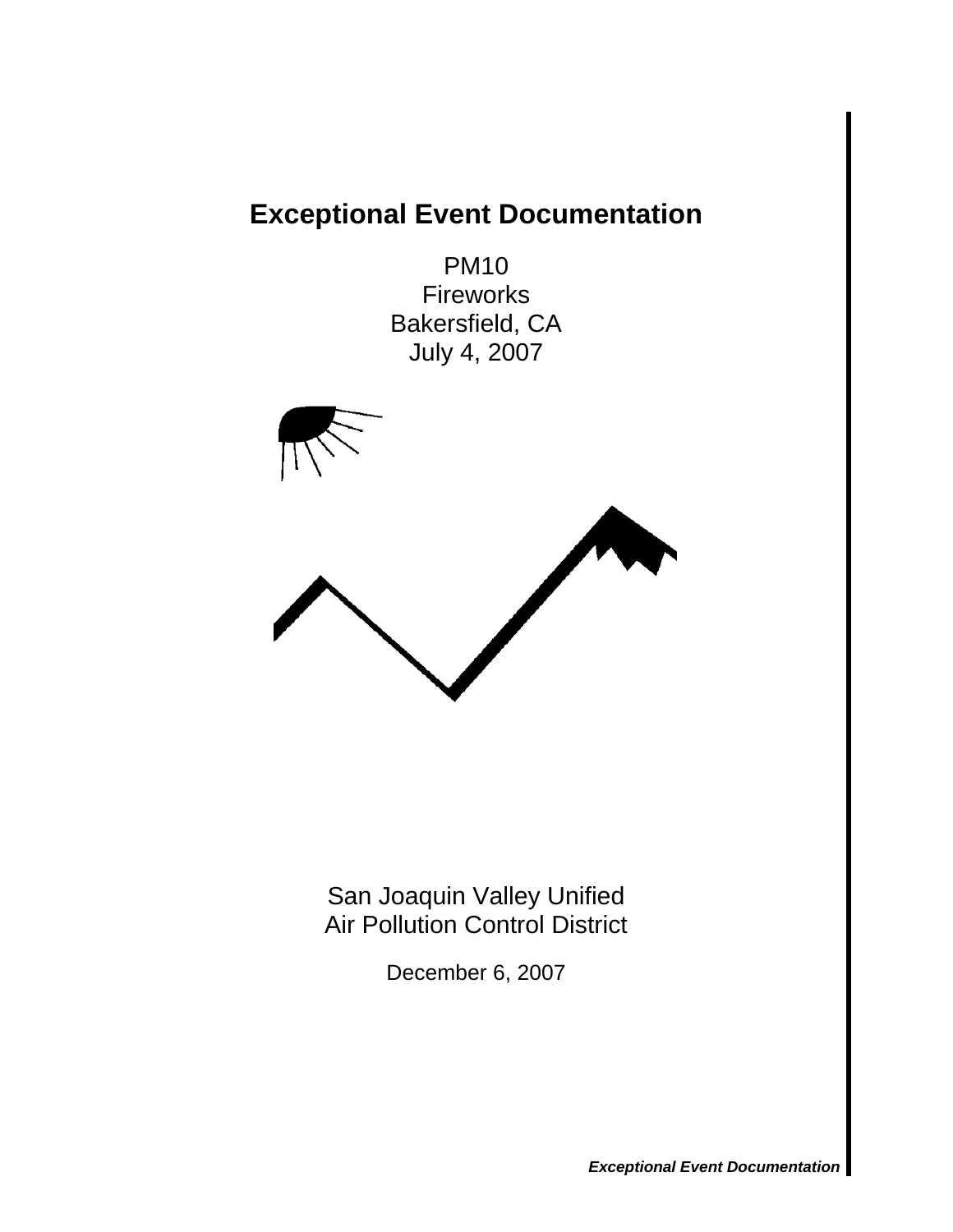# Exceptional Event Documentation

PM10
Fireworks
Bakersfield, CA
July 4, 2007

San Joaquin Valley Unified
Air Pollution Control District

December 6, 2007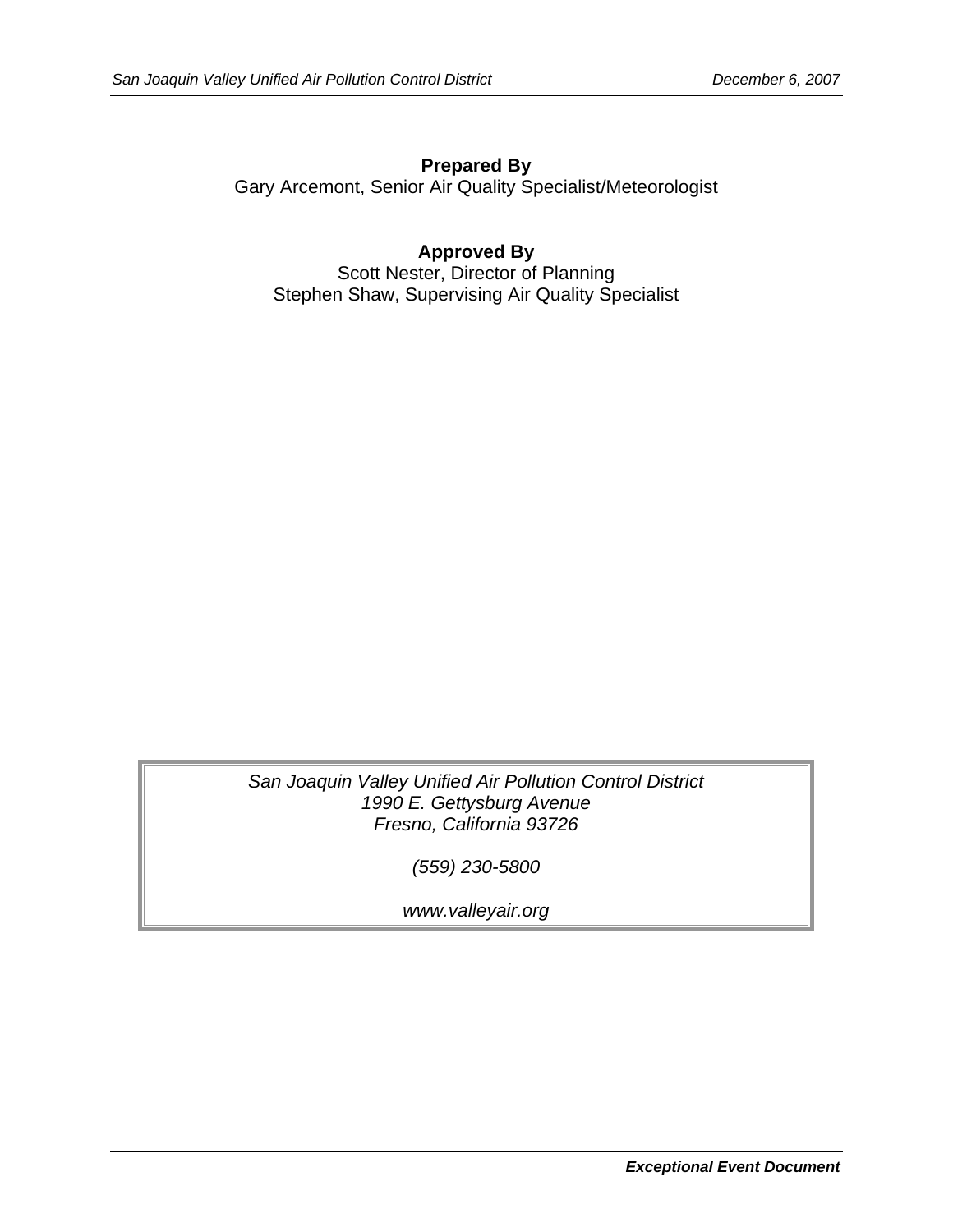**Prepared By**
Gary Arcemont, Senior Air Quality Specialist/Meteorologist

**Approved By**
Scott Nester, Director of Planning
Stephen Shaw, Supervising Air Quality Specialist

*San Joaquin Valley Unified Air Pollution Control District*
*1990 E. Gettysburg Avenue*
*Fresno, California 93726*

*(559) 230-5800*

*www.valleyair.org*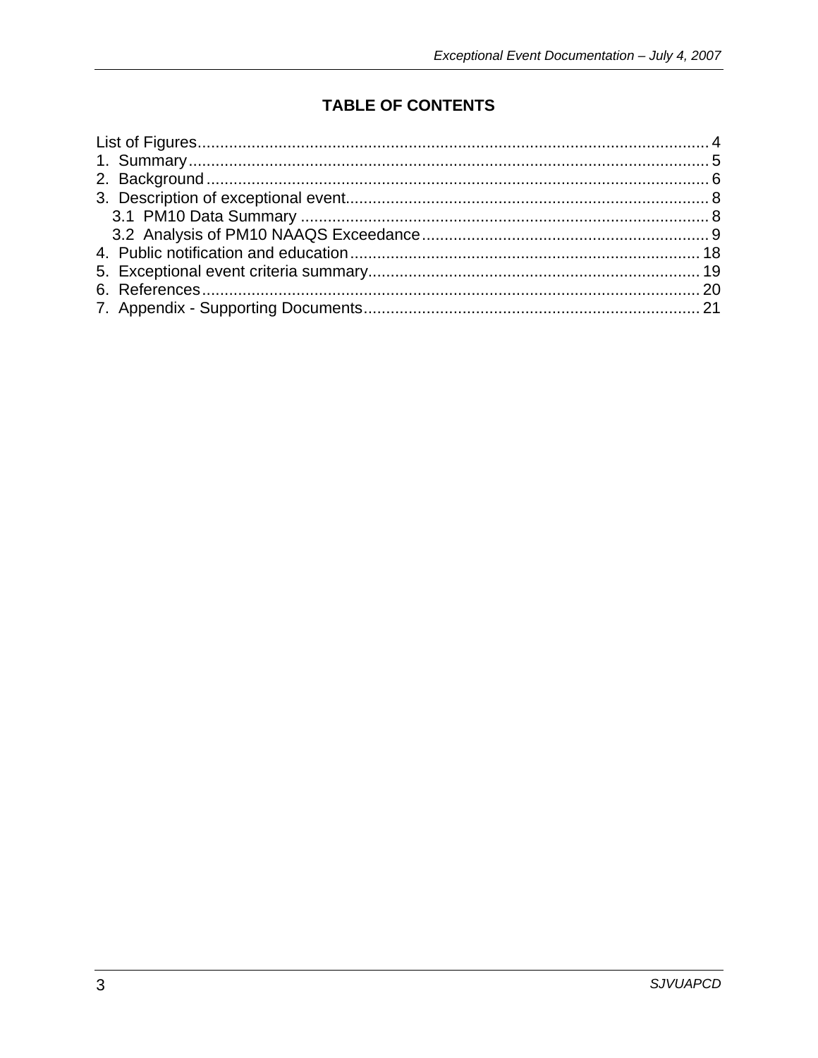## TABLE OF CONTENTS

List of Figures .................................................................................................... 4
1. Summary ........................................................................................................ 5
2. Background .................................................................................................... 6
3. Description of exceptional event .................................................................. 8
  3.1 PM10 Data Summary ................................................................................ 8
  3.2 Analysis of PM10 NAAQS Exceedance .................................................... 9
4. Public notification and education ............................................................... 18
5. Exceptional event criteria summary ............................................................ 19
6. References .................................................................................................. 20
7. Appendix - Supporting Documents ............................................................. 21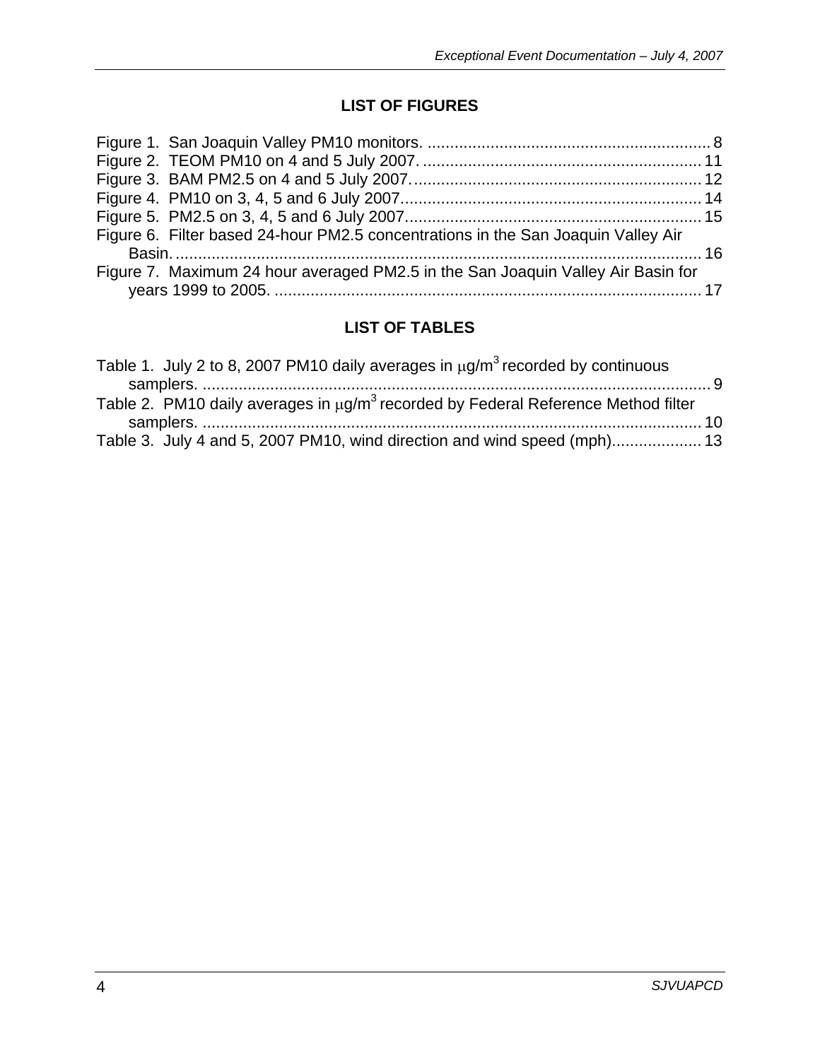## LIST OF FIGURES

Figure 1. San Joaquin Valley PM10 monitors. .............................................................. 8
Figure 2. TEOM PM10 on 4 and 5 July 2007. ............................................................. 11
Figure 3. BAM PM2.5 on 4 and 5 July 2007. ............................................................... 12
Figure 4. PM10 on 3, 4, 5 and 6 July 2007. ................................................................. 14
Figure 5. PM2.5 on 3, 4, 5 and 6 July 2007. ................................................................ 15
Figure 6. Filter based 24-hour PM2.5 concentrations in the San Joaquin Valley Air Basin. .................................................................................................................... 16
Figure 7. Maximum 24 hour averaged PM2.5 in the San Joaquin Valley Air Basin for years 1999 to 2005. ............................................................................................. 17

## LIST OF TABLES

Table 1. July 2 to 8, 2007 PM10 daily averages in $\mu g/m^3$ recorded by continuous samplers. ................................................................................................................ 9
Table 2. PM10 daily averages in $\mu g/m^3$ recorded by Federal Reference Method filter samplers. .............................................................................................................. 10
Table 3. July 4 and 5, 2007 PM10, wind direction and wind speed (mph)................... 13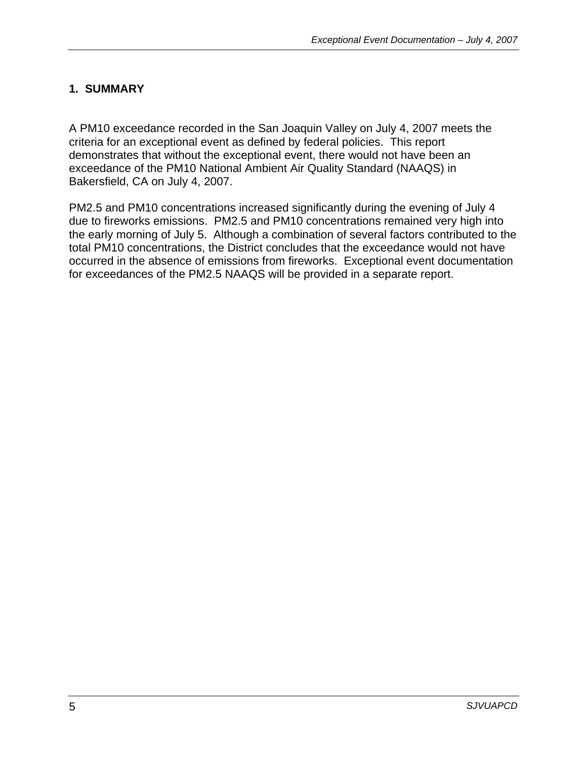## 1. SUMMARY

A PM10 exceedance recorded in the San Joaquin Valley on July 4, 2007 meets the criteria for an exceptional event as defined by federal policies. This report demonstrates that without the exceptional event, there would not have been an exceedance of the PM10 National Ambient Air Quality Standard (NAAQS) in Bakersfield, CA on July 4, 2007.

PM2.5 and PM10 concentrations increased significantly during the evening of July 4 due to fireworks emissions. PM2.5 and PM10 concentrations remained very high into the early morning of July 5. Although a combination of several factors contributed to the total PM10 concentrations, the District concludes that the exceedance would not have occurred in the absence of emissions from fireworks. Exceptional event documentation for exceedances of the PM2.5 NAAQS will be provided in a separate report.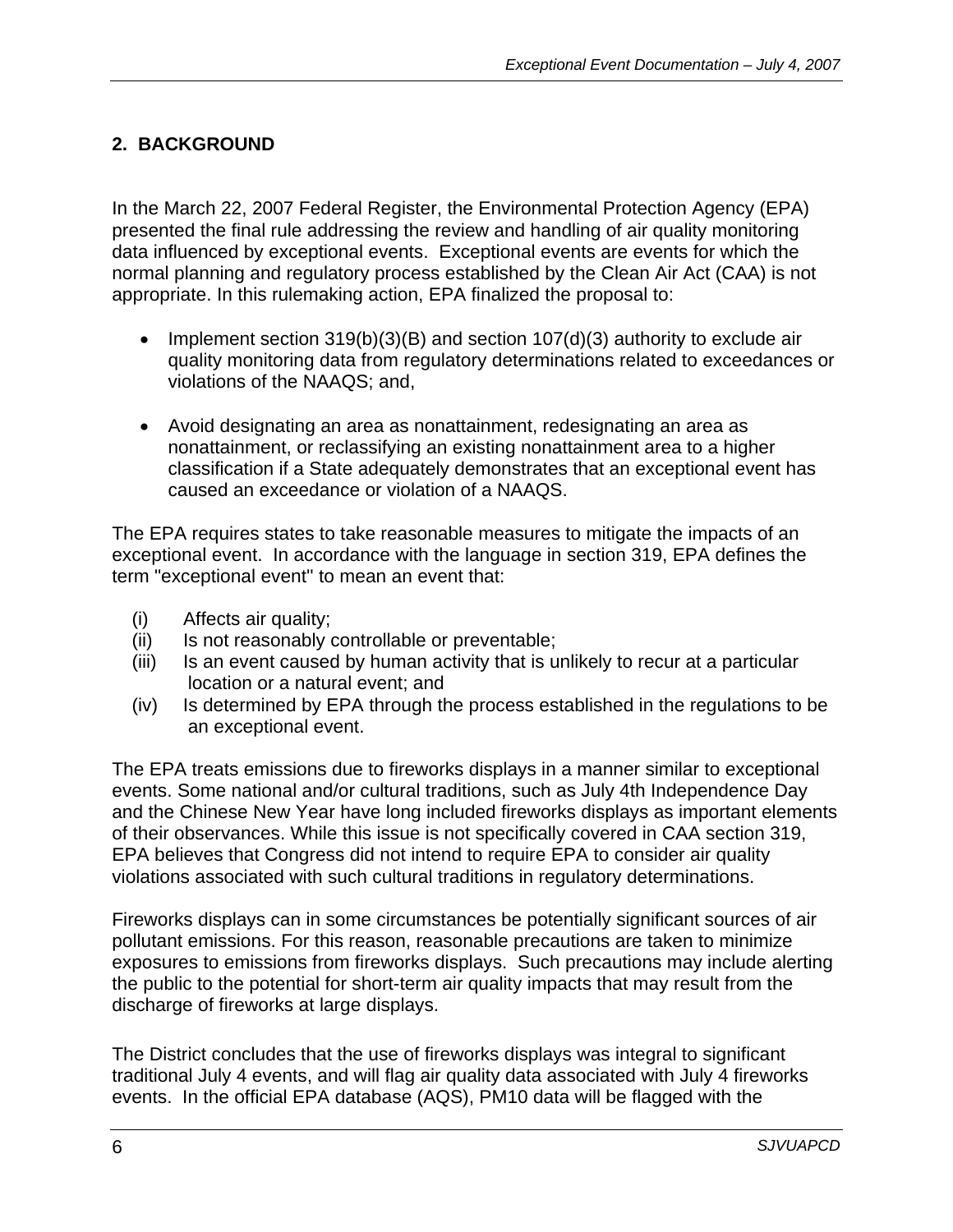## 2. BACKGROUND

In the March 22, 2007 Federal Register, the Environmental Protection Agency (EPA) presented the final rule addressing the review and handling of air quality monitoring data influenced by exceptional events. Exceptional events are events for which the normal planning and regulatory process established by the Clean Air Act (CAA) is not appropriate. In this rulemaking action, EPA finalized the proposal to:

- Implement section 319(b)(3)(B) and section 107(d)(3) authority to exclude air quality monitoring data from regulatory determinations related to exceedances or violations of the NAAQS; and,
- Avoid designating an area as nonattainment, redesignating an area as nonattainment, or reclassifying an existing nonattainment area to a higher classification if a State adequately demonstrates that an exceptional event has caused an exceedance or violation of a NAAQS.

The EPA requires states to take reasonable measures to mitigate the impacts of an exceptional event. In accordance with the language in section 319, EPA defines the term "exceptional event" to mean an event that:

(i) Affects air quality;
(ii) Is not reasonably controllable or preventable;
(iii) Is an event caused by human activity that is unlikely to recur at a particular location or a natural event; and
(iv) Is determined by EPA through the process established in the regulations to be an exceptional event.

The EPA treats emissions due to fireworks displays in a manner similar to exceptional events. Some national and/or cultural traditions, such as July 4th Independence Day and the Chinese New Year have long included fireworks displays as important elements of their observances. While this issue is not specifically covered in CAA section 319, EPA believes that Congress did not intend to require EPA to consider air quality violations associated with such cultural traditions in regulatory determinations.

Fireworks displays can in some circumstances be potentially significant sources of air pollutant emissions. For this reason, reasonable precautions are taken to minimize exposures to emissions from fireworks displays. Such precautions may include alerting the public to the potential for short-term air quality impacts that may result from the discharge of fireworks at large displays.

The District concludes that the use of fireworks displays was integral to significant traditional July 4 events, and will flag air quality data associated with July 4 fireworks events. In the official EPA database (AQS), PM10 data will be flagged with the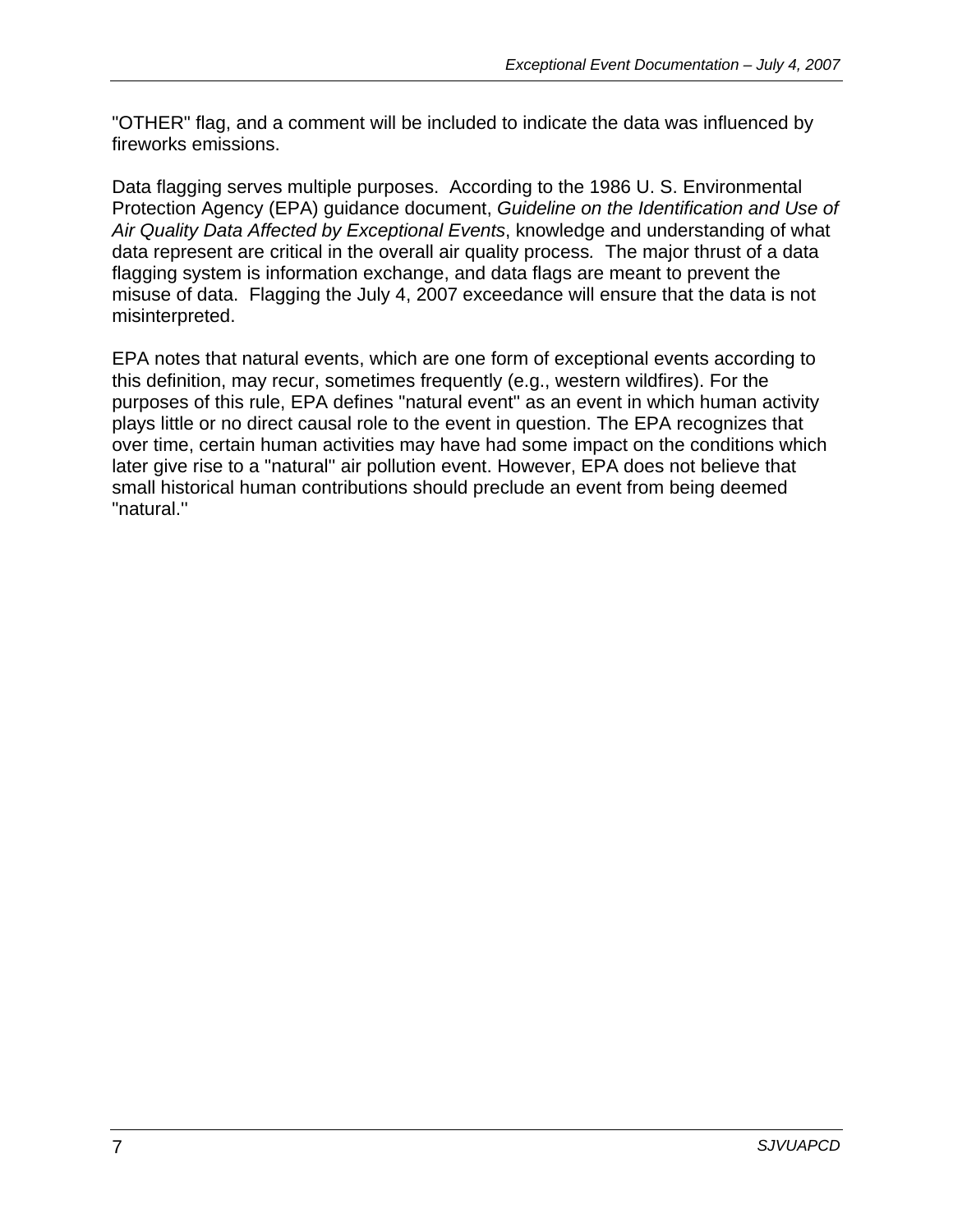"OTHER" flag, and a comment will be included to indicate the data was influenced by fireworks emissions.

Data flagging serves multiple purposes. According to the 1986 U. S. Environmental Protection Agency (EPA) guidance document, *Guideline on the Identification and Use of Air Quality Data Affected by Exceptional Events*, knowledge and understanding of what data represent are critical in the overall air quality process. The major thrust of a data flagging system is information exchange, and data flags are meant to prevent the misuse of data. Flagging the July 4, 2007 exceedance will ensure that the data is not misinterpreted.

EPA notes that natural events, which are one form of exceptional events according to this definition, may recur, sometimes frequently (e.g., western wildfires). For the purposes of this rule, EPA defines "natural event" as an event in which human activity plays little or no direct causal role to the event in question. The EPA recognizes that over time, certain human activities may have had some impact on the conditions which later give rise to a "natural" air pollution event. However, EPA does not believe that small historical human contributions should preclude an event from being deemed "natural."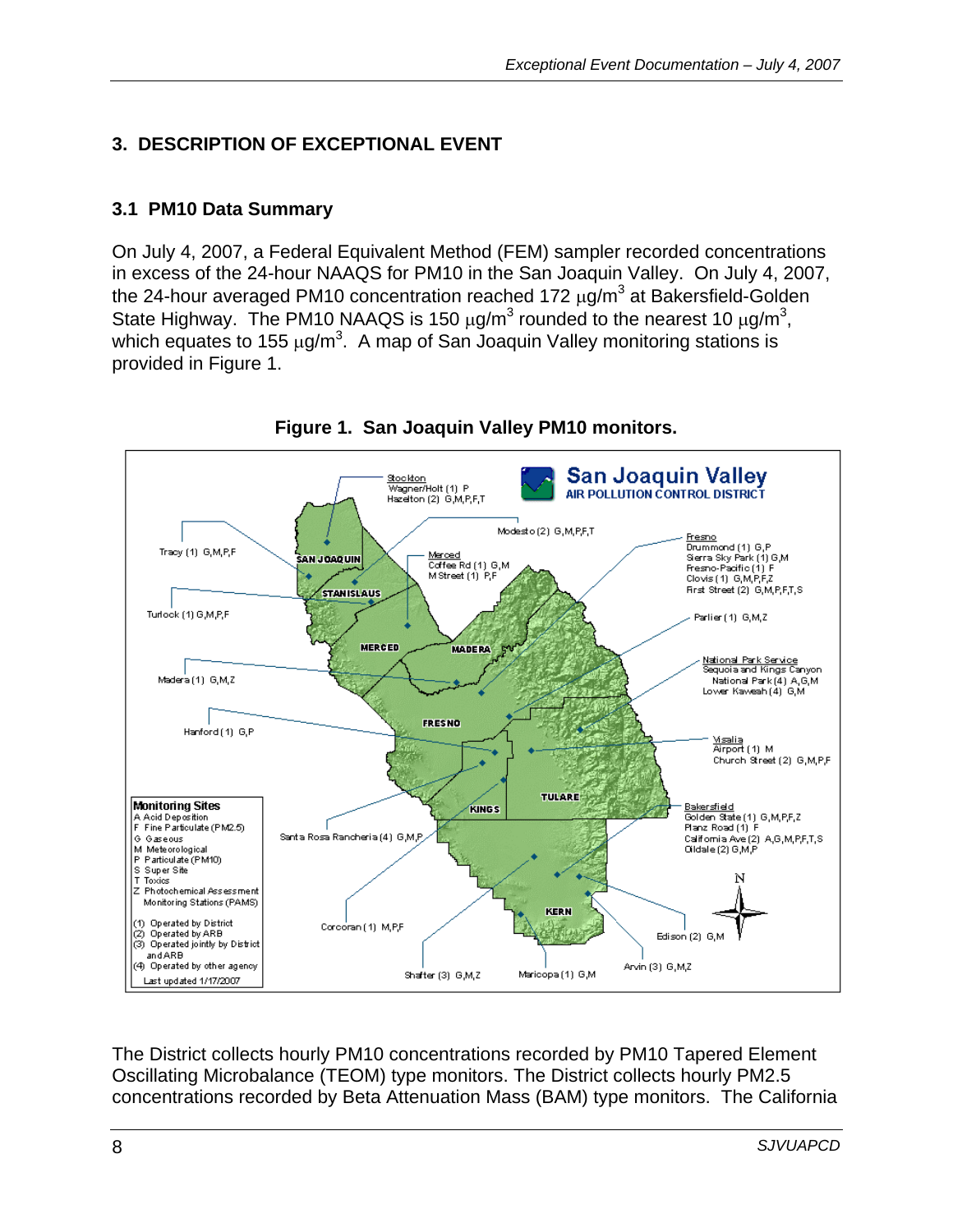# 3. DESCRIPTION OF EXCEPTIONAL EVENT

## 3.1 PM10 Data Summary

On July 4, 2007, a Federal Equivalent Method (FEM) sampler recorded concentrations in excess of the 24-hour NAAQS for PM10 in the San Joaquin Valley. On July 4, 2007, the 24-hour averaged PM10 concentration reached 172 $\mu g/m^3$ at Bakersfield-Golden State Highway. The PM10 NAAQS is 150 $\mu g/m^3$ rounded to the nearest 10 $\mu g/m^3$, which equates to 155 $\mu g/m^3$. A map of San Joaquin Valley monitoring stations is provided in Figure 1.

**Figure 1. San Joaquin Valley PM10 monitors.**

The District collects hourly PM10 concentrations recorded by PM10 Tapered Element Oscillating Microbalance (TEOM) type monitors. The District collects hourly PM2.5 concentrations recorded by Beta Attenuation Mass (BAM) type monitors. The California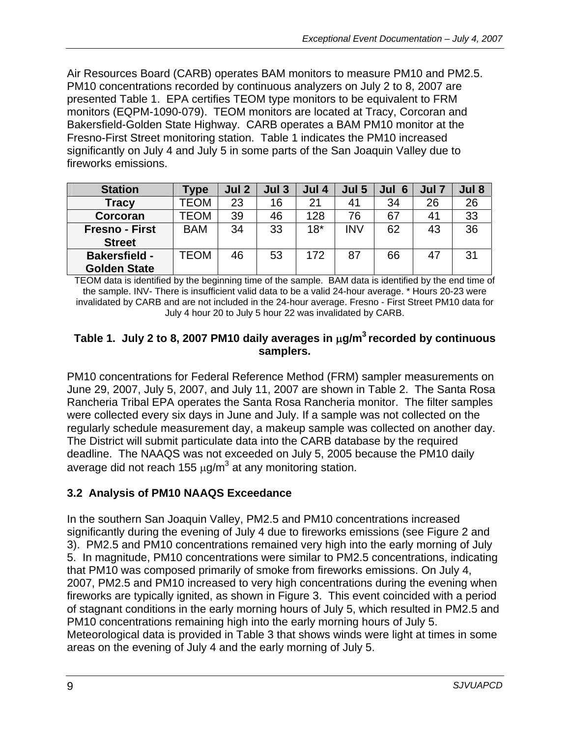Air Resources Board (CARB) operates BAM monitors to measure PM10 and PM2.5. PM10 concentrations recorded by continuous analyzers on July 2 to 8, 2007 are presented Table 1. EPA certifies TEOM type monitors to be equivalent to FRM monitors (EQPM-1090-079). TEOM monitors are located at Tracy, Corcoran and Bakersfield-Golden State Highway. CARB operates a BAM PM10 monitor at the Fresno-First Street monitoring station. Table 1 indicates the PM10 increased significantly on July 4 and July 5 in some parts of the San Joaquin Valley due to fireworks emissions.

| Station | Type | Jul 2 | Jul 3 | Jul 4 | Jul 5 | Jul 6 | Jul 7 | Jul 8 |
|---|---|---|---|---|---|---|---|---|
| Tracy | TEOM | 23 | 16 | 21 | 41 | 34 | 26 | 26 |
| Corcoran | TEOM | 39 | 46 | 128 | 76 | 67 | 41 | 33 |
| Fresno - First Street | BAM | 34 | 33 | 18* | INV | 62 | 43 | 36 |
| Bakersfield - Golden State | TEOM | 46 | 53 | 172 | 87 | 66 | 47 | 31 |

TEOM data is identified by the beginning time of the sample. BAM data is identified by the end time of the sample. INV- There is insufficient valid data to be a valid 24-hour average. * Hours 20-23 were invalidated by CARB and are not included in the 24-hour average. Fresno - First Street PM10 data for July 4 hour 20 to July 5 hour 22 was invalidated by CARB.

**Table 1. July 2 to 8, 2007 PM10 daily averages in $\mu g/m^3$ recorded by continuous samplers.**

PM10 concentrations for Federal Reference Method (FRM) sampler measurements on June 29, 2007, July 5, 2007, and July 11, 2007 are shown in Table 2. The Santa Rosa Rancheria Tribal EPA operates the Santa Rosa Rancheria monitor. The filter samples were collected every six days in June and July. If a sample was not collected on the regularly schedule measurement day, a makeup sample was collected on another day. The District will submit particulate data into the CARB database by the required deadline. The NAAQS was not exceeded on July 5, 2005 because the PM10 daily average did not reach 155 $\mu g/m^3$ at any monitoring station.

### 3.2 Analysis of PM10 NAAQS Exceedance

In the southern San Joaquin Valley, PM2.5 and PM10 concentrations increased significantly during the evening of July 4 due to fireworks emissions (see Figure 2 and 3). PM2.5 and PM10 concentrations remained very high into the early morning of July 5. In magnitude, PM10 concentrations were similar to PM2.5 concentrations, indicating that PM10 was composed primarily of smoke from fireworks emissions. On July 4, 2007, PM2.5 and PM10 increased to very high concentrations during the evening when fireworks are typically ignited, as shown in Figure 3. This event coincided with a period of stagnant conditions in the early morning hours of July 5, which resulted in PM2.5 and PM10 concentrations remaining high into the early morning hours of July 5. Meteorological data is provided in Table 3 that shows winds were light at times in some areas on the evening of July 4 and the early morning of July 5.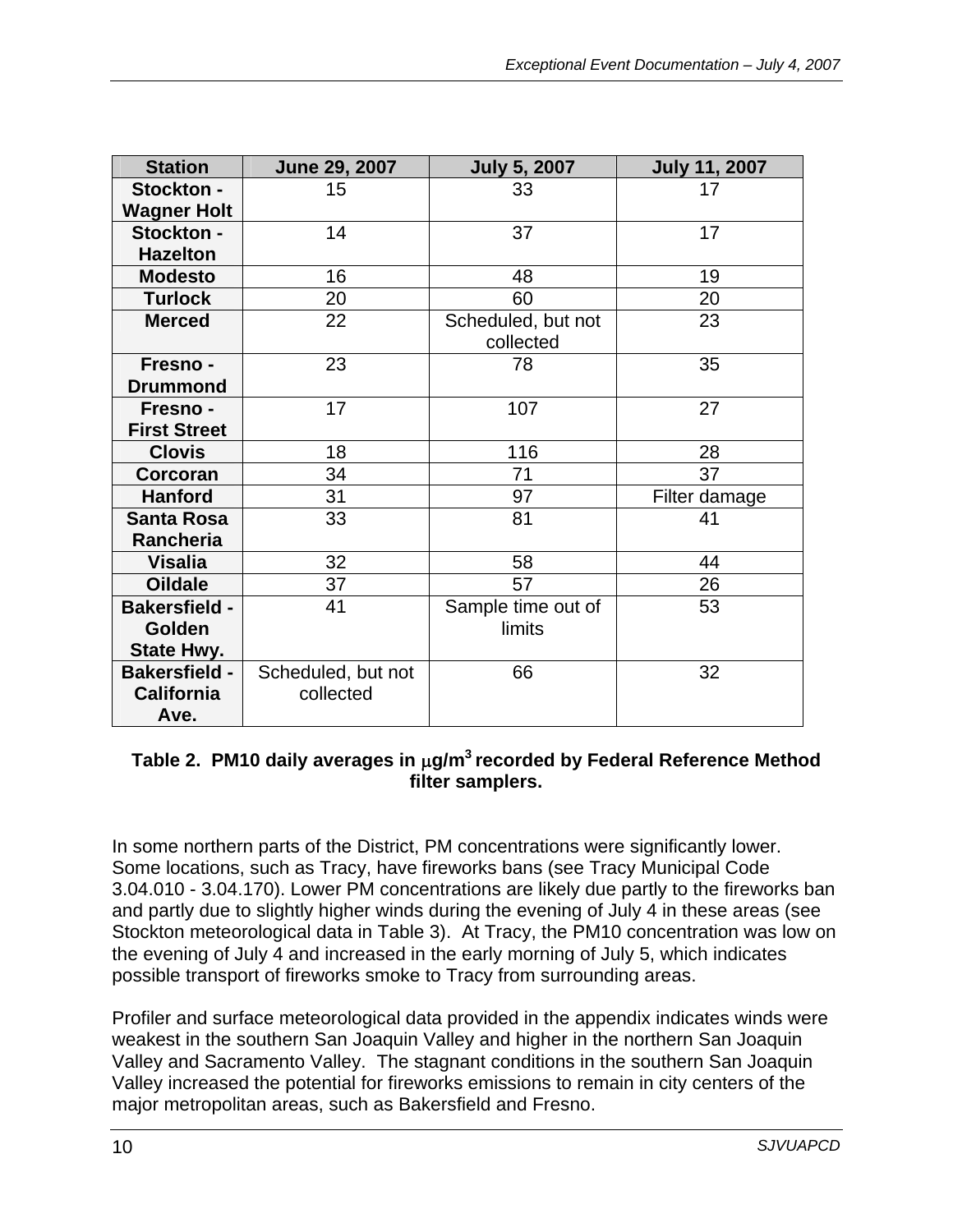| Station | June 29, 2007 | July 5, 2007 | July 11, 2007 |
|---|---|---|---|
| Stockton - Wagner Holt | 15 | 33 | 17 |
| Stockton - Hazelton | 14 | 37 | 17 |
| Modesto | 16 | 48 | 19 |
| Turlock | 20 | 60 | 20 |
| Merced | 22 | Scheduled, but not collected | 23 |
| Fresno - Drummond | 23 | 78 | 35 |
| Fresno - First Street | 17 | 107 | 27 |
| Clovis | 18 | 116 | 28 |
| Corcoran | 34 | 71 | 37 |
| Hanford | 31 | 97 | Filter damage |
| Santa Rosa Rancheria | 33 | 81 | 41 |
| Visalia | 32 | 58 | 44 |
| Oildale | 37 | 57 | 26 |
| Bakersfield - Golden State Hwy. | 41 | Sample time out of limits | 53 |
| Bakersfield - California Ave. | Scheduled, but not collected | 66 | 32 |

**Table 2. PM10 daily averages in $\mu g/m^3$ recorded by Federal Reference Method filter samplers.**

In some northern parts of the District, PM concentrations were significantly lower. Some locations, such as Tracy, have fireworks bans (see Tracy Municipal Code 3.04.010 - 3.04.170). Lower PM concentrations are likely due partly to the fireworks ban and partly due to slightly higher winds during the evening of July 4 in these areas (see Stockton meteorological data in Table 3). At Tracy, the PM10 concentration was low on the evening of July 4 and increased in the early morning of July 5, which indicates possible transport of fireworks smoke to Tracy from surrounding areas.

Profiler and surface meteorological data provided in the appendix indicates winds were weakest in the southern San Joaquin Valley and higher in the northern San Joaquin Valley and Sacramento Valley. The stagnant conditions in the southern San Joaquin Valley increased the potential for fireworks emissions to remain in city centers of the major metropolitan areas, such as Bakersfield and Fresno.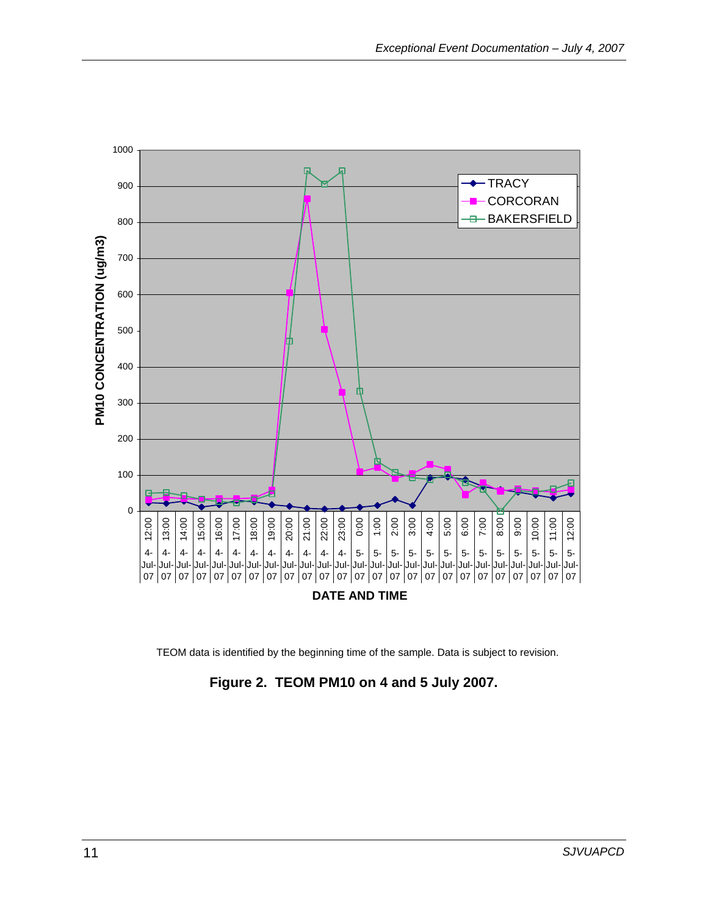TEOM data is identified by the beginning time of the sample. Data is subject to revision.

**Figure 2. TEOM PM10 on 4 and 5 July 2007.**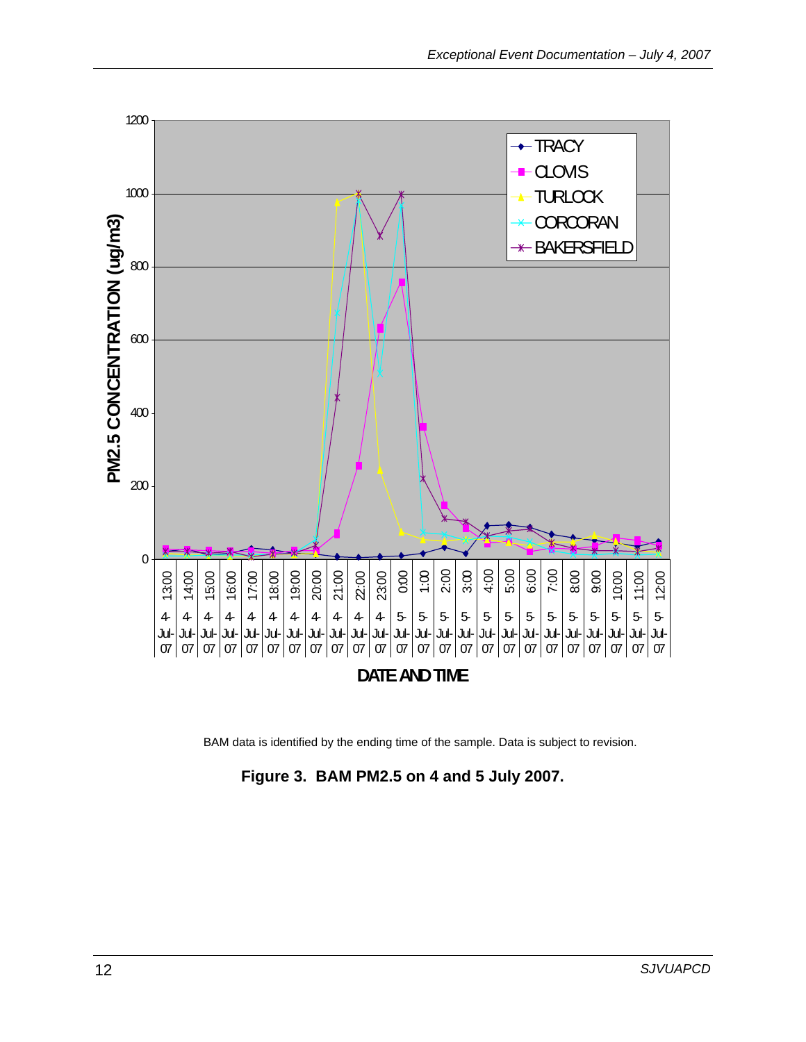BAM data is identified by the ending time of the sample. Data is subject to revision.

**Figure 3. BAM PM2.5 on 4 and 5 July 2007.**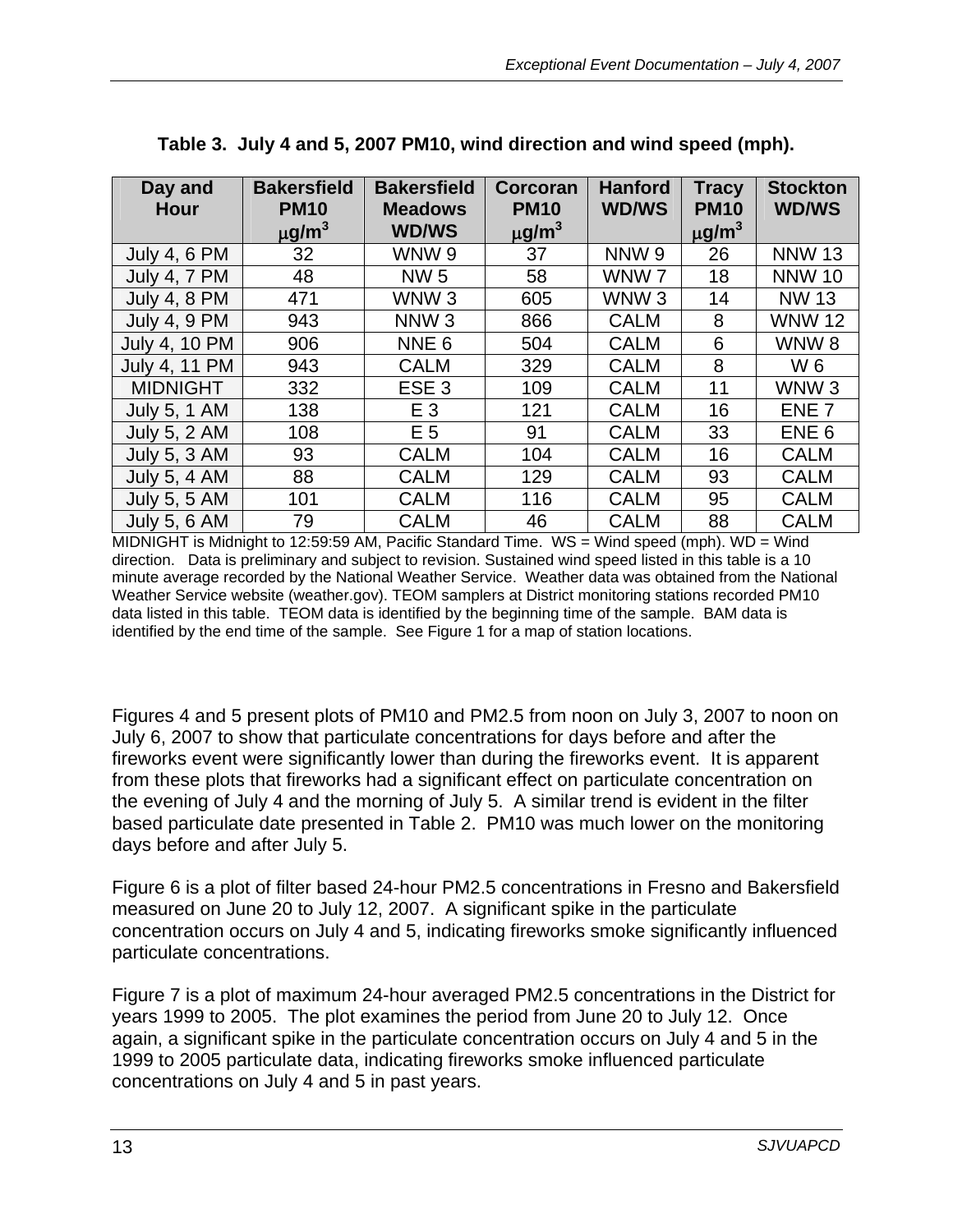**Table 3. July 4 and 5, 2007 PM10, wind direction and wind speed (mph).**

| Day and Hour | Bakersfield PM10 μg/m³ | Bakersfield Meadows WD/WS | Corcoran PM10 μg/m³ | Hanford WD/WS | Tracy PM10 μg/m³ | Stockton WD/WS |
|---|---|---|---|---|---|---|
| July 4, 6 PM | 32 | WNW 9 | 37 | NNW 9 | 26 | NNW 13 |
| July 4, 7 PM | 48 | NW 5 | 58 | WNW 7 | 18 | NNW 10 |
| July 4, 8 PM | 471 | WNW 3 | 605 | WNW 3 | 14 | NW 13 |
| July 4, 9 PM | 943 | NNW 3 | 866 | CALM | 8 | WNW 12 |
| July 4, 10 PM | 906 | NNE 6 | 504 | CALM | 6 | WNW 8 |
| July 4, 11 PM | 943 | CALM | 329 | CALM | 8 | W 6 |
| MIDNIGHT | 332 | ESE 3 | 109 | CALM | 11 | WNW 3 |
| July 5, 1 AM | 138 | E 3 | 121 | CALM | 16 | ENE 7 |
| July 5, 2 AM | 108 | E 5 | 91 | CALM | 33 | ENE 6 |
| July 5, 3 AM | 93 | CALM | 104 | CALM | 16 | CALM |
| July 5, 4 AM | 88 | CALM | 129 | CALM | 93 | CALM |
| July 5, 5 AM | 101 | CALM | 116 | CALM | 95 | CALM |
| July 5, 6 AM | 79 | CALM | 46 | CALM | 88 | CALM |

MIDNIGHT is Midnight to 12:59:59 AM, Pacific Standard Time. WS = Wind speed (mph). WD = Wind direction. Data is preliminary and subject to revision. Sustained wind speed listed in this table is a 10 minute average recorded by the National Weather Service. Weather data was obtained from the National Weather Service website (weather.gov). TEOM samplers at District monitoring stations recorded PM10 data listed in this table. TEOM data is identified by the beginning time of the sample. BAM data is identified by the end time of the sample. See Figure 1 for a map of station locations.

Figures 4 and 5 present plots of PM10 and PM2.5 from noon on July 3, 2007 to noon on July 6, 2007 to show that particulate concentrations for days before and after the fireworks event were significantly lower than during the fireworks event. It is apparent from these plots that fireworks had a significant effect on particulate concentration on the evening of July 4 and the morning of July 5. A similar trend is evident in the filter based particulate date presented in Table 2. PM10 was much lower on the monitoring days before and after July 5.

Figure 6 is a plot of filter based 24-hour PM2.5 concentrations in Fresno and Bakersfield measured on June 20 to July 12, 2007. A significant spike in the particulate concentration occurs on July 4 and 5, indicating fireworks smoke significantly influenced particulate concentrations.

Figure 7 is a plot of maximum 24-hour averaged PM2.5 concentrations in the District for years 1999 to 2005. The plot examines the period from June 20 to July 12. Once again, a significant spike in the particulate concentration occurs on July 4 and 5 in the 1999 to 2005 particulate data, indicating fireworks smoke influenced particulate concentrations on July 4 and 5 in past years.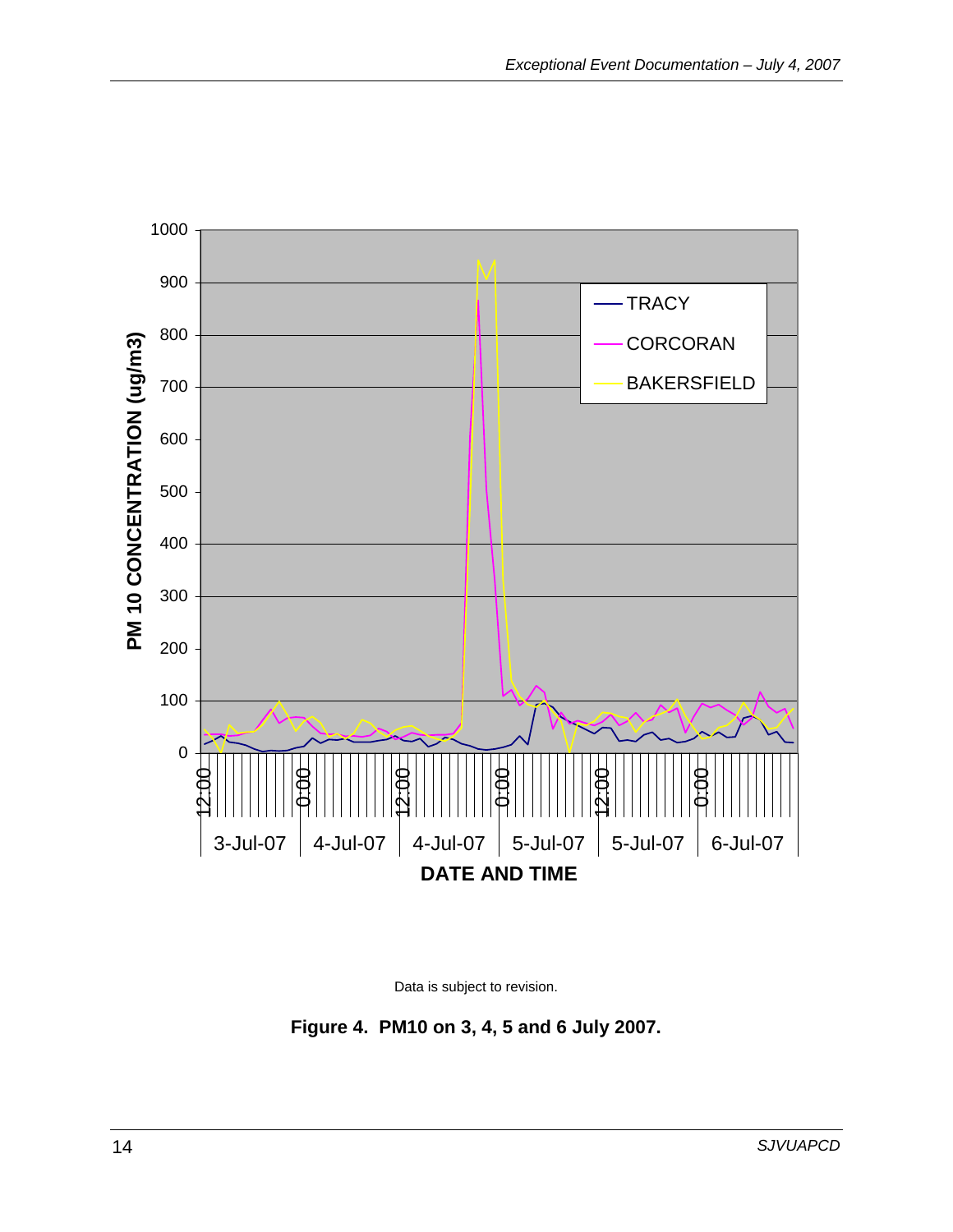Data is subject to revision.

**Figure 4. PM10 on 3, 4, 5 and 6 July 2007.**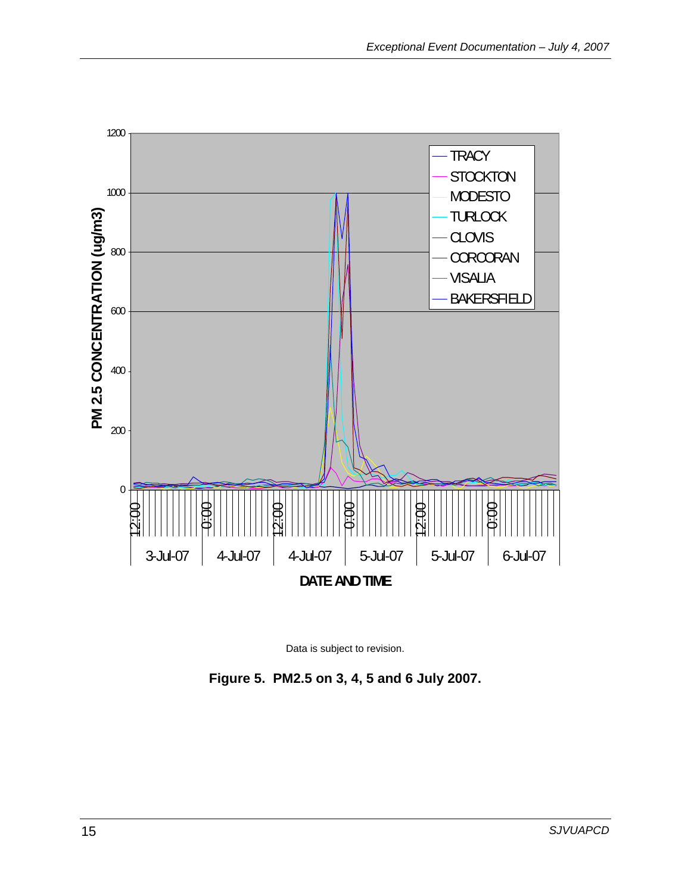Data is subject to revision.

**Figure 5. PM2.5 on 3, 4, 5 and 6 July 2007.**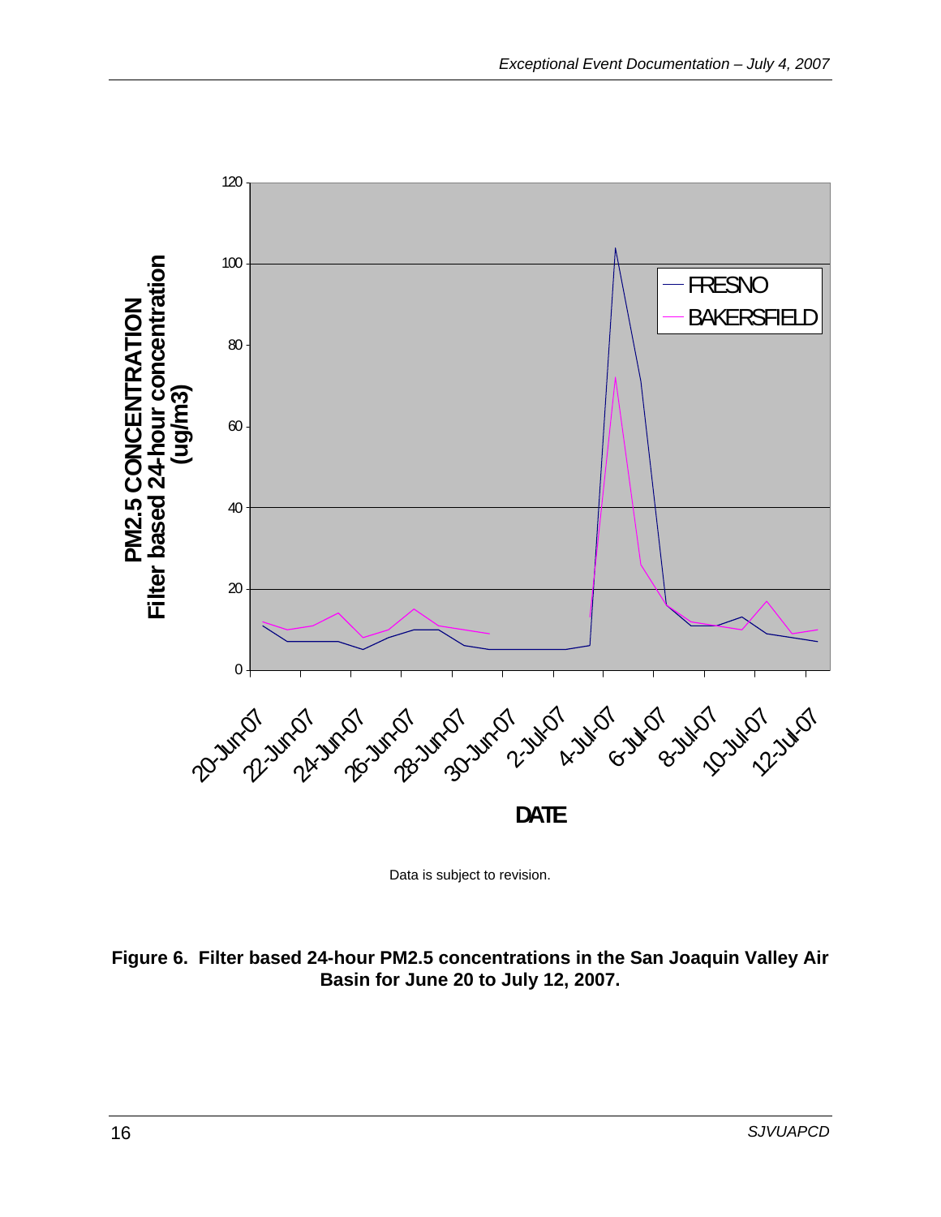Data is subject to revision.

**Figure 6. Filter based 24-hour PM2.5 concentrations in the San Joaquin Valley Air Basin for June 20 to July 12, 2007.**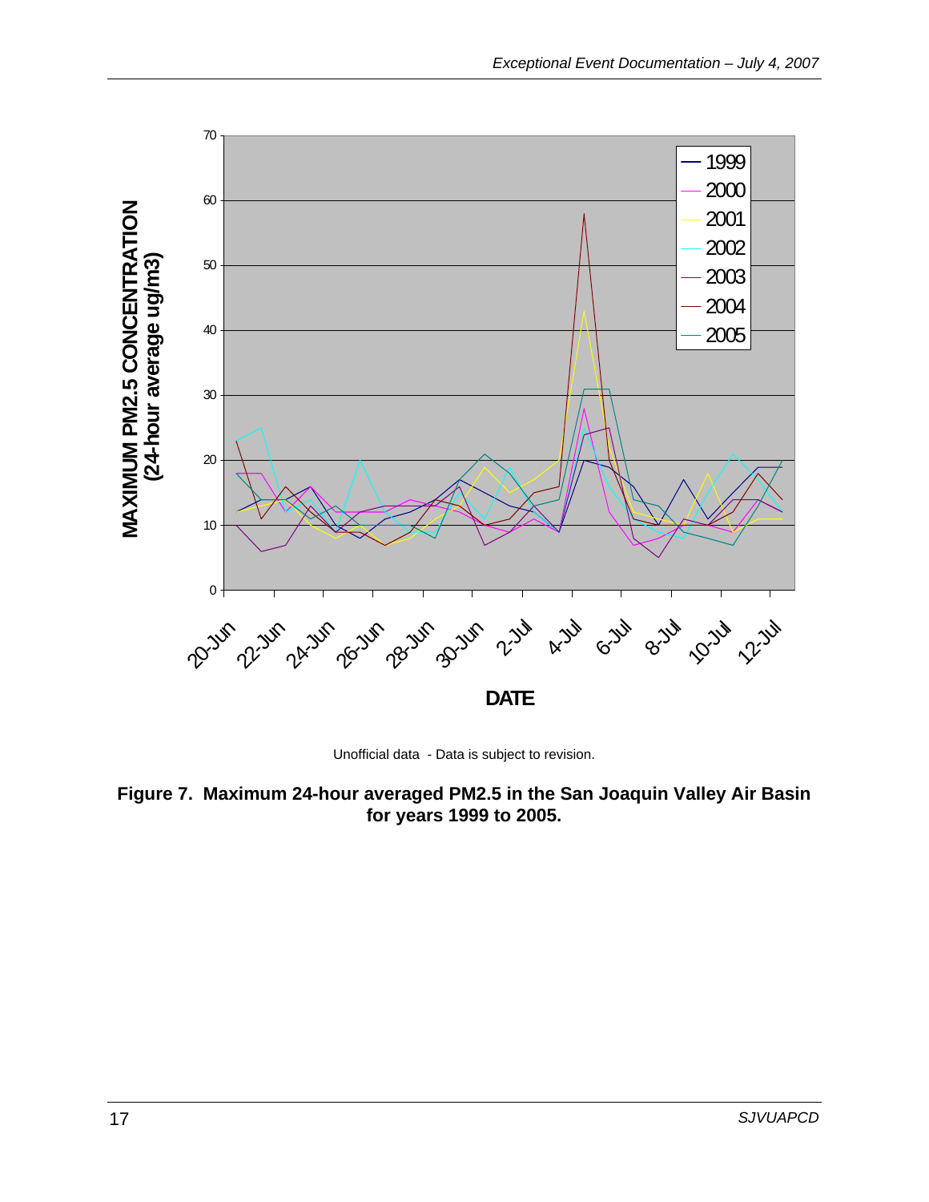Unofficial data - Data is subject to revision.

**Figure 7. Maximum 24-hour averaged PM2.5 in the San Joaquin Valley Air Basin for years 1999 to 2005.**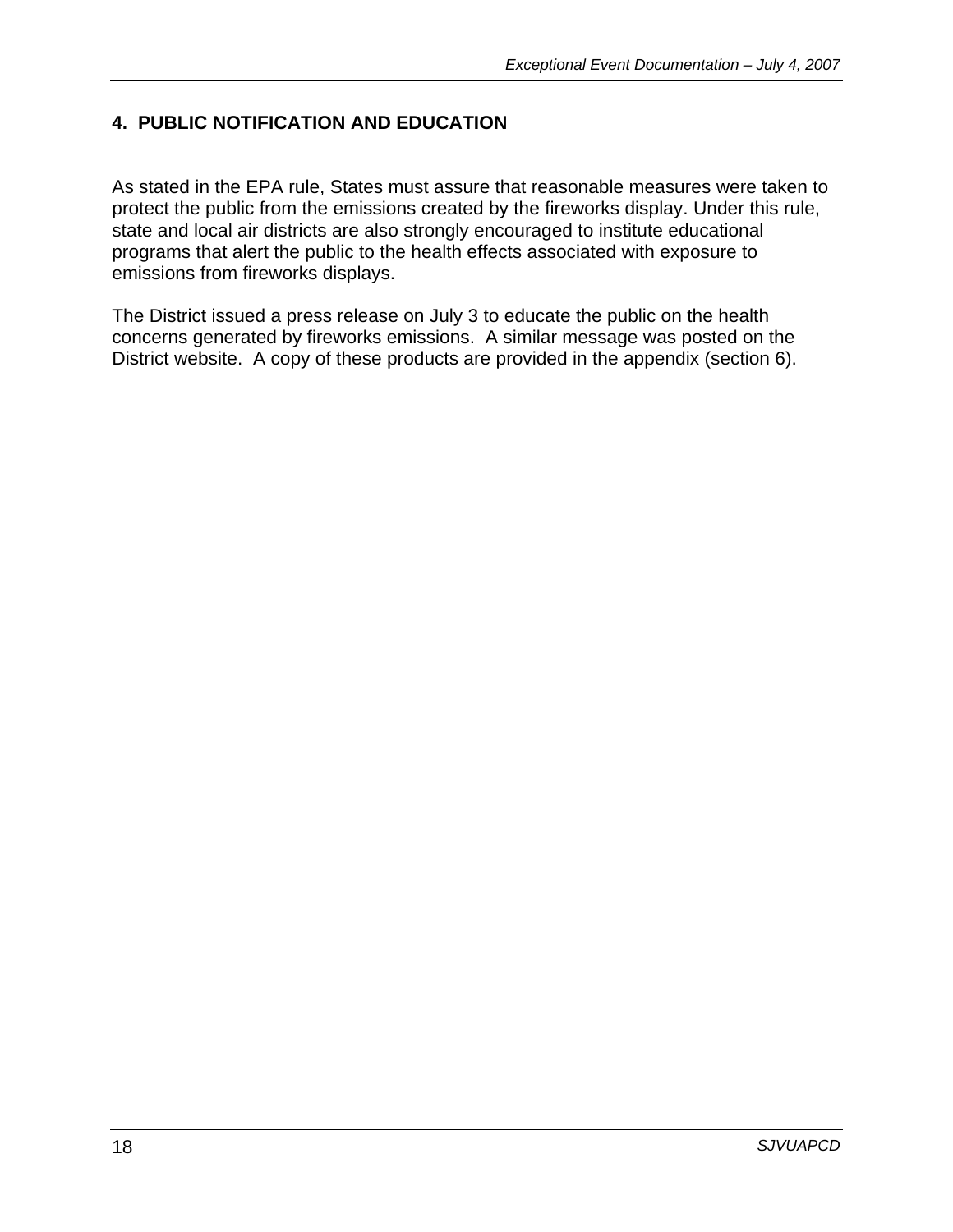## 4. PUBLIC NOTIFICATION AND EDUCATION

As stated in the EPA rule, States must assure that reasonable measures were taken to protect the public from the emissions created by the fireworks display. Under this rule, state and local air districts are also strongly encouraged to institute educational programs that alert the public to the health effects associated with exposure to emissions from fireworks displays.

The District issued a press release on July 3 to educate the public on the health concerns generated by fireworks emissions. A similar message was posted on the District website. A copy of these products are provided in the appendix (section 6).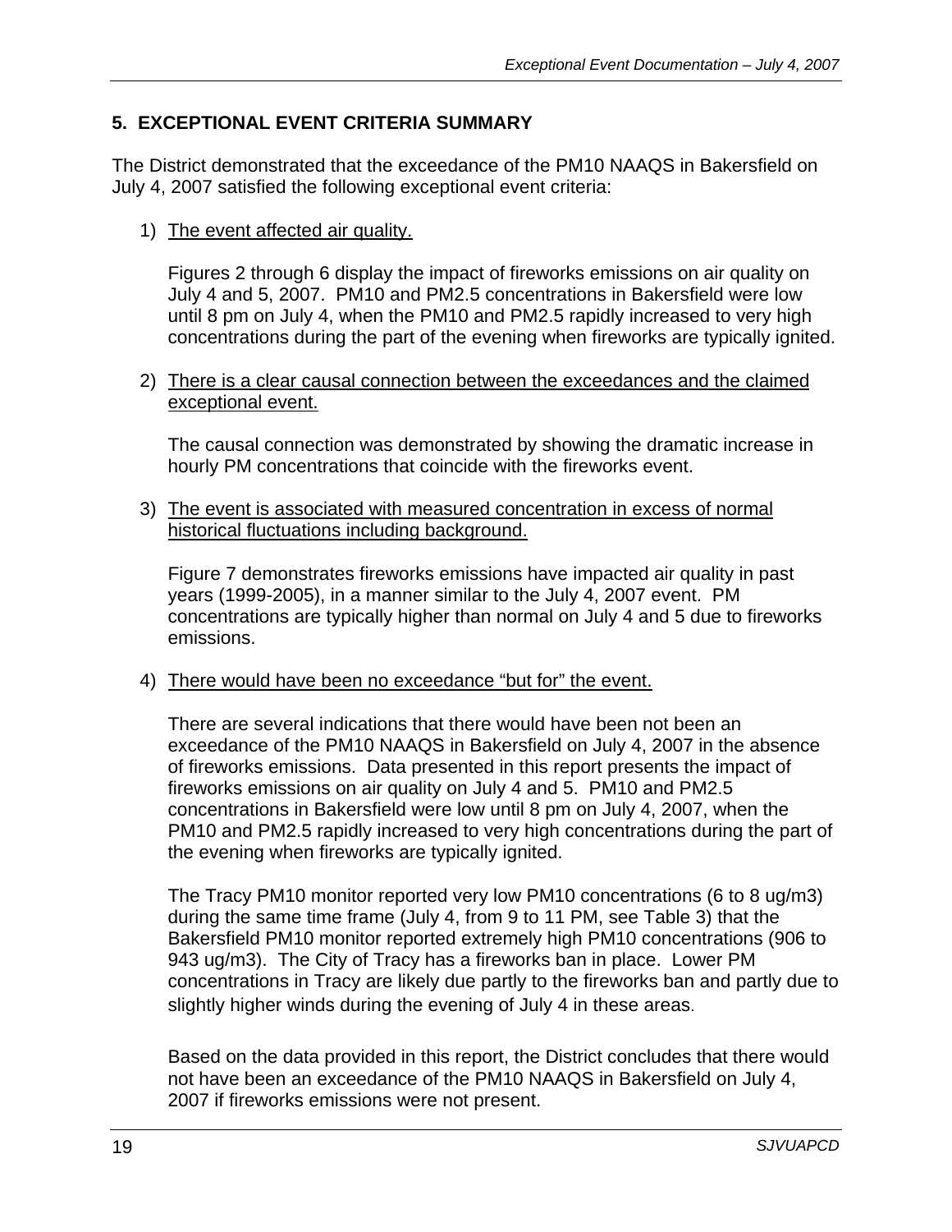## 5. EXCEPTIONAL EVENT CRITERIA SUMMARY

The District demonstrated that the exceedance of the PM10 NAAQS in Bakersfield on July 4, 2007 satisfied the following exceptional event criteria:

1) The event affected air quality.

   Figures 2 through 6 display the impact of fireworks emissions on air quality on July 4 and 5, 2007. PM10 and PM2.5 concentrations in Bakersfield were low until 8 pm on July 4, when the PM10 and PM2.5 rapidly increased to very high concentrations during the part of the evening when fireworks are typically ignited.

2) There is a clear causal connection between the exceedances and the claimed exceptional event.

   The causal connection was demonstrated by showing the dramatic increase in hourly PM concentrations that coincide with the fireworks event.

3) The event is associated with measured concentration in excess of normal historical fluctuations including background.

   Figure 7 demonstrates fireworks emissions have impacted air quality in past years (1999-2005), in a manner similar to the July 4, 2007 event. PM concentrations are typically higher than normal on July 4 and 5 due to fireworks emissions.

4) There would have been no exceedance "but for" the event.

   There are several indications that there would have been not been an exceedance of the PM10 NAAQS in Bakersfield on July 4, 2007 in the absence of fireworks emissions. Data presented in this report presents the impact of fireworks emissions on air quality on July 4 and 5. PM10 and PM2.5 concentrations in Bakersfield were low until 8 pm on July 4, 2007, when the PM10 and PM2.5 rapidly increased to very high concentrations during the part of the evening when fireworks are typically ignited.

   The Tracy PM10 monitor reported very low PM10 concentrations (6 to 8 ug/m3) during the same time frame (July 4, from 9 to 11 PM, see Table 3) that the Bakersfield PM10 monitor reported extremely high PM10 concentrations (906 to 943 ug/m3). The City of Tracy has a fireworks ban in place. Lower PM concentrations in Tracy are likely due partly to the fireworks ban and partly due to slightly higher winds during the evening of July 4 in these areas.

   Based on the data provided in this report, the District concludes that there would not have been an exceedance of the PM10 NAAQS in Bakersfield on July 4, 2007 if fireworks emissions were not present.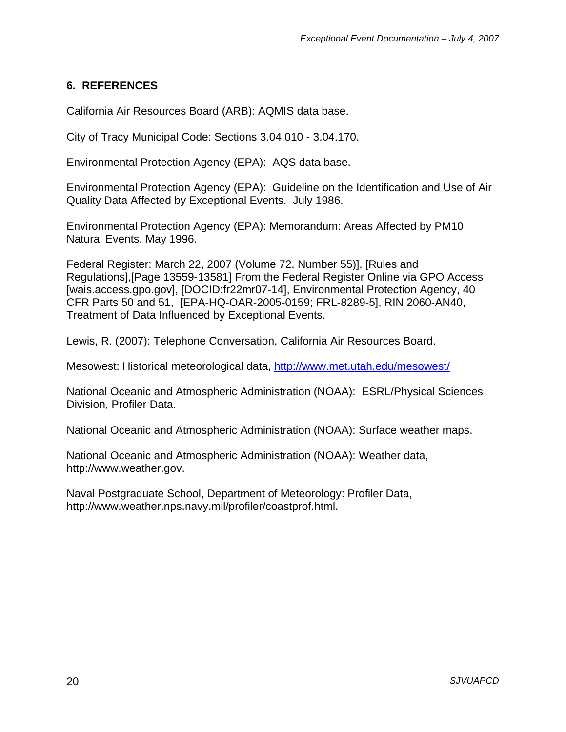## 6. REFERENCES

California Air Resources Board (ARB): AQMIS data base.

City of Tracy Municipal Code: Sections 3.04.010 - 3.04.170.

Environmental Protection Agency (EPA): AQS data base.

Environmental Protection Agency (EPA): Guideline on the Identification and Use of Air Quality Data Affected by Exceptional Events. July 1986.

Environmental Protection Agency (EPA): Memorandum: Areas Affected by PM10 Natural Events. May 1996.

Federal Register: March 22, 2007 (Volume 72, Number 55)], [Rules and Regulations],[Page 13559-13581] From the Federal Register Online via GPO Access [wais.access.gpo.gov], [DOCID:fr22mr07-14], Environmental Protection Agency, 40 CFR Parts 50 and 51, [EPA-HQ-OAR-2005-0159; FRL-8289-5], RIN 2060-AN40, Treatment of Data Influenced by Exceptional Events.

Lewis, R. (2007): Telephone Conversation, California Air Resources Board.

Mesowest: Historical meteorological data, http://www.met.utah.edu/mesowest/

National Oceanic and Atmospheric Administration (NOAA): ESRL/Physical Sciences Division, Profiler Data.

National Oceanic and Atmospheric Administration (NOAA): Surface weather maps.

National Oceanic and Atmospheric Administration (NOAA): Weather data, http://www.weather.gov.

Naval Postgraduate School, Department of Meteorology: Profiler Data, http://www.weather.nps.navy.mil/profiler/coastprof.html.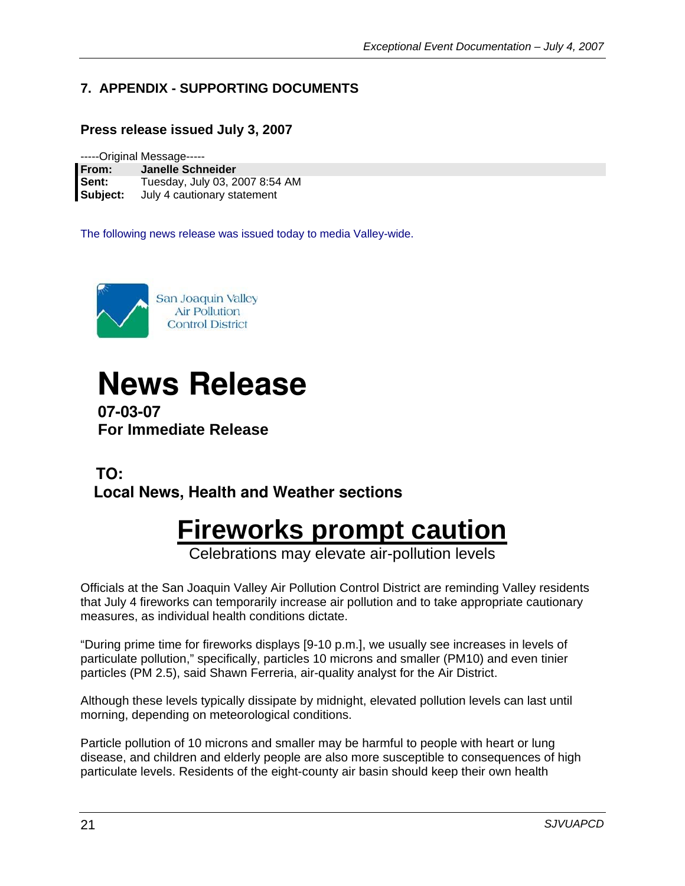## 7. APPENDIX - SUPPORTING DOCUMENTS

### Press release issued July 3, 2007

-----Original Message-----

**From:** **Janelle Schneider**
**Sent:** Tuesday, July 03, 2007 8:54 AM
**Subject:** July 4 cautionary statement

The following news release was issued today to media Valley-wide.

San Joaquin Valley Air Pollution Control District

# News Release

**07-03-07**
**For Immediate Release**

**TO:**
**Local News, Health and Weather sections**

# Fireworks prompt caution

Celebrations may elevate air-pollution levels

Officials at the San Joaquin Valley Air Pollution Control District are reminding Valley residents that July 4 fireworks can temporarily increase air pollution and to take appropriate cautionary measures, as individual health conditions dictate.

"During prime time for fireworks displays [9-10 p.m.], we usually see increases in levels of particulate pollution," specifically, particles 10 microns and smaller (PM10) and even tinier particles (PM 2.5), said Shawn Ferreria, air-quality analyst for the Air District.

Although these levels typically dissipate by midnight, elevated pollution levels can last until morning, depending on meteorological conditions.

Particle pollution of 10 microns and smaller may be harmful to people with heart or lung disease, and children and elderly people are also more susceptible to consequences of high particulate levels. Residents of the eight-county air basin should keep their own health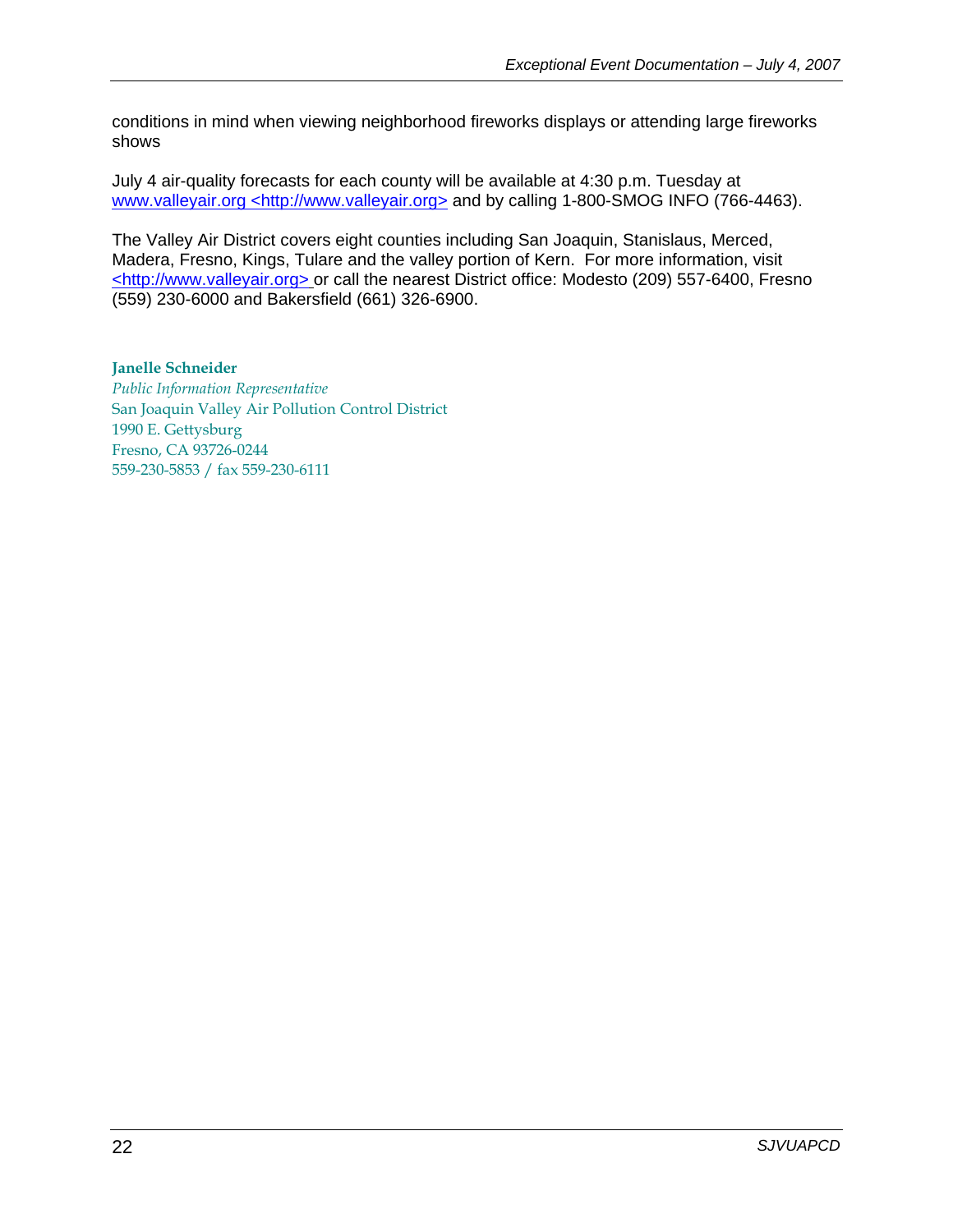conditions in mind when viewing neighborhood fireworks displays or attending large fireworks shows

July 4 air-quality forecasts for each county will be available at 4:30 p.m. Tuesday at www.valleyair.org <http://www.valleyair.org> and by calling 1-800-SMOG INFO (766-4463).

The Valley Air District covers eight counties including San Joaquin, Stanislaus, Merced, Madera, Fresno, Kings, Tulare and the valley portion of Kern. For more information, visit <http://www.valleyair.org> or call the nearest District office: Modesto (209) 557-6400, Fresno (559) 230-6000 and Bakersfield (661) 326-6900.

**Janelle Schneider**
*Public Information Representative*
San Joaquin Valley Air Pollution Control District
1990 E. Gettysburg
Fresno, CA 93726-0244
559-230-5853 / fax 559-230-6111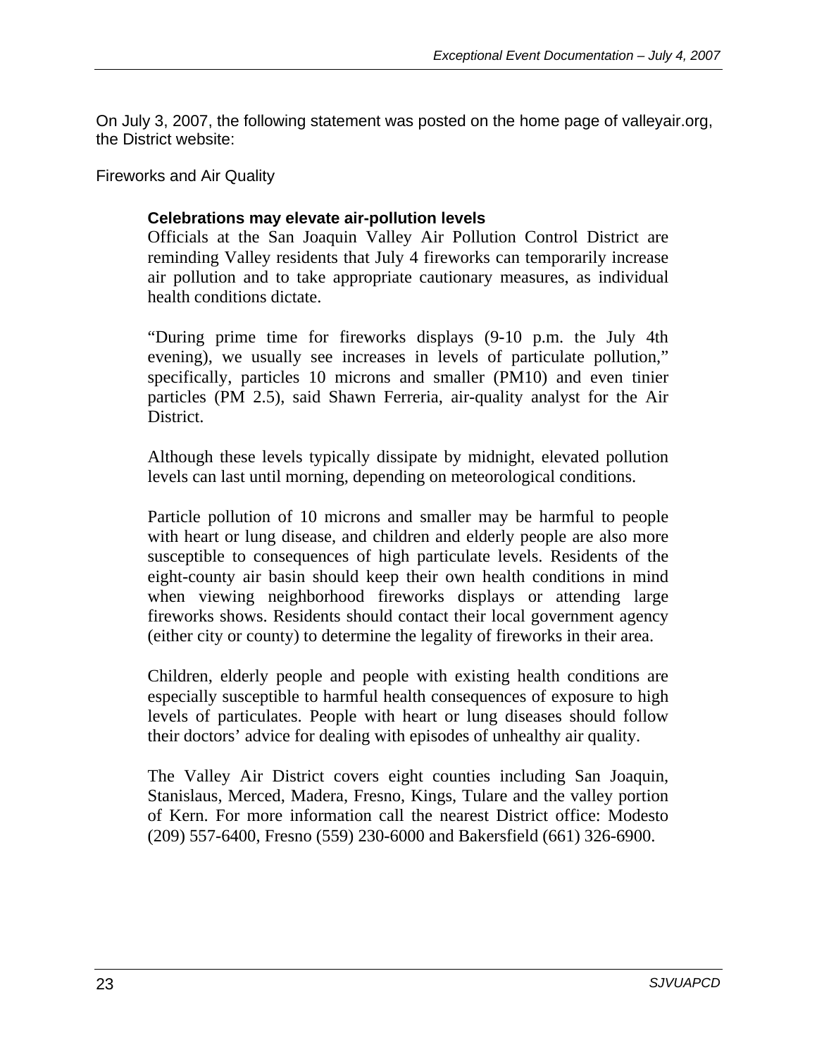On July 3, 2007, the following statement was posted on the home page of valleyair.org, the District website:

Fireworks and Air Quality

> **Celebrations may elevate air-pollution levels**
>
> Officials at the San Joaquin Valley Air Pollution Control District are reminding Valley residents that July 4 fireworks can temporarily increase air pollution and to take appropriate cautionary measures, as individual health conditions dictate.
>
> "During prime time for fireworks displays (9-10 p.m. the July 4th evening), we usually see increases in levels of particulate pollution," specifically, particles 10 microns and smaller (PM10) and even tinier particles (PM 2.5), said Shawn Ferreria, air-quality analyst for the Air District.
>
> Although these levels typically dissipate by midnight, elevated pollution levels can last until morning, depending on meteorological conditions.
>
> Particle pollution of 10 microns and smaller may be harmful to people with heart or lung disease, and children and elderly people are also more susceptible to consequences of high particulate levels. Residents of the eight-county air basin should keep their own health conditions in mind when viewing neighborhood fireworks displays or attending large fireworks shows. Residents should contact their local government agency (either city or county) to determine the legality of fireworks in their area.
>
> Children, elderly people and people with existing health conditions are especially susceptible to harmful health consequences of exposure to high levels of particulates. People with heart or lung diseases should follow their doctors' advice for dealing with episodes of unhealthy air quality.
>
> The Valley Air District covers eight counties including San Joaquin, Stanislaus, Merced, Madera, Fresno, Kings, Tulare and the valley portion of Kern. For more information call the nearest District office: Modesto (209) 557-6400, Fresno (559) 230-6000 and Bakersfield (661) 326-6900.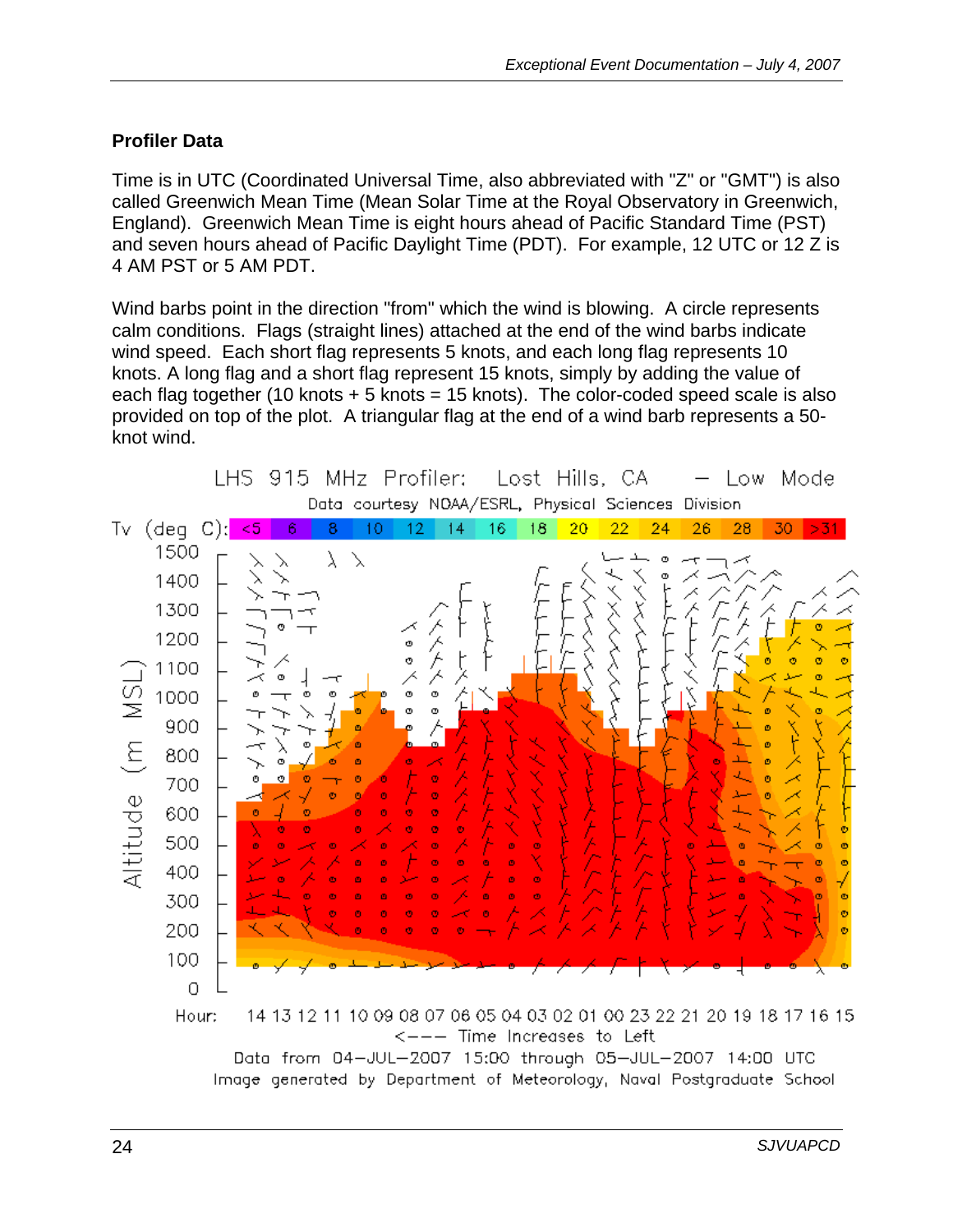## Profiler Data

Time is in UTC (Coordinated Universal Time, also abbreviated with "Z" or "GMT") is also called Greenwich Mean Time (Mean Solar Time at the Royal Observatory in Greenwich, England). Greenwich Mean Time is eight hours ahead of Pacific Standard Time (PST) and seven hours ahead of Pacific Daylight Time (PDT). For example, 12 UTC or 12 Z is 4 AM PST or 5 AM PDT.

Wind barbs point in the direction "from" which the wind is blowing. A circle represents calm conditions. Flags (straight lines) attached at the end of the wind barbs indicate wind speed. Each short flag represents 5 knots, and each long flag represents 10 knots. A long flag and a short flag represent 15 knots, simply by adding the value of each flag together (10 knots + 5 knots = 15 knots). The color-coded speed scale is also provided on top of the plot. A triangular flag at the end of a wind barb represents a 50-knot wind.

LHS 915 MHz Profiler: Lost Hills, CA — Low Mode

Data courtesy NOAA/ESRL, Physical Sciences Division

Tv (deg C): <5 6 8 10 12 14 16 18 20 22 24 26 28 30 >31

Altitude (m MSL): 0 100 200 300 400 500 600 700 800 900 1000 1100 1200 1300 1400 1500

Hour: 14 13 12 11 10 09 08 07 06 05 04 03 02 01 00 23 22 21 20 19 18 17 16 15

<--- Time Increases to Left

Data from 04-JUL-2007 15:00 through 05-JUL-2007 14:00 UTC

Image generated by Department of Meteorology, Naval Postgraduate School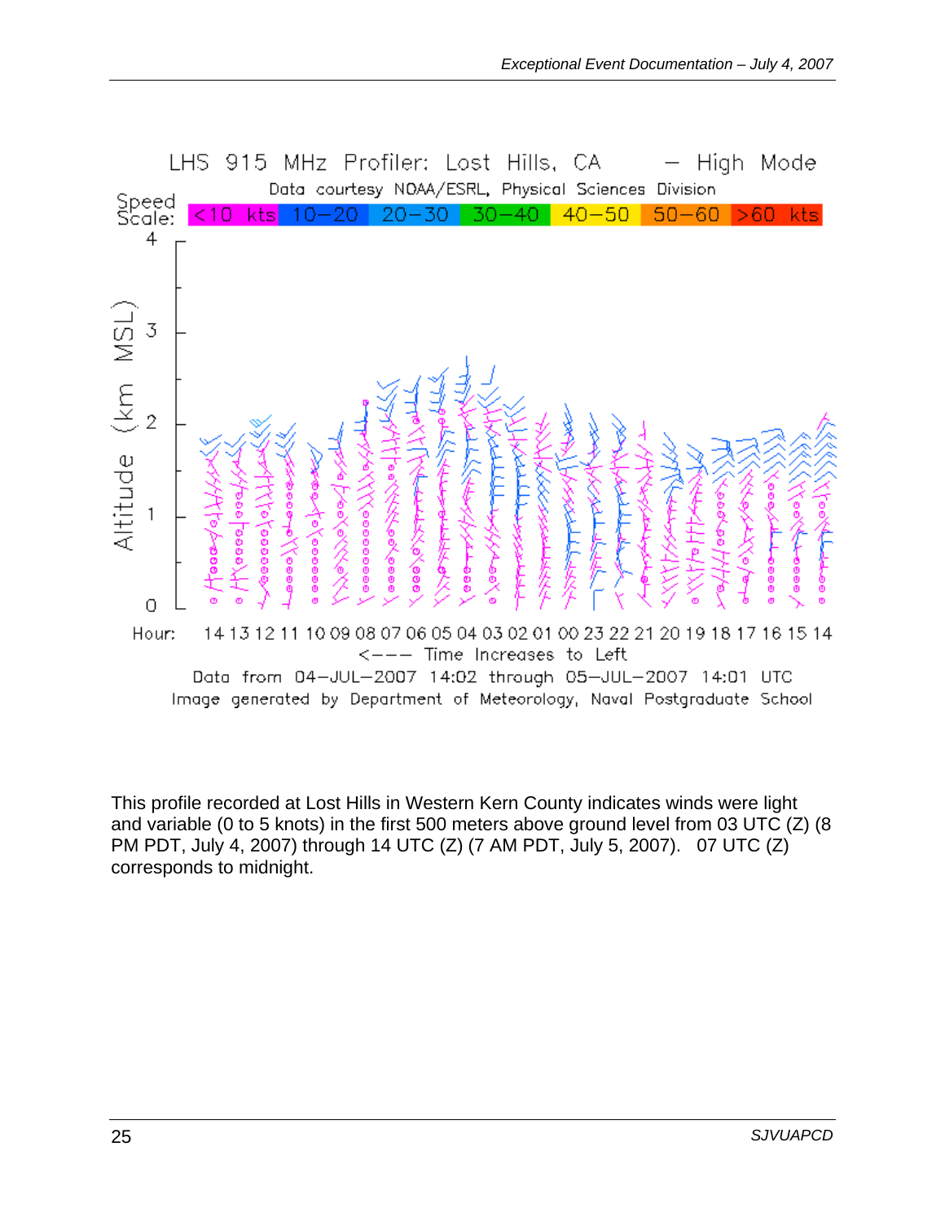LHS 915 MHz Profiler: Lost Hills, CA — High Mode

Data courtesy NOAA/ESRL, Physical Sciences Division

Speed Scale: <10 kts | 10–20 | 20–30 | 30–40 | 40–50 | 50–60 | >60 kts

Altitude (km MSL)

Hour: 14 13 12 11 10 09 08 07 06 05 04 03 02 01 00 23 22 21 20 19 18 17 16 15 14

<--- Time Increases to Left

Data from 04-JUL-2007 14:02 through 05-JUL-2007 14:01 UTC

Image generated by Department of Meteorology, Naval Postgraduate School

This profile recorded at Lost Hills in Western Kern County indicates winds were light and variable (0 to 5 knots) in the first 500 meters above ground level from 03 UTC (Z) (8 PM PDT, July 4, 2007) through 14 UTC (Z) (7 AM PDT, July 5, 2007). 07 UTC (Z) corresponds to midnight.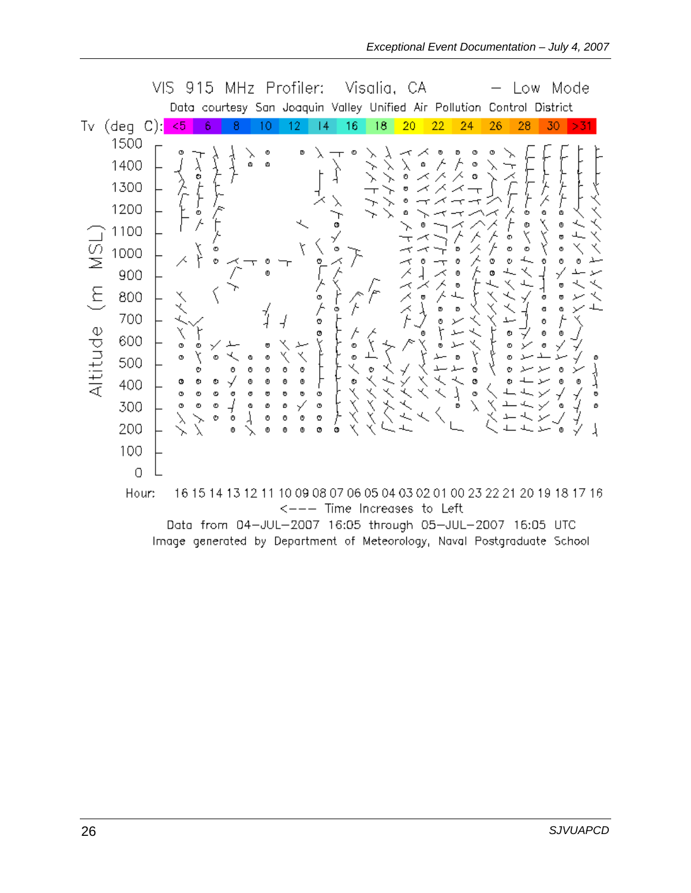VIS 915 MHz Profiler: Visalia, CA — Low Mode

Data courtesy San Joaquin Valley Unified Air Pollution Control District

Tv (deg C): <5 6 8 10 12 14 16 18 20 22 24 26 28 30 >31

Altitude (m MSL)

1500
1400
1300
1200
1100
1000
900
800
700
600
500
400
300
200
100
0

Hour: 16 15 14 13 12 11 10 09 08 07 06 05 04 03 02 01 00 23 22 21 20 19 18 17 16

<--- Time Increases to Left

Data from 04-JUL-2007 16:05 through 05-JUL-2007 16:05 UTC

Image generated by Department of Meteorology, Naval Postgraduate School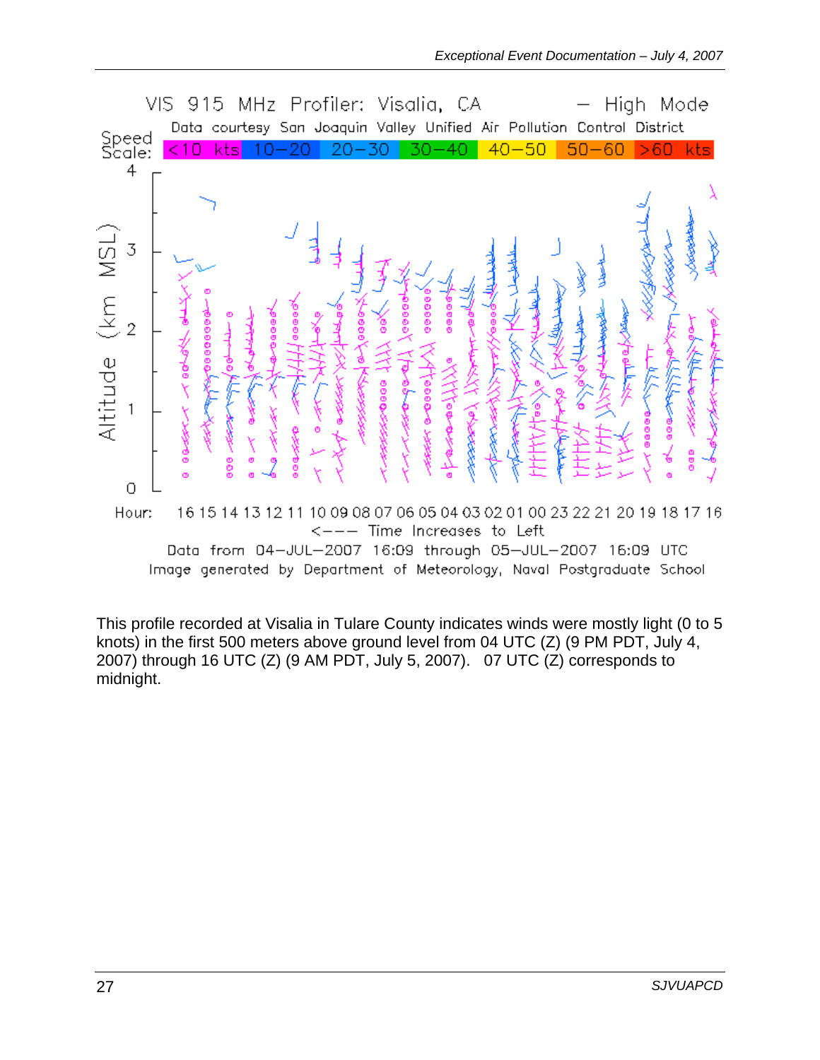VIS 915 MHz Profiler: Visalia, CA — High Mode

Data courtesy San Joaquin Valley Unified Air Pollution Control District

Speed Scale: <10 kts | 10–20 | 20–30 | 30–40 | 40–50 | 50–60 | >60 kts

Altitude (km MSL)

Hour: 16 15 14 13 12 11 10 09 08 07 06 05 04 03 02 01 00 23 22 21 20 19 18 17 16

<--- Time Increases to Left

Data from 04–JUL–2007 16:09 through 05–JUL–2007 16:09 UTC

Image generated by Department of Meteorology, Naval Postgraduate School

This profile recorded at Visalia in Tulare County indicates winds were mostly light (0 to 5 knots) in the first 500 meters above ground level from 04 UTC (Z) (9 PM PDT, July 4, 2007) through 16 UTC (Z) (9 AM PDT, July 5, 2007). 07 UTC (Z) corresponds to midnight.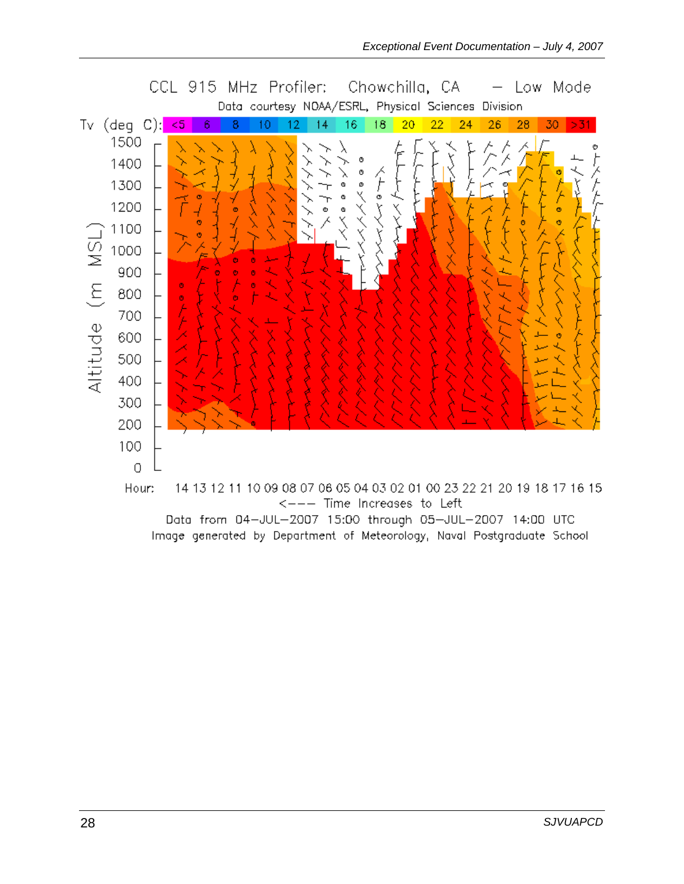CCL 915 MHz Profiler: Chowchilla, CA – Low Mode

Data courtesy NOAA/ESRL, Physical Sciences Division

Tv (deg C): <5 6 8 10 12 14 16 18 20 22 24 26 28 30 >31

Altitude (m MSL): 0 100 200 300 400 500 600 700 800 900 1000 1100 1200 1300 1400 1500

Hour: 14 13 12 11 10 09 08 07 06 05 04 03 02 01 00 23 22 21 20 19 18 17 16 15

<--- Time Increases to Left

Data from 04-JUL-2007 15:00 through 05-JUL-2007 14:00 UTC

Image generated by Department of Meteorology, Naval Postgraduate School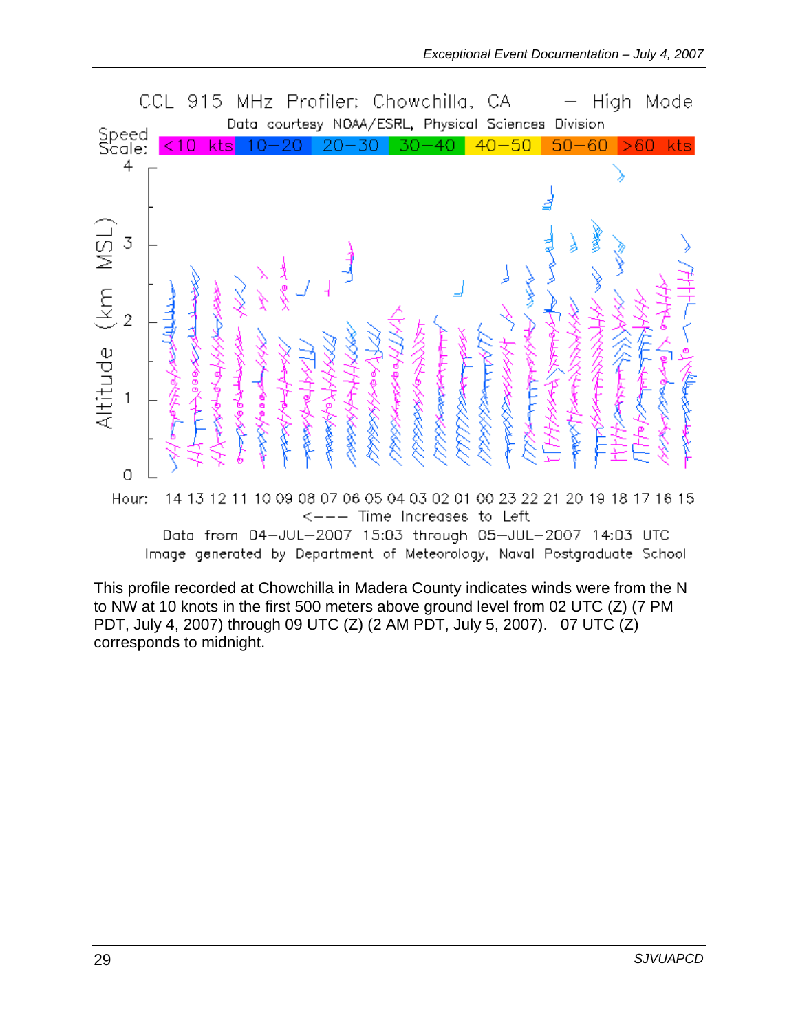CCL 915 MHz Profiler: Chowchilla, CA — High Mode

Data courtesy NOAA/ESRL, Physical Sciences Division

Speed Scale: <10 kts | 10–20 | 20–30 | 30–40 | 40–50 | 50–60 | >60 kts

Altitude (km MSL): 0, 1, 2, 3, 4

Hour: 14 13 12 11 10 09 08 07 06 05 04 03 02 01 00 23 22 21 20 19 18 17 16 15

<--- Time Increases to Left

Data from 04–JUL–2007 15:03 through 05–JUL–2007 14:03 UTC

Image generated by Department of Meteorology, Naval Postgraduate School

This profile recorded at Chowchilla in Madera County indicates winds were from the N to NW at 10 knots in the first 500 meters above ground level from 02 UTC (Z) (7 PM PDT, July 4, 2007) through 09 UTC (Z) (2 AM PDT, July 5, 2007). 07 UTC (Z) corresponds to midnight.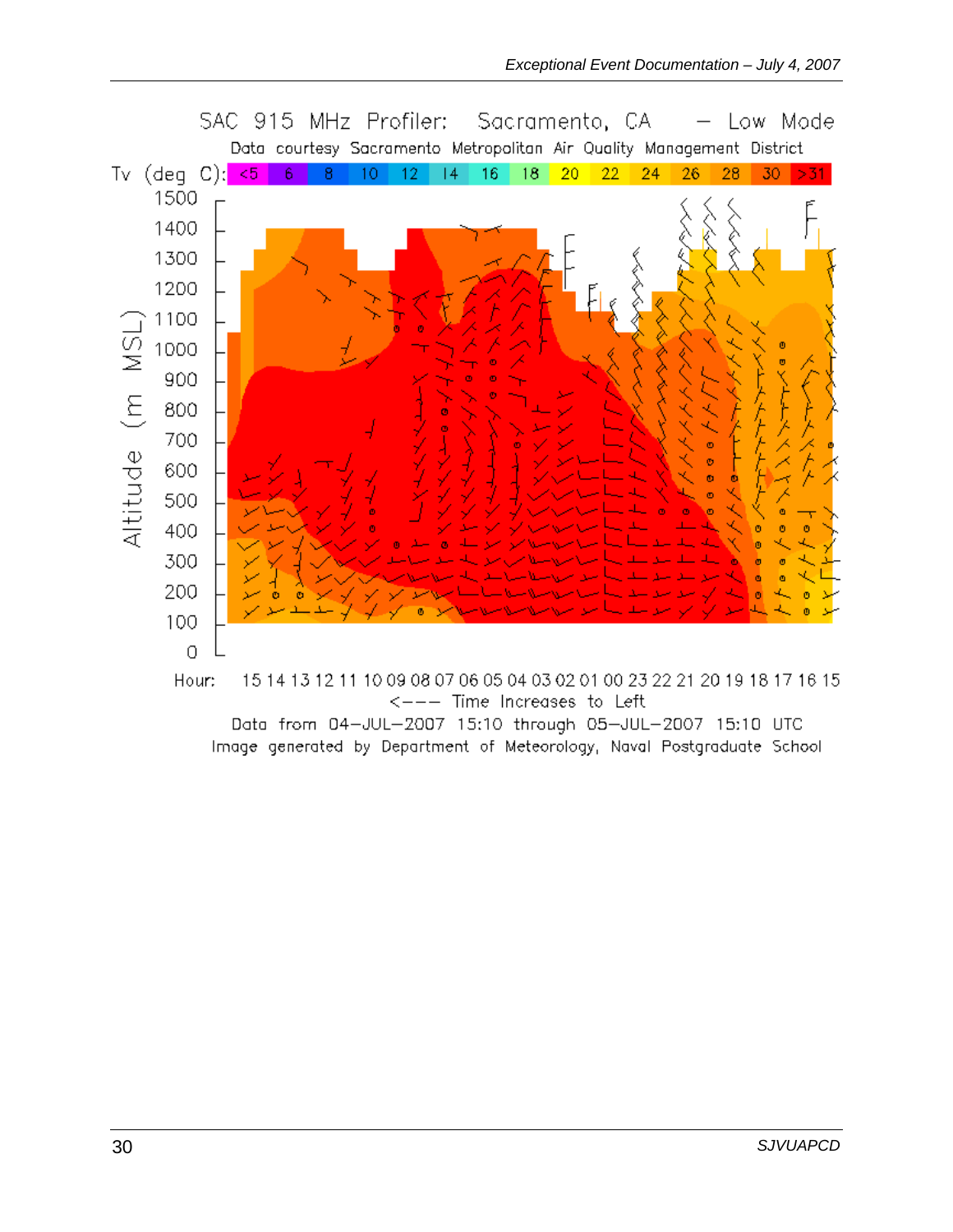SAC 915 MHz Profiler: Sacramento, CA — Low Mode

Data courtesy Sacramento Metropolitan Air Quality Management District

Tv (deg C): <5 6 8 10 12 14 16 18 20 22 24 26 28 30 >31

Altitude (m MSL): 0 100 200 300 400 500 600 700 800 900 1000 1100 1200 1300 1400 1500

Hour: 15 14 13 12 11 10 09 08 07 06 05 04 03 02 01 00 23 22 21 20 19 18 17 16 15

<--- Time Increases to Left

Data from 04-JUL-2007 15:10 through 05-JUL-2007 15:10 UTC

Image generated by Department of Meteorology, Naval Postgraduate School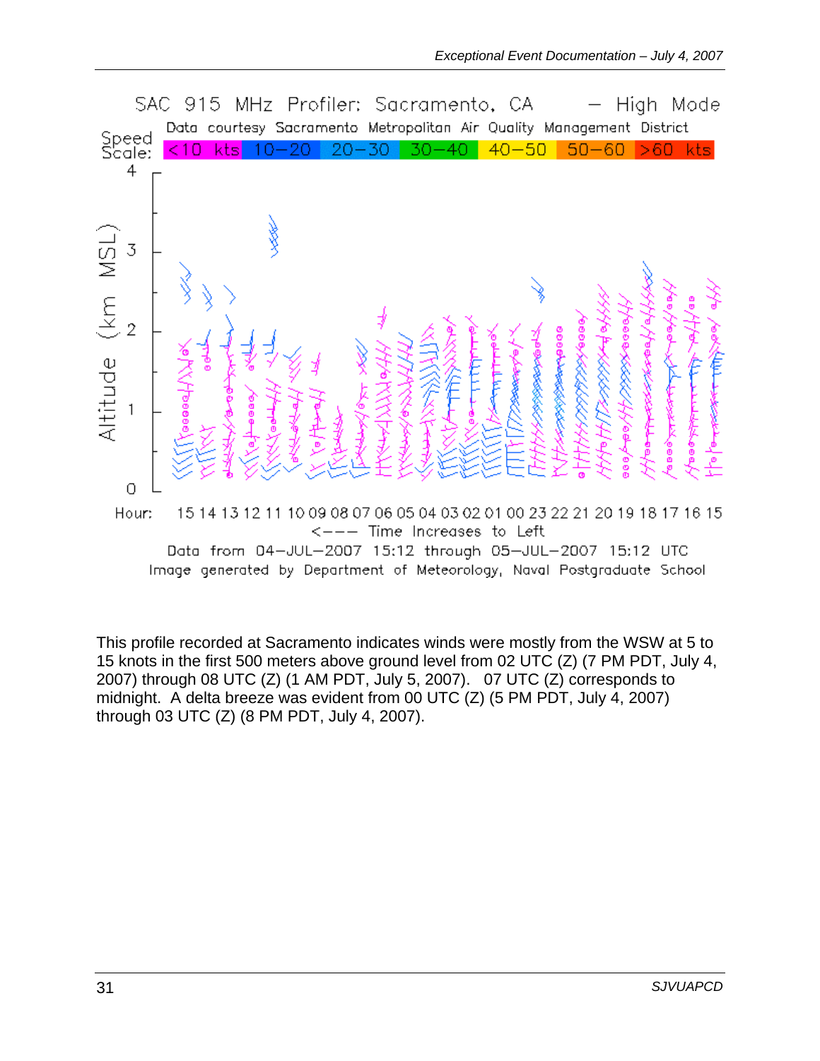SAC 915 MHz Profiler: Sacramento, CA — High Mode

Data courtesy Sacramento Metropolitan Air Quality Management District

Speed Scale: <10 kts | 10–20 | 20–30 | 30–40 | 40–50 | 50–60 | >60 kts

Altitude (km MSL)

Hour: 15 14 13 12 11 10 09 08 07 06 05 04 03 02 01 00 23 22 21 20 19 18 17 16 15

<--- Time Increases to Left

Data from 04–JUL–2007 15:12 through 05–JUL–2007 15:12 UTC

Image generated by Department of Meteorology, Naval Postgraduate School

This profile recorded at Sacramento indicates winds were mostly from the WSW at 5 to 15 knots in the first 500 meters above ground level from 02 UTC (Z) (7 PM PDT, July 4, 2007) through 08 UTC (Z) (1 AM PDT, July 5, 2007). 07 UTC (Z) corresponds to midnight. A delta breeze was evident from 00 UTC (Z) (5 PM PDT, July 4, 2007) through 03 UTC (Z) (8 PM PDT, July 4, 2007).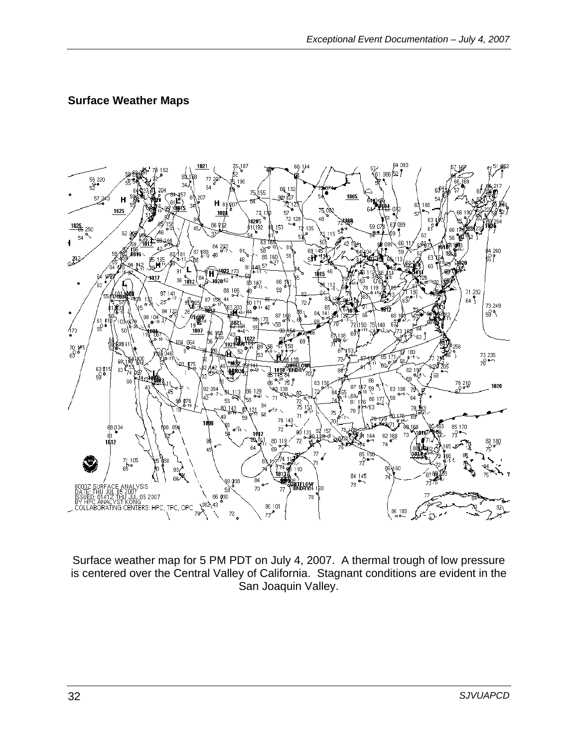## Surface Weather Maps

Surface weather map for 5 PM PDT on July 4, 2007. A thermal trough of low pressure is centered over the Central Valley of California. Stagnant conditions are evident in the San Joaquin Valley.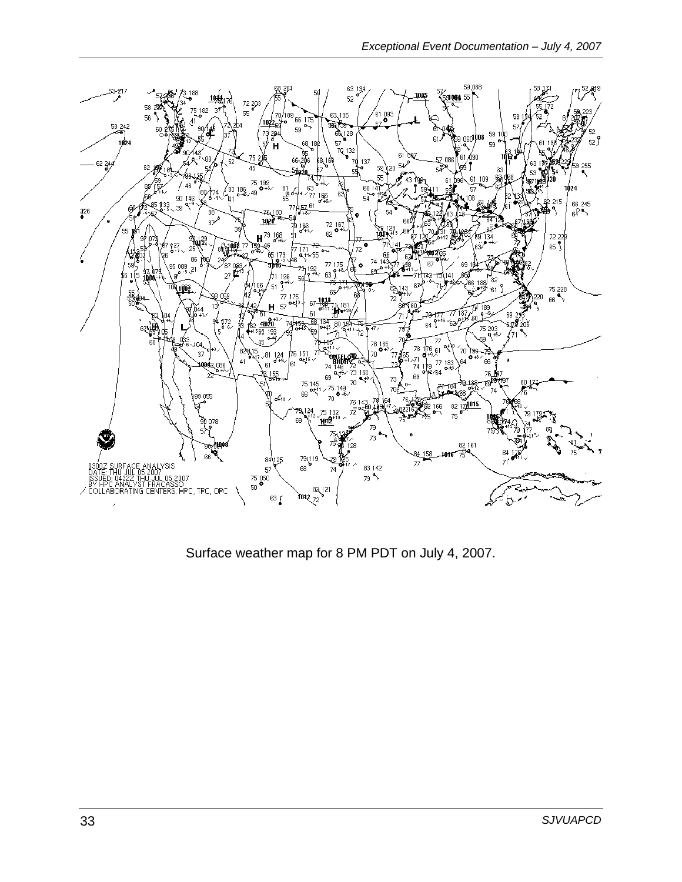Surface weather map for 8 PM PDT on July 4, 2007.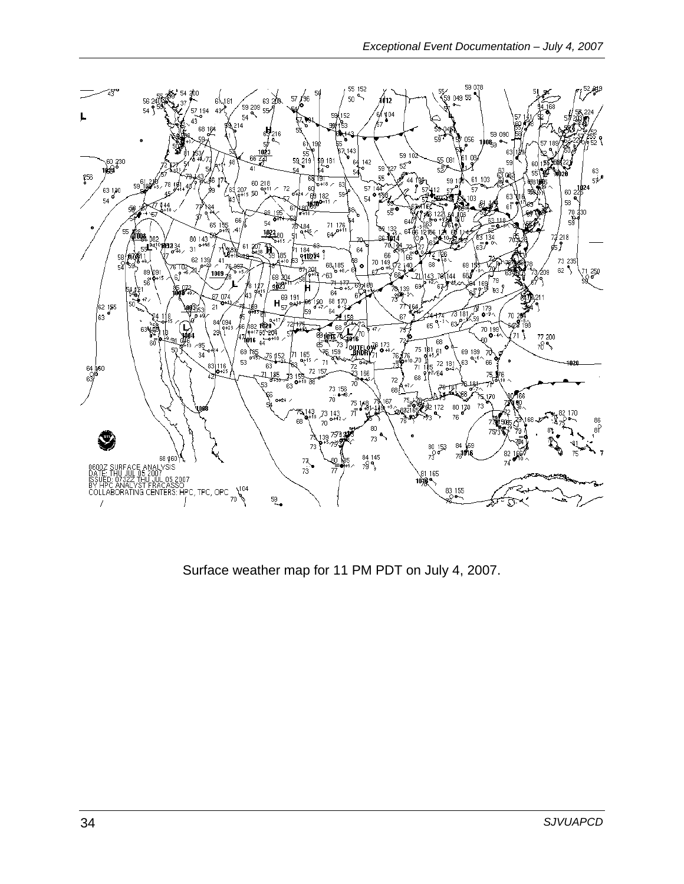Surface weather map for 11 PM PDT on July 4, 2007.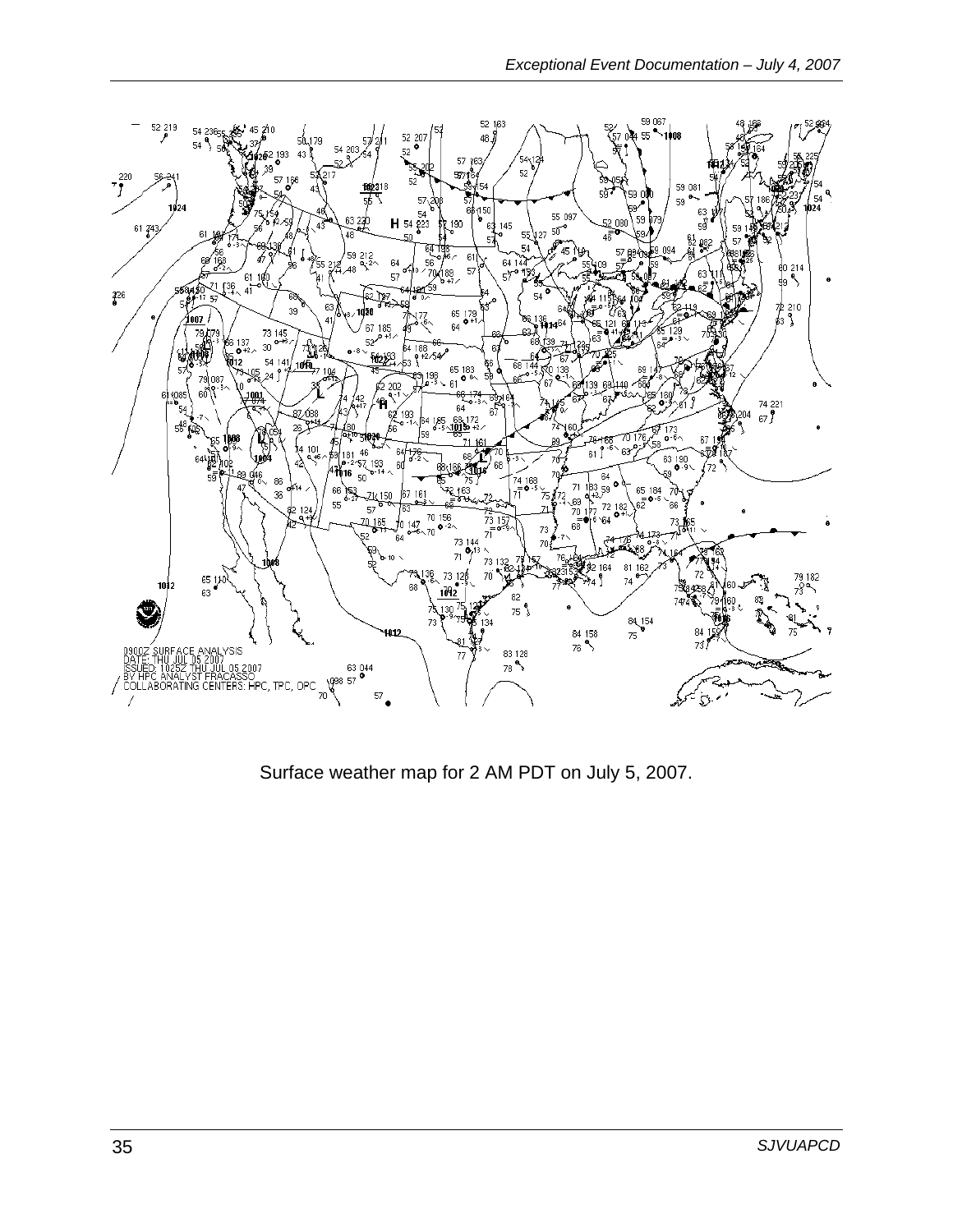Surface weather map for 2 AM PDT on July 5, 2007.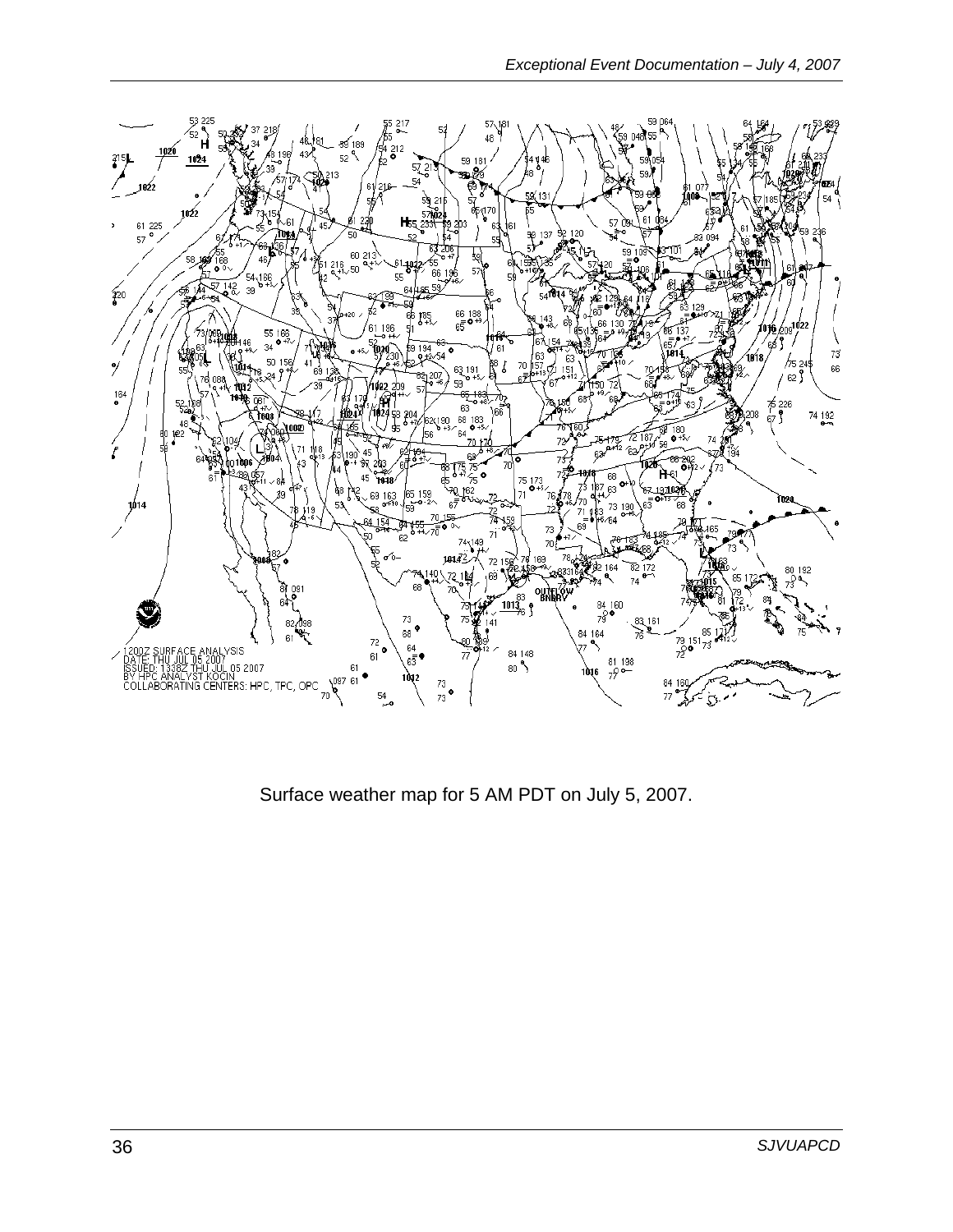Surface weather map for 5 AM PDT on July 5, 2007.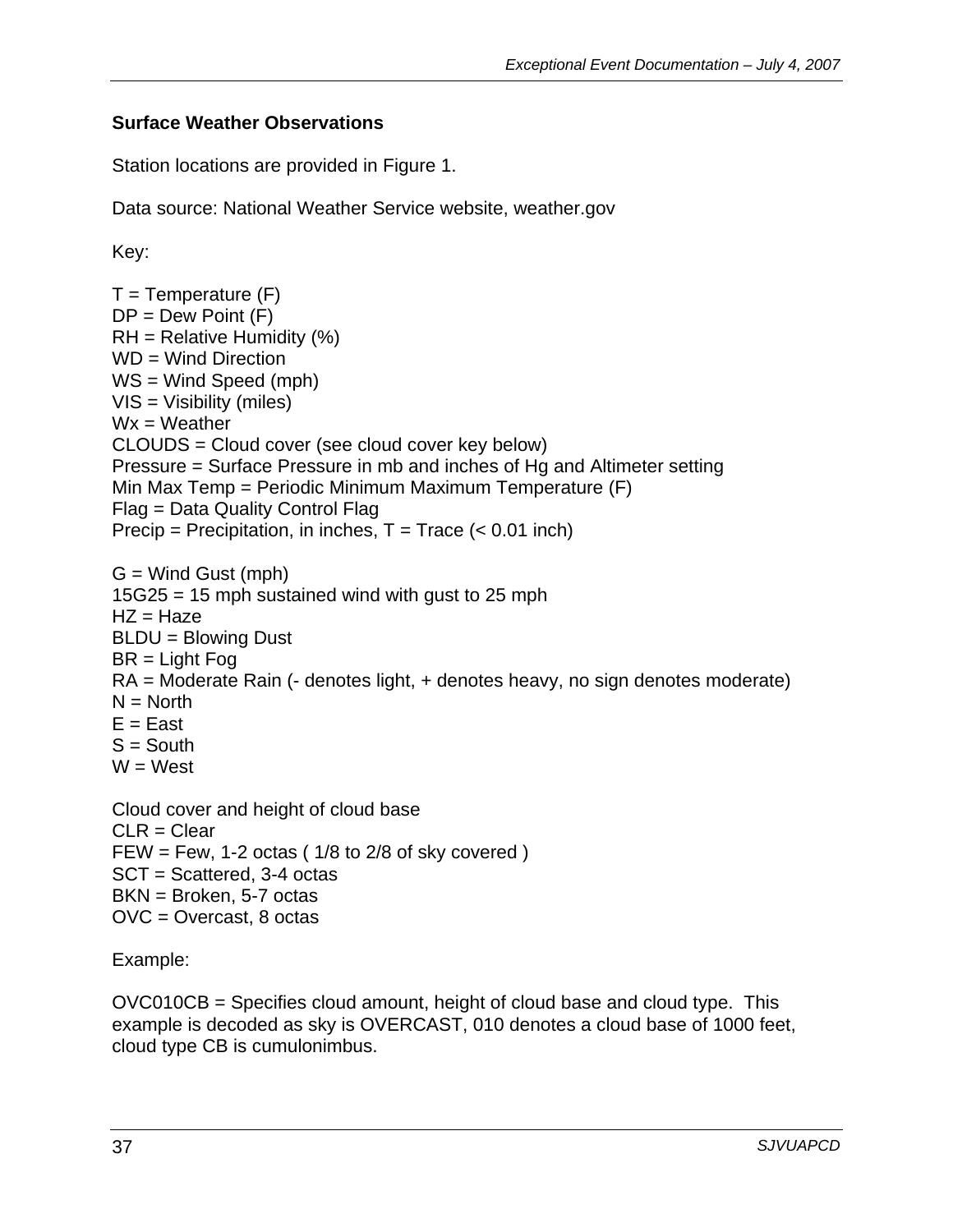**Surface Weather Observations**

Station locations are provided in Figure 1.

Data source: National Weather Service website, weather.gov

Key:

T = Temperature (F)
DP = Dew Point (F)
RH = Relative Humidity (%)
WD = Wind Direction
WS = Wind Speed (mph)
VIS = Visibility (miles)
Wx = Weather
CLOUDS = Cloud cover (see cloud cover key below)
Pressure = Surface Pressure in mb and inches of Hg and Altimeter setting
Min Max Temp = Periodic Minimum Maximum Temperature (F)
Flag = Data Quality Control Flag
Precip = Precipitation, in inches, T = Trace (< 0.01 inch)

G = Wind Gust (mph)
15G25 = 15 mph sustained wind with gust to 25 mph
HZ = Haze
BLDU = Blowing Dust
BR = Light Fog
RA = Moderate Rain (- denotes light, + denotes heavy, no sign denotes moderate)
N = North
E = East
S = South
W = West

Cloud cover and height of cloud base
CLR = Clear
FEW = Few, 1-2 octas ( 1/8 to 2/8 of sky covered )
SCT = Scattered, 3-4 octas
BKN = Broken, 5-7 octas
OVC = Overcast, 8 octas

Example:

OVC010CB = Specifies cloud amount, height of cloud base and cloud type. This example is decoded as sky is OVERCAST, 010 denotes a cloud base of 1000 feet, cloud type CB is cumulonimbus.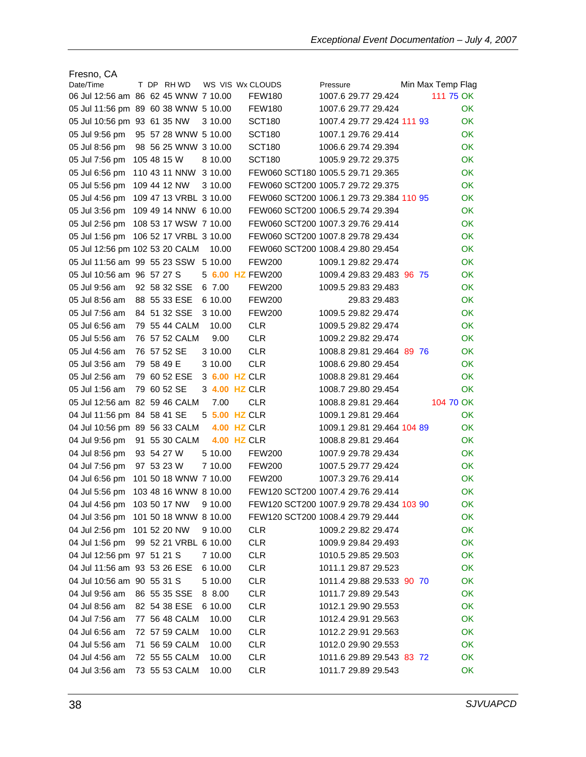Fresno, CA

| Date/Time | T | DP | RH | WD | WS | VIS | Wx | CLOUDS | Pressure | | | Min | Max | Temp Flag |
|---|---|---|---|---|---|---|---|---|---|---|---|---|---|---|
| 06 Jul 12:56 am | 86 | 62 | 45 | WNW | 7 | 10.00 | | FEW180 | 1007.6 | 29.77 | 29.424 | | 111 75 | OK |
| 05 Jul 11:56 pm | 89 | 60 | 38 | WNW | 5 | 10.00 | | FEW180 | 1007.6 | 29.77 | 29.424 | | | OK |
| 05 Jul 10:56 pm | 93 | 61 | 35 | NW | 3 | 10.00 | | SCT180 | 1007.4 | 29.77 | 29.424 | 111 | 93 | OK |
| 05 Jul 9:56 pm | 95 | 57 | 28 | WNW | 5 | 10.00 | | SCT180 | 1007.1 | 29.76 | 29.414 | | | OK |
| 05 Jul 8:56 pm | 98 | 56 | 25 | WNW | 3 | 10.00 | | SCT180 | 1006.6 | 29.74 | 29.394 | | | OK |
| 05 Jul 7:56 pm | 105 | 48 | 15 | W | 8 | 10.00 | | SCT180 | 1005.9 | 29.72 | 29.375 | | | OK |
| 05 Jul 6:56 pm | 110 | 43 | 11 | NNW | 3 | 10.00 | | FEW060 SCT180 | 1005.5 | 29.71 | 29.365 | | | OK |
| 05 Jul 5:56 pm | 109 | 44 | 12 | NW | 3 | 10.00 | | FEW060 SCT200 | 1005.7 | 29.72 | 29.375 | | | OK |
| 05 Jul 4:56 pm | 109 | 47 | 13 | VRBL | 3 | 10.00 | | FEW060 SCT200 | 1006.1 | 29.73 | 29.384 | 110 | 95 | OK |
| 05 Jul 3:56 pm | 109 | 49 | 14 | NNW | 6 | 10.00 | | FEW060 SCT200 | 1006.5 | 29.74 | 29.394 | | | OK |
| 05 Jul 2:56 pm | 108 | 53 | 17 | WSW | 7 | 10.00 | | FEW060 SCT200 | 1007.3 | 29.76 | 29.414 | | | OK |
| 05 Jul 1:56 pm | 106 | 52 | 17 | VRBL | 3 | 10.00 | | FEW060 SCT200 | 1007.8 | 29.78 | 29.434 | | | OK |
| 05 Jul 12:56 pm | 102 | 53 | 20 | CALM | | 10.00 | | FEW060 SCT200 | 1008.4 | 29.80 | 29.454 | | | OK |
| 05 Jul 11:56 am | 99 | 55 | 23 | SSW | 5 | 10.00 | | FEW200 | 1009.1 | 29.82 | 29.474 | | | OK |
| 05 Jul 10:56 am | 96 | 57 | 27 | S | 5 | 6.00 | HZ | FEW200 | 1009.4 | 29.83 | 29.483 | 96 | 75 | OK |
| 05 Jul 9:56 am | 92 | 58 | 32 | SSE | 6 | 7.00 | | FEW200 | 1009.5 | 29.83 | 29.483 | | | OK |
| 05 Jul 8:56 am | 88 | 55 | 33 | ESE | 6 | 10.00 | | FEW200 | | 29.83 | 29.483 | | | OK |
| 05 Jul 7:56 am | 84 | 51 | 32 | SSE | 3 | 10.00 | | FEW200 | 1009.5 | 29.82 | 29.474 | | | OK |
| 05 Jul 6:56 am | 79 | 55 | 44 | CALM | | 10.00 | | CLR | 1009.5 | 29.82 | 29.474 | | | OK |
| 05 Jul 5:56 am | 76 | 57 | 52 | CALM | | 9.00 | | CLR | 1009.2 | 29.82 | 29.474 | | | OK |
| 05 Jul 4:56 am | 76 | 57 | 52 | SE | 3 | 10.00 | | CLR | 1008.8 | 29.81 | 29.464 | 89 | 76 | OK |
| 05 Jul 3:56 am | 79 | 58 | 49 | E | 3 | 10.00 | | CLR | 1008.6 | 29.80 | 29.454 | | | OK |
| 05 Jul 2:56 am | 79 | 60 | 52 | ESE | 3 | 6.00 | HZ | CLR | 1008.8 | 29.81 | 29.464 | | | OK |
| 05 Jul 1:56 am | 79 | 60 | 52 | SE | 3 | 4.00 | HZ | CLR | 1008.7 | 29.80 | 29.454 | | | OK |
| 05 Jul 12:56 am | 82 | 59 | 46 | CALM | | 7.00 | | CLR | 1008.8 | 29.81 | 29.464 | | 104 70 | OK |
| 04 Jul 11:56 pm | 84 | 58 | 41 | SE | 5 | 5.00 | HZ | CLR | 1009.1 | 29.81 | 29.464 | | | OK |
| 04 Jul 10:56 pm | 89 | 56 | 33 | CALM | | 4.00 | HZ | CLR | 1009.1 | 29.81 | 29.464 | 104 | 89 | OK |
| 04 Jul 9:56 pm | 91 | 55 | 30 | CALM | | 4.00 | HZ | CLR | 1008.8 | 29.81 | 29.464 | | | OK |
| 04 Jul 8:56 pm | 93 | 54 | 27 | W | 5 | 10.00 | | FEW200 | 1007.9 | 29.78 | 29.434 | | | OK |
| 04 Jul 7:56 pm | 97 | 53 | 23 | W | 7 | 10.00 | | FEW200 | 1007.5 | 29.77 | 29.424 | | | OK |
| 04 Jul 6:56 pm | 101 | 50 | 18 | WNW | 7 | 10.00 | | FEW200 | 1007.3 | 29.76 | 29.414 | | | OK |
| 04 Jul 5:56 pm | 103 | 48 | 16 | WNW | 8 | 10.00 | | FEW120 SCT200 | 1007.4 | 29.76 | 29.414 | | | OK |
| 04 Jul 4:56 pm | 103 | 50 | 17 | NW | 9 | 10.00 | | FEW120 SCT200 | 1007.9 | 29.78 | 29.434 | 103 | 90 | OK |
| 04 Jul 3:56 pm | 101 | 50 | 18 | WNW | 8 | 10.00 | | FEW120 SCT200 | 1008.4 | 29.79 | 29.444 | | | OK |
| 04 Jul 2:56 pm | 101 | 52 | 20 | NW | 9 | 10.00 | | CLR | 1009.2 | 29.82 | 29.474 | | | OK |
| 04 Jul 1:56 pm | 99 | 52 | 21 | VRBL | 6 | 10.00 | | CLR | 1009.9 | 29.84 | 29.493 | | | OK |
| 04 Jul 12:56 pm | 97 | 51 | 21 | S | 7 | 10.00 | | CLR | 1010.5 | 29.85 | 29.503 | | | OK |
| 04 Jul 11:56 am | 93 | 53 | 26 | ESE | 6 | 10.00 | | CLR | 1011.1 | 29.87 | 29.523 | | | OK |
| 04 Jul 10:56 am | 90 | 55 | 31 | S | 5 | 10.00 | | CLR | 1011.4 | 29.88 | 29.533 | 90 | 70 | OK |
| 04 Jul 9:56 am | 86 | 55 | 35 | SSE | 8 | 8.00 | | CLR | 1011.7 | 29.89 | 29.543 | | | OK |
| 04 Jul 8:56 am | 82 | 54 | 38 | ESE | 6 | 10.00 | | CLR | 1012.1 | 29.90 | 29.553 | | | OK |
| 04 Jul 7:56 am | 77 | 56 | 48 | CALM | | 10.00 | | CLR | 1012.4 | 29.91 | 29.563 | | | OK |
| 04 Jul 6:56 am | 72 | 57 | 59 | CALM | | 10.00 | | CLR | 1012.2 | 29.91 | 29.563 | | | OK |
| 04 Jul 5:56 am | 71 | 56 | 59 | CALM | | 10.00 | | CLR | 1012.0 | 29.90 | 29.553 | | | OK |
| 04 Jul 4:56 am | 72 | 55 | 55 | CALM | | 10.00 | | CLR | 1011.6 | 29.89 | 29.543 | 83 | 72 | OK |
| 04 Jul 3:56 am | 73 | 55 | 53 | CALM | | 10.00 | | CLR | 1011.7 | 29.89 | 29.543 | | | OK |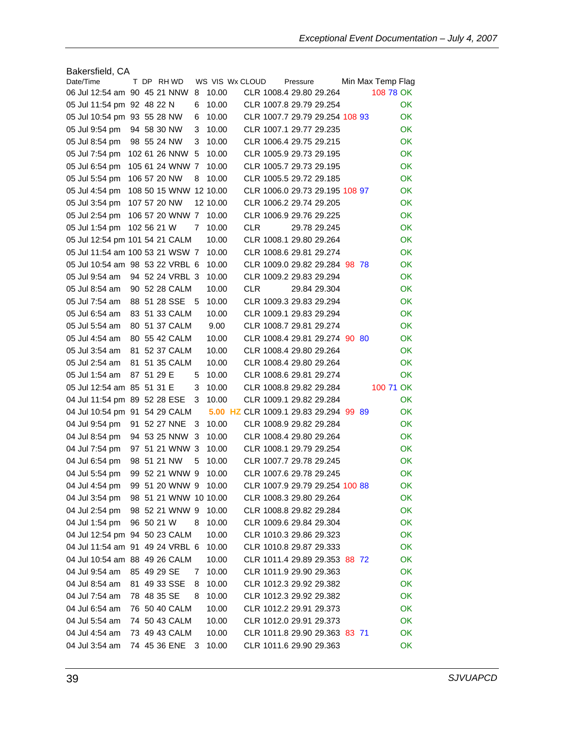Bakersfield, CA

| Date/Time | T | DP | RH | WD | WS | VIS | Wx | CLOUD | Pressure | | | Min | Max | Temp Flag |
|---|---|---|---|---|---|---|---|---|---|---|---|---|---|---|
| 06 Jul 12:54 am | 90 | 45 | 21 | NNW | 8 | 10.00 | | CLR | 1008.4 | 29.80 | 29.264 | 108 | 78 | OK |
| 05 Jul 11:54 pm | 92 | 48 | 22 | N | 6 | 10.00 | | CLR | 1007.8 | 29.79 | 29.254 | | | OK |
| 05 Jul 10:54 pm | 93 | 55 | 28 | NW | 6 | 10.00 | | CLR | 1007.7 | 29.79 | 29.254 | 108 | 93 | OK |
| 05 Jul 9:54 pm | 94 | 58 | 30 | NW | 3 | 10.00 | | CLR | 1007.1 | 29.77 | 29.235 | | | OK |
| 05 Jul 8:54 pm | 98 | 55 | 24 | NW | 3 | 10.00 | | CLR | 1006.4 | 29.75 | 29.215 | | | OK |
| 05 Jul 7:54 pm | 102 | 61 | 26 | NNW | 5 | 10.00 | | CLR | 1005.9 | 29.73 | 29.195 | | | OK |
| 05 Jul 6:54 pm | 105 | 61 | 24 | WNW | 7 | 10.00 | | CLR | 1005.7 | 29.73 | 29.195 | | | OK |
| 05 Jul 5:54 pm | 106 | 57 | 20 | NW | 8 | 10.00 | | CLR | 1005.5 | 29.72 | 29.185 | | | OK |
| 05 Jul 4:54 pm | 108 | 50 | 15 | WNW | 12 | 10.00 | | CLR | 1006.0 | 29.73 | 29.195 | 108 | 97 | OK |
| 05 Jul 3:54 pm | 107 | 57 | 20 | NW | 12 | 10.00 | | CLR | 1006.2 | 29.74 | 29.205 | | | OK |
| 05 Jul 2:54 pm | 106 | 57 | 20 | WNW | 7 | 10.00 | | CLR | 1006.9 | 29.76 | 29.225 | | | OK |
| 05 Jul 1:54 pm | 102 | 56 | 21 | W | 7 | 10.00 | | CLR | | 29.78 | 29.245 | | | OK |
| 05 Jul 12:54 pm | 101 | 54 | 21 | CALM | | 10.00 | | CLR | 1008.1 | 29.80 | 29.264 | | | OK |
| 05 Jul 11:54 am | 100 | 53 | 21 | WSW | 7 | 10.00 | | CLR | 1008.6 | 29.81 | 29.274 | | | OK |
| 05 Jul 10:54 am | 98 | 53 | 22 | VRBL | 6 | 10.00 | | CLR | 1009.0 | 29.82 | 29.284 | 98 | 78 | OK |
| 05 Jul 9:54 am | 94 | 52 | 24 | VRBL | 3 | 10.00 | | CLR | 1009.2 | 29.83 | 29.294 | | | OK |
| 05 Jul 8:54 am | 90 | 52 | 28 | CALM | | 10.00 | | CLR | | 29.84 | 29.304 | | | OK |
| 05 Jul 7:54 am | 88 | 51 | 28 | SSE | 5 | 10.00 | | CLR | 1009.3 | 29.83 | 29.294 | | | OK |
| 05 Jul 6:54 am | 83 | 51 | 33 | CALM | | 10.00 | | CLR | 1009.1 | 29.83 | 29.294 | | | OK |
| 05 Jul 5:54 am | 80 | 51 | 37 | CALM | | 9.00 | | CLR | 1008.7 | 29.81 | 29.274 | | | OK |
| 05 Jul 4:54 am | 80 | 55 | 42 | CALM | | 10.00 | | CLR | 1008.4 | 29.81 | 29.274 | 90 | 80 | OK |
| 05 Jul 3:54 am | 81 | 52 | 37 | CALM | | 10.00 | | CLR | 1008.4 | 29.80 | 29.264 | | | OK |
| 05 Jul 2:54 am | 81 | 51 | 35 | CALM | | 10.00 | | CLR | 1008.4 | 29.80 | 29.264 | | | OK |
| 05 Jul 1:54 am | 87 | 51 | 29 | E | 5 | 10.00 | | CLR | 1008.6 | 29.81 | 29.274 | | | OK |
| 05 Jul 12:54 am | 85 | 51 | 31 | E | 3 | 10.00 | | CLR | 1008.8 | 29.82 | 29.284 | 100 | 71 | OK |
| 04 Jul 11:54 pm | 89 | 52 | 28 | ESE | 3 | 10.00 | | CLR | 1009.1 | 29.82 | 29.284 | | | OK |
| 04 Jul 10:54 pm | 91 | 54 | 29 | CALM | | 5.00 | HZ | CLR | 1009.1 | 29.83 | 29.294 | 99 | 89 | OK |
| 04 Jul 9:54 pm | 91 | 52 | 27 | NNE | 3 | 10.00 | | CLR | 1008.9 | 29.82 | 29.284 | | | OK |
| 04 Jul 8:54 pm | 94 | 53 | 25 | NNW | 3 | 10.00 | | CLR | 1008.4 | 29.80 | 29.264 | | | OK |
| 04 Jul 7:54 pm | 97 | 51 | 21 | WNW | 3 | 10.00 | | CLR | 1008.1 | 29.79 | 29.254 | | | OK |
| 04 Jul 6:54 pm | 98 | 51 | 21 | NW | 5 | 10.00 | | CLR | 1007.7 | 29.78 | 29.245 | | | OK |
| 04 Jul 5:54 pm | 99 | 52 | 21 | WNW | 9 | 10.00 | | CLR | 1007.6 | 29.78 | 29.245 | | | OK |
| 04 Jul 4:54 pm | 99 | 51 | 20 | WNW | 9 | 10.00 | | CLR | 1007.9 | 29.79 | 29.254 | 100 | 88 | OK |
| 04 Jul 3:54 pm | 98 | 51 | 21 | WNW | 10 | 10.00 | | CLR | 1008.3 | 29.80 | 29.264 | | | OK |
| 04 Jul 2:54 pm | 98 | 52 | 21 | WNW | 9 | 10.00 | | CLR | 1008.8 | 29.82 | 29.284 | | | OK |
| 04 Jul 1:54 pm | 96 | 50 | 21 | W | 8 | 10.00 | | CLR | 1009.6 | 29.84 | 29.304 | | | OK |
| 04 Jul 12:54 pm | 94 | 50 | 23 | CALM | | 10.00 | | CLR | 1010.3 | 29.86 | 29.323 | | | OK |
| 04 Jul 11:54 am | 91 | 49 | 24 | VRBL | 6 | 10.00 | | CLR | 1010.8 | 29.87 | 29.333 | | | OK |
| 04 Jul 10:54 am | 88 | 49 | 26 | CALM | | 10.00 | | CLR | 1011.4 | 29.89 | 29.353 | 88 | 72 | OK |
| 04 Jul 9:54 am | 85 | 49 | 29 | SE | 7 | 10.00 | | CLR | 1011.9 | 29.90 | 29.363 | | | OK |
| 04 Jul 8:54 am | 81 | 49 | 33 | SSE | 8 | 10.00 | | CLR | 1012.3 | 29.92 | 29.382 | | | OK |
| 04 Jul 7:54 am | 78 | 48 | 35 | SE | 8 | 10.00 | | CLR | 1012.3 | 29.92 | 29.382 | | | OK |
| 04 Jul 6:54 am | 76 | 50 | 40 | CALM | | 10.00 | | CLR | 1012.2 | 29.91 | 29.373 | | | OK |
| 04 Jul 5:54 am | 74 | 50 | 43 | CALM | | 10.00 | | CLR | 1012.0 | 29.91 | 29.373 | | | OK |
| 04 Jul 4:54 am | 73 | 49 | 43 | CALM | | 10.00 | | CLR | 1011.8 | 29.90 | 29.363 | 83 | 71 | OK |
| 04 Jul 3:54 am | 74 | 45 | 36 | ENE | 3 | 10.00 | | CLR | 1011.6 | 29.90 | 29.363 | | | OK |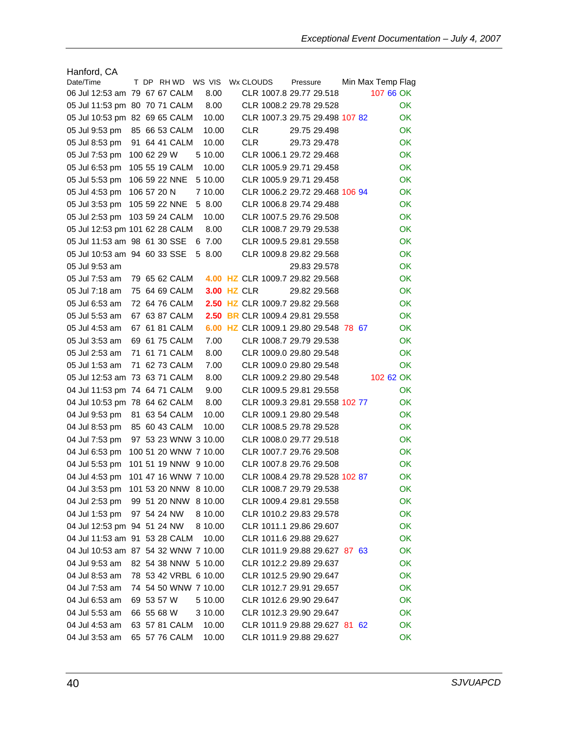Hanford, CA

| Date/Time | T | DP | RH | WD | WS | VIS | Wx | CLOUDS | Pressure | | | Min | Max | | | Temp Flag |
|---|---|---|---|---|---|---|---|---|---|---|---|---|---|---|---|---|
| 06 Jul 12:53 am | 79 | 67 | 67 | CALM | | 8.00 | | CLR | 1007.8 | 29.77 | 29.518 | | | 107 | 66 | OK |
| 05 Jul 11:53 pm | 80 | 70 | 71 | CALM | | 8.00 | | CLR | 1008.2 | 29.78 | 29.528 | | | | | OK |
| 05 Jul 10:53 pm | 82 | 69 | 65 | CALM | | 10.00 | | CLR | 1007.3 | 29.75 | 29.498 | 107 | 82 | | | OK |
| 05 Jul 9:53 pm | 85 | 66 | 53 | CALM | | 10.00 | | CLR | | 29.75 | 29.498 | | | | | OK |
| 05 Jul 8:53 pm | 91 | 64 | 41 | CALM | | 10.00 | | CLR | | 29.73 | 29.478 | | | | | OK |
| 05 Jul 7:53 pm | 100 | 62 | 29 | W | 5 | 10.00 | | CLR | 1006.1 | 29.72 | 29.468 | | | | | OK |
| 05 Jul 6:53 pm | 105 | 55 | 19 | CALM | | 10.00 | | CLR | 1005.9 | 29.71 | 29.458 | | | | | OK |
| 05 Jul 5:53 pm | 106 | 59 | 22 | NNE | 5 | 10.00 | | CLR | 1005.9 | 29.71 | 29.458 | | | | | OK |
| 05 Jul 4:53 pm | 106 | 57 | 20 | N | 7 | 10.00 | | CLR | 1006.2 | 29.72 | 29.468 | 106 | 94 | | | OK |
| 05 Jul 3:53 pm | 105 | 59 | 22 | NNE | 5 | 8.00 | | CLR | 1006.8 | 29.74 | 29.488 | | | | | OK |
| 05 Jul 2:53 pm | 103 | 59 | 24 | CALM | | 10.00 | | CLR | 1007.5 | 29.76 | 29.508 | | | | | OK |
| 05 Jul 12:53 pm | 101 | 62 | 28 | CALM | | 8.00 | | CLR | 1008.7 | 29.79 | 29.538 | | | | | OK |
| 05 Jul 11:53 am | 98 | 61 | 30 | SSE | 6 | 7.00 | | CLR | 1009.5 | 29.81 | 29.558 | | | | | OK |
| 05 Jul 10:53 am | 94 | 60 | 33 | SSE | 5 | 8.00 | | CLR | 1009.8 | 29.82 | 29.568 | | | | | OK |
| 05 Jul 9:53 am | | | | | | | | | | 29.83 | 29.578 | | | | | OK |
| 05 Jul 7:53 am | 79 | 65 | 62 | CALM | | 4.00 | HZ | CLR | 1009.7 | 29.82 | 29.568 | | | | | OK |
| 05 Jul 7:18 am | 75 | 64 | 69 | CALM | | 3.00 | HZ | CLR | | 29.82 | 29.568 | | | | | OK |
| 05 Jul 6:53 am | 72 | 64 | 76 | CALM | | 2.50 | HZ | CLR | 1009.7 | 29.82 | 29.568 | | | | | OK |
| 05 Jul 5:53 am | 67 | 63 | 87 | CALM | | 2.50 | BR | CLR | 1009.4 | 29.81 | 29.558 | | | | | OK |
| 05 Jul 4:53 am | 67 | 61 | 81 | CALM | | 6.00 | HZ | CLR | 1009.1 | 29.80 | 29.548 | 78 | 67 | | | OK |
| 05 Jul 3:53 am | 69 | 61 | 75 | CALM | | 7.00 | | CLR | 1008.7 | 29.79 | 29.538 | | | | | OK |
| 05 Jul 2:53 am | 71 | 61 | 71 | CALM | | 8.00 | | CLR | 1009.0 | 29.80 | 29.548 | | | | | OK |
| 05 Jul 1:53 am | 71 | 62 | 73 | CALM | | 7.00 | | CLR | 1009.0 | 29.80 | 29.548 | | | | | OK |
| 05 Jul 12:53 am | 73 | 63 | 71 | CALM | | 8.00 | | CLR | 1009.2 | 29.80 | 29.548 | | | 102 | 62 | OK |
| 04 Jul 11:53 pm | 74 | 64 | 71 | CALM | | 9.00 | | CLR | 1009.5 | 29.81 | 29.558 | | | | | OK |
| 04 Jul 10:53 pm | 78 | 64 | 62 | CALM | | 8.00 | | CLR | 1009.3 | 29.81 | 29.558 | 102 | 77 | | | OK |
| 04 Jul 9:53 pm | 81 | 63 | 54 | CALM | | 10.00 | | CLR | 1009.1 | 29.80 | 29.548 | | | | | OK |
| 04 Jul 8:53 pm | 85 | 60 | 43 | CALM | | 10.00 | | CLR | 1008.5 | 29.78 | 29.528 | | | | | OK |
| 04 Jul 7:53 pm | 97 | 53 | 23 | WNW | 3 | 10.00 | | CLR | 1008.0 | 29.77 | 29.518 | | | | | OK |
| 04 Jul 6:53 pm | 100 | 51 | 20 | WNW | 7 | 10.00 | | CLR | 1007.7 | 29.76 | 29.508 | | | | | OK |
| 04 Jul 5:53 pm | 101 | 51 | 19 | NNW | 9 | 10.00 | | CLR | 1007.8 | 29.76 | 29.508 | | | | | OK |
| 04 Jul 4:53 pm | 101 | 47 | 16 | WNW | 7 | 10.00 | | CLR | 1008.4 | 29.78 | 29.528 | 102 | 87 | | | OK |
| 04 Jul 3:53 pm | 101 | 53 | 20 | NNW | 8 | 10.00 | | CLR | 1008.7 | 29.79 | 29.538 | | | | | OK |
| 04 Jul 2:53 pm | 99 | 51 | 20 | NNW | 8 | 10.00 | | CLR | 1009.4 | 29.81 | 29.558 | | | | | OK |
| 04 Jul 1:53 pm | 97 | 54 | 24 | NW | 8 | 10.00 | | CLR | 1010.2 | 29.83 | 29.578 | | | | | OK |
| 04 Jul 12:53 pm | 94 | 51 | 24 | NW | 8 | 10.00 | | CLR | 1011.1 | 29.86 | 29.607 | | | | | OK |
| 04 Jul 11:53 am | 91 | 53 | 28 | CALM | | 10.00 | | CLR | 1011.6 | 29.88 | 29.627 | | | | | OK |
| 04 Jul 10:53 am | 87 | 54 | 32 | WNW | 7 | 10.00 | | CLR | 1011.9 | 29.88 | 29.627 | 87 | 63 | | | OK |
| 04 Jul 9:53 am | 82 | 54 | 38 | NNW | 5 | 10.00 | | CLR | 1012.2 | 29.89 | 29.637 | | | | | OK |
| 04 Jul 8:53 am | 78 | 53 | 42 | VRBL | 6 | 10.00 | | CLR | 1012.5 | 29.90 | 29.647 | | | | | OK |
| 04 Jul 7:53 am | 74 | 54 | 50 | WNW | 7 | 10.00 | | CLR | 1012.7 | 29.91 | 29.657 | | | | | OK |
| 04 Jul 6:53 am | 69 | 53 | 57 | W | 5 | 10.00 | | CLR | 1012.6 | 29.90 | 29.647 | | | | | OK |
| 04 Jul 5:53 am | 66 | 55 | 68 | W | 3 | 10.00 | | CLR | 1012.3 | 29.90 | 29.647 | | | | | OK |
| 04 Jul 4:53 am | 63 | 57 | 81 | CALM | | 10.00 | | CLR | 1011.9 | 29.88 | 29.627 | 81 | 62 | | | OK |
| 04 Jul 3:53 am | 65 | 57 | 76 | CALM | | 10.00 | | CLR | 1011.9 | 29.88 | 29.627 | | | | | OK |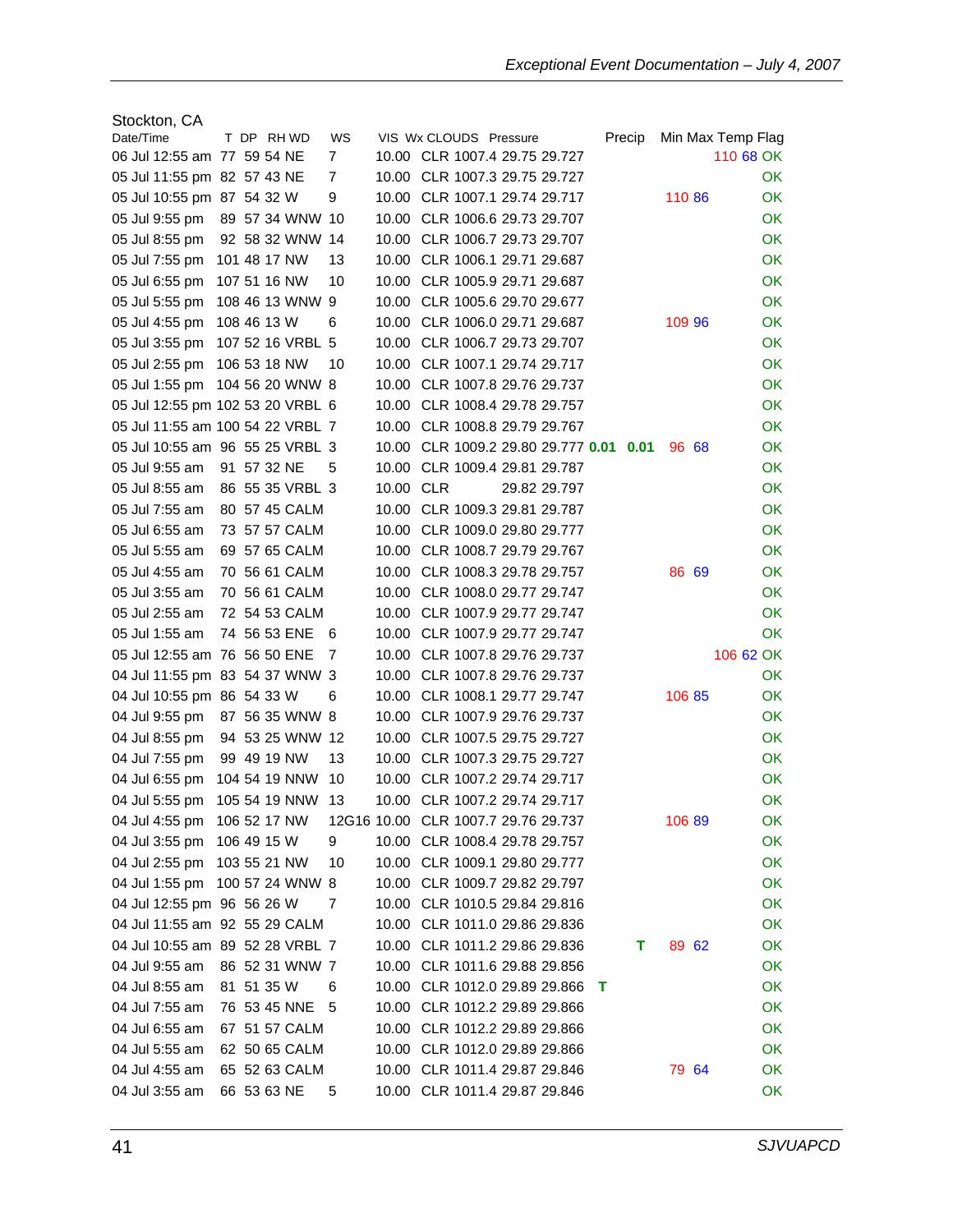Stockton, CA

| Date/Time | T | DP | RH | WD | WS | VIS | Wx | CLOUDS | Pressure | | | Precip | | Min | Max | Temp | | Flag |
|---|---|---|---|---|---|---|---|---|---|---|---|---|---|---|---|---|---|---|
| 06 Jul 12:55 am | 77 | 59 | 54 | NE | 7 | 10.00 | | CLR | 1007.4 | 29.75 | 29.727 | | | | | 110 | 68 | OK |
| 05 Jul 11:55 pm | 82 | 57 | 43 | NE | 7 | 10.00 | | CLR | 1007.3 | 29.75 | 29.727 | | | | | | | OK |
| 05 Jul 10:55 pm | 87 | 54 | 32 | W | 9 | 10.00 | | CLR | 1007.1 | 29.74 | 29.717 | | | 110 | 86 | | | OK |
| 05 Jul 9:55 pm | 89 | 57 | 34 | WNW | 10 | 10.00 | | CLR | 1006.6 | 29.73 | 29.707 | | | | | | | OK |
| 05 Jul 8:55 pm | 92 | 58 | 32 | WNW | 14 | 10.00 | | CLR | 1006.7 | 29.73 | 29.707 | | | | | | | OK |
| 05 Jul 7:55 pm | 101 | 48 | 17 | NW | 13 | 10.00 | | CLR | 1006.1 | 29.71 | 29.687 | | | | | | | OK |
| 05 Jul 6:55 pm | 107 | 51 | 16 | NW | 10 | 10.00 | | CLR | 1005.9 | 29.71 | 29.687 | | | | | | | OK |
| 05 Jul 5:55 pm | 108 | 46 | 13 | WNW | 9 | 10.00 | | CLR | 1005.6 | 29.70 | 29.677 | | | | | | | OK |
| 05 Jul 4:55 pm | 108 | 46 | 13 | W | 6 | 10.00 | | CLR | 1006.0 | 29.71 | 29.687 | | | 109 | 96 | | | OK |
| 05 Jul 3:55 pm | 107 | 52 | 16 | VRBL | 5 | 10.00 | | CLR | 1006.7 | 29.73 | 29.707 | | | | | | | OK |
| 05 Jul 2:55 pm | 106 | 53 | 18 | NW | 10 | 10.00 | | CLR | 1007.1 | 29.74 | 29.717 | | | | | | | OK |
| 05 Jul 1:55 pm | 104 | 56 | 20 | WNW | 8 | 10.00 | | CLR | 1007.8 | 29.76 | 29.737 | | | | | | | OK |
| 05 Jul 12:55 pm | 102 | 53 | 20 | VRBL | 6 | 10.00 | | CLR | 1008.4 | 29.78 | 29.757 | | | | | | | OK |
| 05 Jul 11:55 am | 100 | 54 | 22 | VRBL | 7 | 10.00 | | CLR | 1008.8 | 29.79 | 29.767 | | | | | | | OK |
| 05 Jul 10:55 am | 96 | 55 | 25 | VRBL | 3 | 10.00 | | CLR | 1009.2 | 29.80 | 29.777 | **0.01** | **0.01** | 96 | 68 | | | OK |
| 05 Jul 9:55 am | 91 | 57 | 32 | NE | 5 | 10.00 | | CLR | 1009.4 | 29.81 | 29.787 | | | | | | | OK |
| 05 Jul 8:55 am | 86 | 55 | 35 | VRBL | 3 | 10.00 | | CLR | | 29.82 | 29.797 | | | | | | | OK |
| 05 Jul 7:55 am | 80 | 57 | 45 | CALM | | 10.00 | | CLR | 1009.3 | 29.81 | 29.787 | | | | | | | OK |
| 05 Jul 6:55 am | 73 | 57 | 57 | CALM | | 10.00 | | CLR | 1009.0 | 29.80 | 29.777 | | | | | | | OK |
| 05 Jul 5:55 am | 69 | 57 | 65 | CALM | | 10.00 | | CLR | 1008.7 | 29.79 | 29.767 | | | | | | | OK |
| 05 Jul 4:55 am | 70 | 56 | 61 | CALM | | 10.00 | | CLR | 1008.3 | 29.78 | 29.757 | | | 86 | 69 | | | OK |
| 05 Jul 3:55 am | 70 | 56 | 61 | CALM | | 10.00 | | CLR | 1008.0 | 29.77 | 29.747 | | | | | | | OK |
| 05 Jul 2:55 am | 72 | 54 | 53 | CALM | | 10.00 | | CLR | 1007.9 | 29.77 | 29.747 | | | | | | | OK |
| 05 Jul 1:55 am | 74 | 56 | 53 | ENE | 6 | 10.00 | | CLR | 1007.9 | 29.77 | 29.747 | | | | | | | OK |
| 05 Jul 12:55 am | 76 | 56 | 50 | ENE | 7 | 10.00 | | CLR | 1007.8 | 29.76 | 29.737 | | | | | 106 | 62 | OK |
| 04 Jul 11:55 pm | 83 | 54 | 37 | WNW | 3 | 10.00 | | CLR | 1007.8 | 29.76 | 29.737 | | | | | | | OK |
| 04 Jul 10:55 pm | 86 | 54 | 33 | W | 6 | 10.00 | | CLR | 1008.1 | 29.77 | 29.747 | | | 106 | 85 | | | OK |
| 04 Jul 9:55 pm | 87 | 56 | 35 | WNW | 8 | 10.00 | | CLR | 1007.9 | 29.76 | 29.737 | | | | | | | OK |
| 04 Jul 8:55 pm | 94 | 53 | 25 | WNW | 12 | 10.00 | | CLR | 1007.5 | 29.75 | 29.727 | | | | | | | OK |
| 04 Jul 7:55 pm | 99 | 49 | 19 | NW | 13 | 10.00 | | CLR | 1007.3 | 29.75 | 29.727 | | | | | | | OK |
| 04 Jul 6:55 pm | 104 | 54 | 19 | NNW | 10 | 10.00 | | CLR | 1007.2 | 29.74 | 29.717 | | | | | | | OK |
| 04 Jul 5:55 pm | 105 | 54 | 19 | NNW | 13 | 10.00 | | CLR | 1007.2 | 29.74 | 29.717 | | | | | | | OK |
| 04 Jul 4:55 pm | 106 | 52 | 17 | NW | 12G16 | 10.00 | | CLR | 1007.7 | 29.76 | 29.737 | | | 106 | 89 | | | OK |
| 04 Jul 3:55 pm | 106 | 49 | 15 | W | 9 | 10.00 | | CLR | 1008.4 | 29.78 | 29.757 | | | | | | | OK |
| 04 Jul 2:55 pm | 103 | 55 | 21 | NW | 10 | 10.00 | | CLR | 1009.1 | 29.80 | 29.777 | | | | | | | OK |
| 04 Jul 1:55 pm | 100 | 57 | 24 | WNW | 8 | 10.00 | | CLR | 1009.7 | 29.82 | 29.797 | | | | | | | OK |
| 04 Jul 12:55 pm | 96 | 56 | 26 | W | 7 | 10.00 | | CLR | 1010.5 | 29.84 | 29.816 | | | | | | | OK |
| 04 Jul 11:55 am | 92 | 55 | 29 | CALM | | 10.00 | | CLR | 1011.0 | 29.86 | 29.836 | | | | | | | OK |
| 04 Jul 10:55 am | 89 | 52 | 28 | VRBL | 7 | 10.00 | | CLR | 1011.2 | 29.86 | 29.836 | | **T** | 89 | 62 | | | OK |
| 04 Jul 9:55 am | 86 | 52 | 31 | WNW | 7 | 10.00 | | CLR | 1011.6 | 29.88 | 29.856 | | | | | | | OK |
| 04 Jul 8:55 am | 81 | 51 | 35 | W | 6 | 10.00 | | CLR | 1012.0 | 29.89 | 29.866 | **T** | | | | | | OK |
| 04 Jul 7:55 am | 76 | 53 | 45 | NNE | 5 | 10.00 | | CLR | 1012.2 | 29.89 | 29.866 | | | | | | | OK |
| 04 Jul 6:55 am | 67 | 51 | 57 | CALM | | 10.00 | | CLR | 1012.2 | 29.89 | 29.866 | | | | | | | OK |
| 04 Jul 5:55 am | 62 | 50 | 65 | CALM | | 10.00 | | CLR | 1012.0 | 29.89 | 29.866 | | | | | | | OK |
| 04 Jul 4:55 am | 65 | 52 | 63 | CALM | | 10.00 | | CLR | 1011.4 | 29.87 | 29.846 | | | 79 | 64 | | | OK |
| 04 Jul 3:55 am | 66 | 53 | 63 | NE | 5 | 10.00 | | CLR | 1011.4 | 29.87 | 29.846 | | | | | | | OK |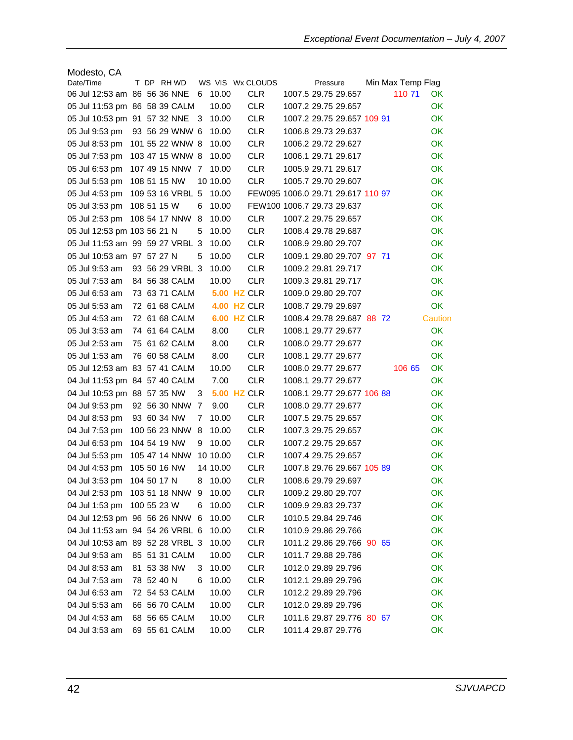Modesto, CA

| Date/Time | T | DP | RH | WD | WS | VIS | Wx | CLOUDS | Pressure | | | Min Max Temp | | Flag |
|---|---|---|---|---|---|---|---|---|---|---|---|---|---|---|
| 06 Jul 12:53 am | 86 | 56 | 36 | NNE | 6 | 10.00 | | CLR | 1007.5 | 29.75 | 29.657 | | 110 71 | OK |
| 05 Jul 11:53 pm | 86 | 58 | 39 | CALM | | 10.00 | | CLR | 1007.2 | 29.75 | 29.657 | | | OK |
| 05 Jul 10:53 pm | 91 | 57 | 32 | NNE | 3 | 10.00 | | CLR | 1007.2 | 29.75 | 29.657 | 109 91 | | OK |
| 05 Jul 9:53 pm | 93 | 56 | 29 | WNW | 6 | 10.00 | | CLR | 1006.8 | 29.73 | 29.637 | | | OK |
| 05 Jul 8:53 pm | 101 | 55 | 22 | WNW | 8 | 10.00 | | CLR | 1006.2 | 29.72 | 29.627 | | | OK |
| 05 Jul 7:53 pm | 103 | 47 | 15 | WNW | 8 | 10.00 | | CLR | 1006.1 | 29.71 | 29.617 | | | OK |
| 05 Jul 6:53 pm | 107 | 49 | 15 | NNW | 7 | 10.00 | | CLR | 1005.9 | 29.71 | 29.617 | | | OK |
| 05 Jul 5:53 pm | 108 | 51 | 15 | NW | 10 | 10.00 | | CLR | 1005.7 | 29.70 | 29.607 | | | OK |
| 05 Jul 4:53 pm | 109 | 53 | 16 | VRBL | 5 | 10.00 | | FEW095 | 1006.0 | 29.71 | 29.617 | 110 97 | | OK |
| 05 Jul 3:53 pm | 108 | 51 | 15 | W | 6 | 10.00 | | FEW100 | 1006.7 | 29.73 | 29.637 | | | OK |
| 05 Jul 2:53 pm | 108 | 54 | 17 | NNW | 8 | 10.00 | | CLR | 1007.2 | 29.75 | 29.657 | | | OK |
| 05 Jul 12:53 pm | 103 | 56 | 21 | N | 5 | 10.00 | | CLR | 1008.4 | 29.78 | 29.687 | | | OK |
| 05 Jul 11:53 am | 99 | 59 | 27 | VRBL | 3 | 10.00 | | CLR | 1008.9 | 29.80 | 29.707 | | | OK |
| 05 Jul 10:53 am | 97 | 57 | 27 | N | 5 | 10.00 | | CLR | 1009.1 | 29.80 | 29.707 | 97 71 | | OK |
| 05 Jul 9:53 am | 93 | 56 | 29 | VRBL | 3 | 10.00 | | CLR | 1009.2 | 29.81 | 29.717 | | | OK |
| 05 Jul 7:53 am | 84 | 56 | 38 | CALM | | 10.00 | | CLR | 1009.3 | 29.81 | 29.717 | | | OK |
| 05 Jul 6:53 am | 73 | 63 | 71 | CALM | | 5.00 | HZ | CLR | 1009.0 | 29.80 | 29.707 | | | OK |
| 05 Jul 5:53 am | 72 | 61 | 68 | CALM | | 4.00 | HZ | CLR | 1008.7 | 29.79 | 29.697 | | | OK |
| 05 Jul 4:53 am | 72 | 61 | 68 | CALM | | 6.00 | HZ | CLR | 1008.4 | 29.78 | 29.687 | 88 72 | | Caution |
| 05 Jul 3:53 am | 74 | 61 | 64 | CALM | | 8.00 | | CLR | 1008.1 | 29.77 | 29.677 | | | OK |
| 05 Jul 2:53 am | 75 | 61 | 62 | CALM | | 8.00 | | CLR | 1008.0 | 29.77 | 29.677 | | | OK |
| 05 Jul 1:53 am | 76 | 60 | 58 | CALM | | 8.00 | | CLR | 1008.1 | 29.77 | 29.677 | | | OK |
| 05 Jul 12:53 am | 83 | 57 | 41 | CALM | | 10.00 | | CLR | 1008.0 | 29.77 | 29.677 | | 106 65 | OK |
| 04 Jul 11:53 pm | 84 | 57 | 40 | CALM | | 7.00 | | CLR | 1008.1 | 29.77 | 29.677 | | | OK |
| 04 Jul 10:53 pm | 88 | 57 | 35 | NW | 3 | 5.00 | HZ | CLR | 1008.1 | 29.77 | 29.677 | 106 88 | | OK |
| 04 Jul 9:53 pm | 92 | 56 | 30 | NNW | 7 | 9.00 | | CLR | 1008.0 | 29.77 | 29.677 | | | OK |
| 04 Jul 8:53 pm | 93 | 60 | 34 | NW | 7 | 10.00 | | CLR | 1007.5 | 29.75 | 29.657 | | | OK |
| 04 Jul 7:53 pm | 100 | 56 | 23 | NNW | 8 | 10.00 | | CLR | 1007.3 | 29.75 | 29.657 | | | OK |
| 04 Jul 6:53 pm | 104 | 54 | 19 | NW | 9 | 10.00 | | CLR | 1007.2 | 29.75 | 29.657 | | | OK |
| 04 Jul 5:53 pm | 105 | 47 | 14 | NNW | 10 | 10.00 | | CLR | 1007.4 | 29.75 | 29.657 | | | OK |
| 04 Jul 4:53 pm | 105 | 50 | 16 | NW | 14 | 10.00 | | CLR | 1007.8 | 29.76 | 29.667 | 105 89 | | OK |
| 04 Jul 3:53 pm | 104 | 50 | 17 | N | 8 | 10.00 | | CLR | 1008.6 | 29.79 | 29.697 | | | OK |
| 04 Jul 2:53 pm | 103 | 51 | 18 | NNW | 9 | 10.00 | | CLR | 1009.2 | 29.80 | 29.707 | | | OK |
| 04 Jul 1:53 pm | 100 | 55 | 23 | W | 6 | 10.00 | | CLR | 1009.9 | 29.83 | 29.737 | | | OK |
| 04 Jul 12:53 pm | 96 | 56 | 26 | NNW | 6 | 10.00 | | CLR | 1010.5 | 29.84 | 29.746 | | | OK |
| 04 Jul 11:53 am | 94 | 54 | 26 | VRBL | 6 | 10.00 | | CLR | 1010.9 | 29.86 | 29.766 | | | OK |
| 04 Jul 10:53 am | 89 | 52 | 28 | VRBL | 3 | 10.00 | | CLR | 1011.2 | 29.86 | 29.766 | 90 65 | | OK |
| 04 Jul 9:53 am | 85 | 51 | 31 | CALM | | 10.00 | | CLR | 1011.7 | 29.88 | 29.786 | | | OK |
| 04 Jul 8:53 am | 81 | 53 | 38 | NW | 3 | 10.00 | | CLR | 1012.0 | 29.89 | 29.796 | | | OK |
| 04 Jul 7:53 am | 78 | 52 | 40 | N | 6 | 10.00 | | CLR | 1012.1 | 29.89 | 29.796 | | | OK |
| 04 Jul 6:53 am | 72 | 54 | 53 | CALM | | 10.00 | | CLR | 1012.2 | 29.89 | 29.796 | | | OK |
| 04 Jul 5:53 am | 66 | 56 | 70 | CALM | | 10.00 | | CLR | 1012.0 | 29.89 | 29.796 | | | OK |
| 04 Jul 4:53 am | 68 | 56 | 65 | CALM | | 10.00 | | CLR | 1011.6 | 29.87 | 29.776 | 80 67 | | OK |
| 04 Jul 3:53 am | 69 | 55 | 61 | CALM | | 10.00 | | CLR | 1011.4 | 29.87 | 29.776 | | | OK |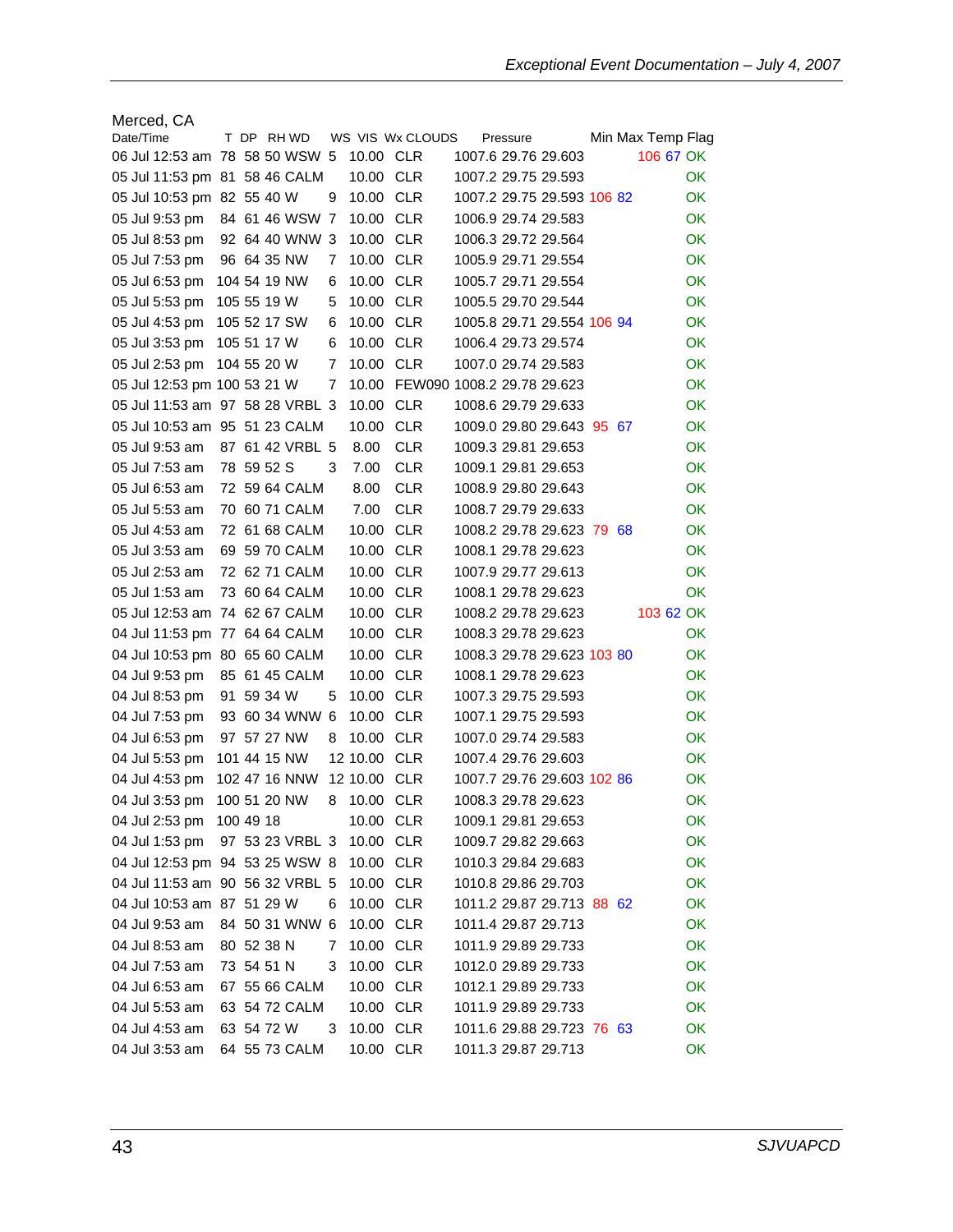Merced, CA

| Date/Time | T | DP | RH | WD | WS | VIS | Wx | CLOUDS | Pressure | | | Min | Max | Temp | Flag |
|---|---|---|---|---|---|---|---|---|---|---|---|---|---|---|---|
| 06 Jul 12:53 am | 78 | 58 | 50 | WSW | 5 | 10.00 | | CLR | 1007.6 | 29.76 | 29.603 | | | 106 67 | OK |
| 05 Jul 11:53 pm | 81 | 58 | 46 | CALM | | 10.00 | | CLR | 1007.2 | 29.75 | 29.593 | | | | OK |
| 05 Jul 10:53 pm | 82 | 55 | 40 | W | 9 | 10.00 | | CLR | 1007.2 | 29.75 | 29.593 | 106 | 82 | | OK |
| 05 Jul 9:53 pm | 84 | 61 | 46 | WSW | 7 | 10.00 | | CLR | 1006.9 | 29.74 | 29.583 | | | | OK |
| 05 Jul 8:53 pm | 92 | 64 | 40 | WNW | 3 | 10.00 | | CLR | 1006.3 | 29.72 | 29.564 | | | | OK |
| 05 Jul 7:53 pm | 96 | 64 | 35 | NW | 7 | 10.00 | | CLR | 1005.9 | 29.71 | 29.554 | | | | OK |
| 05 Jul 6:53 pm | 104 | 54 | 19 | NW | 6 | 10.00 | | CLR | 1005.7 | 29.71 | 29.554 | | | | OK |
| 05 Jul 5:53 pm | 105 | 55 | 19 | W | 5 | 10.00 | | CLR | 1005.5 | 29.70 | 29.544 | | | | OK |
| 05 Jul 4:53 pm | 105 | 52 | 17 | SW | 6 | 10.00 | | CLR | 1005.8 | 29.71 | 29.554 | 106 | 94 | | OK |
| 05 Jul 3:53 pm | 105 | 51 | 17 | W | 6 | 10.00 | | CLR | 1006.4 | 29.73 | 29.574 | | | | OK |
| 05 Jul 2:53 pm | 104 | 55 | 20 | W | 7 | 10.00 | | CLR | 1007.0 | 29.74 | 29.583 | | | | OK |
| 05 Jul 12:53 pm | 100 | 53 | 21 | W | 7 | 10.00 | | FEW090 | 1008.2 | 29.78 | 29.623 | | | | OK |
| 05 Jul 11:53 am | 97 | 58 | 28 | VRBL | 3 | 10.00 | | CLR | 1008.6 | 29.79 | 29.633 | | | | OK |
| 05 Jul 10:53 am | 95 | 51 | 23 | CALM | | 10.00 | | CLR | 1009.0 | 29.80 | 29.643 | 95 | 67 | | OK |
| 05 Jul 9:53 am | 87 | 61 | 42 | VRBL | 5 | 8.00 | | CLR | 1009.3 | 29.81 | 29.653 | | | | OK |
| 05 Jul 7:53 am | 78 | 59 | 52 | S | 3 | 7.00 | | CLR | 1009.1 | 29.81 | 29.653 | | | | OK |
| 05 Jul 6:53 am | 72 | 59 | 64 | CALM | | 8.00 | | CLR | 1008.9 | 29.80 | 29.643 | | | | OK |
| 05 Jul 5:53 am | 70 | 60 | 71 | CALM | | 7.00 | | CLR | 1008.7 | 29.79 | 29.633 | | | | OK |
| 05 Jul 4:53 am | 72 | 61 | 68 | CALM | | 10.00 | | CLR | 1008.2 | 29.78 | 29.623 | 79 | 68 | | OK |
| 05 Jul 3:53 am | 69 | 59 | 70 | CALM | | 10.00 | | CLR | 1008.1 | 29.78 | 29.623 | | | | OK |
| 05 Jul 2:53 am | 72 | 62 | 71 | CALM | | 10.00 | | CLR | 1007.9 | 29.77 | 29.613 | | | | OK |
| 05 Jul 1:53 am | 73 | 60 | 64 | CALM | | 10.00 | | CLR | 1008.1 | 29.78 | 29.623 | | | | OK |
| 05 Jul 12:53 am | 74 | 62 | 67 | CALM | | 10.00 | | CLR | 1008.2 | 29.78 | 29.623 | | | 103 62 | OK |
| 04 Jul 11:53 pm | 77 | 64 | 64 | CALM | | 10.00 | | CLR | 1008.3 | 29.78 | 29.623 | | | | OK |
| 04 Jul 10:53 pm | 80 | 65 | 60 | CALM | | 10.00 | | CLR | 1008.3 | 29.78 | 29.623 | 103 | 80 | | OK |
| 04 Jul 9:53 pm | 85 | 61 | 45 | CALM | | 10.00 | | CLR | 1008.1 | 29.78 | 29.623 | | | | OK |
| 04 Jul 8:53 pm | 91 | 59 | 34 | W | 5 | 10.00 | | CLR | 1007.3 | 29.75 | 29.593 | | | | OK |
| 04 Jul 7:53 pm | 93 | 60 | 34 | WNW | 6 | 10.00 | | CLR | 1007.1 | 29.75 | 29.593 | | | | OK |
| 04 Jul 6:53 pm | 97 | 57 | 27 | NW | 8 | 10.00 | | CLR | 1007.0 | 29.74 | 29.583 | | | | OK |
| 04 Jul 5:53 pm | 101 | 44 | 15 | NW | 12 | 10.00 | | CLR | 1007.4 | 29.76 | 29.603 | | | | OK |
| 04 Jul 4:53 pm | 102 | 47 | 16 | NNW | 12 | 10.00 | | CLR | 1007.7 | 29.76 | 29.603 | 102 | 86 | | OK |
| 04 Jul 3:53 pm | 100 | 51 | 20 | NW | 8 | 10.00 | | CLR | 1008.3 | 29.78 | 29.623 | | | | OK |
| 04 Jul 2:53 pm | 100 | 49 | 18 | | | 10.00 | | CLR | 1009.1 | 29.81 | 29.653 | | | | OK |
| 04 Jul 1:53 pm | 97 | 53 | 23 | VRBL | 3 | 10.00 | | CLR | 1009.7 | 29.82 | 29.663 | | | | OK |
| 04 Jul 12:53 pm | 94 | 53 | 25 | WSW | 8 | 10.00 | | CLR | 1010.3 | 29.84 | 29.683 | | | | OK |
| 04 Jul 11:53 am | 90 | 56 | 32 | VRBL | 5 | 10.00 | | CLR | 1010.8 | 29.86 | 29.703 | | | | OK |
| 04 Jul 10:53 am | 87 | 51 | 29 | W | 6 | 10.00 | | CLR | 1011.2 | 29.87 | 29.713 | 88 | 62 | | OK |
| 04 Jul 9:53 am | 84 | 50 | 31 | WNW | 6 | 10.00 | | CLR | 1011.4 | 29.87 | 29.713 | | | | OK |
| 04 Jul 8:53 am | 80 | 52 | 38 | N | 7 | 10.00 | | CLR | 1011.9 | 29.89 | 29.733 | | | | OK |
| 04 Jul 7:53 am | 73 | 54 | 51 | N | 3 | 10.00 | | CLR | 1012.0 | 29.89 | 29.733 | | | | OK |
| 04 Jul 6:53 am | 67 | 55 | 66 | CALM | | 10.00 | | CLR | 1012.1 | 29.89 | 29.733 | | | | OK |
| 04 Jul 5:53 am | 63 | 54 | 72 | CALM | | 10.00 | | CLR | 1011.9 | 29.89 | 29.733 | | | | OK |
| 04 Jul 4:53 am | 63 | 54 | 72 | W | 3 | 10.00 | | CLR | 1011.6 | 29.88 | 29.723 | 76 | 63 | | OK |
| 04 Jul 3:53 am | 64 | 55 | 73 | CALM | | 10.00 | | CLR | 1011.3 | 29.87 | 29.713 | | | | OK |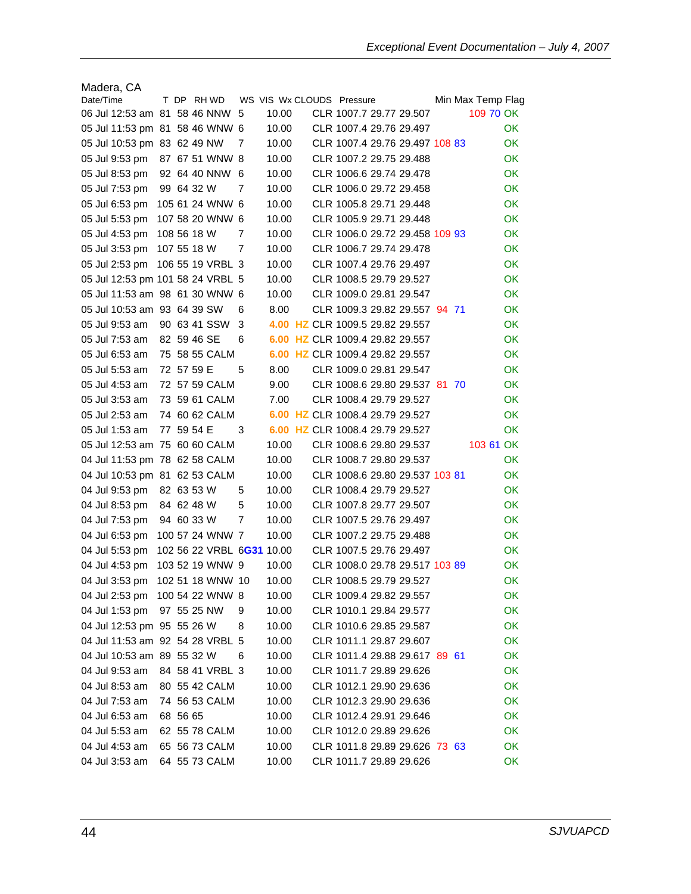Madera, CA

| Date/Time | T | DP | RH | WD | WS | VIS | Wx | CLOUDS | Pressure | | | | | Min Max Temp | | Flag |
|---|---|---|---|---|---|---|---|---|---|---|---|---|---|---|---|---|
| 06 Jul 12:53 am | 81 | 58 | 46 | NNW | 5 | 10.00 | | CLR | 1007.7 | 29.77 | 29.507 | | | 109 | 70 | OK |
| 05 Jul 11:53 pm | 81 | 58 | 46 | WNW | 6 | 10.00 | | CLR | 1007.4 | 29.76 | 29.497 | | | | | OK |
| 05 Jul 10:53 pm | 83 | 62 | 49 | NW | 7 | 10.00 | | CLR | 1007.4 | 29.76 | 29.497 | 108 | 83 | | | OK |
| 05 Jul 9:53 pm | 87 | 67 | 51 | WNW | 8 | 10.00 | | CLR | 1007.2 | 29.75 | 29.488 | | | | | OK |
| 05 Jul 8:53 pm | 92 | 64 | 40 | NNW | 6 | 10.00 | | CLR | 1006.6 | 29.74 | 29.478 | | | | | OK |
| 05 Jul 7:53 pm | 99 | 64 | 32 | W | 7 | 10.00 | | CLR | 1006.0 | 29.72 | 29.458 | | | | | OK |
| 05 Jul 6:53 pm | 105 | 61 | 24 | WNW | 6 | 10.00 | | CLR | 1005.8 | 29.71 | 29.448 | | | | | OK |
| 05 Jul 5:53 pm | 107 | 58 | 20 | WNW | 6 | 10.00 | | CLR | 1005.9 | 29.71 | 29.448 | | | | | OK |
| 05 Jul 4:53 pm | 108 | 56 | 18 | W | 7 | 10.00 | | CLR | 1006.0 | 29.72 | 29.458 | 109 | 93 | | | OK |
| 05 Jul 3:53 pm | 107 | 55 | 18 | W | 7 | 10.00 | | CLR | 1006.7 | 29.74 | 29.478 | | | | | OK |
| 05 Jul 2:53 pm | 106 | 55 | 19 | VRBL | 3 | 10.00 | | CLR | 1007.4 | 29.76 | 29.497 | | | | | OK |
| 05 Jul 12:53 pm | 101 | 58 | 24 | VRBL | 5 | 10.00 | | CLR | 1008.5 | 29.79 | 29.527 | | | | | OK |
| 05 Jul 11:53 am | 98 | 61 | 30 | WNW | 6 | 10.00 | | CLR | 1009.0 | 29.81 | 29.547 | | | | | OK |
| 05 Jul 10:53 am | 93 | 64 | 39 | SW | 6 | 8.00 | | CLR | 1009.3 | 29.82 | 29.557 | 94 | 71 | | | OK |
| 05 Jul 9:53 am | 90 | 63 | 41 | SSW | 3 | 4.00 | HZ | CLR | 1009.5 | 29.82 | 29.557 | | | | | OK |
| 05 Jul 7:53 am | 82 | 59 | 46 | SE | 6 | 6.00 | HZ | CLR | 1009.4 | 29.82 | 29.557 | | | | | OK |
| 05 Jul 6:53 am | 75 | 58 | 55 | CALM | | 6.00 | HZ | CLR | 1009.4 | 29.82 | 29.557 | | | | | OK |
| 05 Jul 5:53 am | 72 | 57 | 59 | E | 5 | 8.00 | | CLR | 1009.0 | 29.81 | 29.547 | | | | | OK |
| 05 Jul 4:53 am | 72 | 57 | 59 | CALM | | 9.00 | | CLR | 1008.6 | 29.80 | 29.537 | 81 | 70 | | | OK |
| 05 Jul 3:53 am | 73 | 59 | 61 | CALM | | 7.00 | | CLR | 1008.4 | 29.79 | 29.527 | | | | | OK |
| 05 Jul 2:53 am | 74 | 60 | 62 | CALM | | 6.00 | HZ | CLR | 1008.4 | 29.79 | 29.527 | | | | | OK |
| 05 Jul 1:53 am | 77 | 59 | 54 | E | 3 | 6.00 | HZ | CLR | 1008.4 | 29.79 | 29.527 | | | | | OK |
| 05 Jul 12:53 am | 75 | 60 | 60 | CALM | | 10.00 | | CLR | 1008.6 | 29.80 | 29.537 | | | 103 | 61 | OK |
| 04 Jul 11:53 pm | 78 | 62 | 58 | CALM | | 10.00 | | CLR | 1008.7 | 29.80 | 29.537 | | | | | OK |
| 04 Jul 10:53 pm | 81 | 62 | 53 | CALM | | 10.00 | | CLR | 1008.6 | 29.80 | 29.537 | 103 | 81 | | | OK |
| 04 Jul 9:53 pm | 82 | 63 | 53 | W | 5 | 10.00 | | CLR | 1008.4 | 29.79 | 29.527 | | | | | OK |
| 04 Jul 8:53 pm | 84 | 62 | 48 | W | 5 | 10.00 | | CLR | 1007.8 | 29.77 | 29.507 | | | | | OK |
| 04 Jul 7:53 pm | 94 | 60 | 33 | W | 7 | 10.00 | | CLR | 1007.5 | 29.76 | 29.497 | | | | | OK |
| 04 Jul 6:53 pm | 100 | 57 | 24 | WNW | 7 | 10.00 | | CLR | 1007.2 | 29.75 | 29.488 | | | | | OK |
| 04 Jul 5:53 pm | 102 | 56 | 22 | VRBL | 6G31 | 10.00 | | CLR | 1007.5 | 29.76 | 29.497 | | | | | OK |
| 04 Jul 4:53 pm | 103 | 52 | 19 | WNW | 9 | 10.00 | | CLR | 1008.0 | 29.78 | 29.517 | 103 | 89 | | | OK |
| 04 Jul 3:53 pm | 102 | 51 | 18 | WNW | 10 | 10.00 | | CLR | 1008.5 | 29.79 | 29.527 | | | | | OK |
| 04 Jul 2:53 pm | 100 | 54 | 22 | WNW | 8 | 10.00 | | CLR | 1009.4 | 29.82 | 29.557 | | | | | OK |
| 04 Jul 1:53 pm | 97 | 55 | 25 | NW | 9 | 10.00 | | CLR | 1010.1 | 29.84 | 29.577 | | | | | OK |
| 04 Jul 12:53 pm | 95 | 55 | 26 | W | 8 | 10.00 | | CLR | 1010.6 | 29.85 | 29.587 | | | | | OK |
| 04 Jul 11:53 am | 92 | 54 | 28 | VRBL | 5 | 10.00 | | CLR | 1011.1 | 29.87 | 29.607 | | | | | OK |
| 04 Jul 10:53 am | 89 | 55 | 32 | W | 6 | 10.00 | | CLR | 1011.4 | 29.88 | 29.617 | 89 | 61 | | | OK |
| 04 Jul 9:53 am | 84 | 58 | 41 | VRBL | 3 | 10.00 | | CLR | 1011.7 | 29.89 | 29.626 | | | | | OK |
| 04 Jul 8:53 am | 80 | 55 | 42 | CALM | | 10.00 | | CLR | 1012.1 | 29.90 | 29.636 | | | | | OK |
| 04 Jul 7:53 am | 74 | 56 | 53 | CALM | | 10.00 | | CLR | 1012.3 | 29.90 | 29.636 | | | | | OK |
| 04 Jul 6:53 am | 68 | 56 | 65 | | | 10.00 | | CLR | 1012.4 | 29.91 | 29.646 | | | | | OK |
| 04 Jul 5:53 am | 62 | 55 | 78 | CALM | | 10.00 | | CLR | 1012.0 | 29.89 | 29.626 | | | | | OK |
| 04 Jul 4:53 am | 65 | 56 | 73 | CALM | | 10.00 | | CLR | 1011.8 | 29.89 | 29.626 | 73 | 63 | | | OK |
| 04 Jul 3:53 am | 64 | 55 | 73 | CALM | | 10.00 | | CLR | 1011.7 | 29.89 | 29.626 | | | | | OK |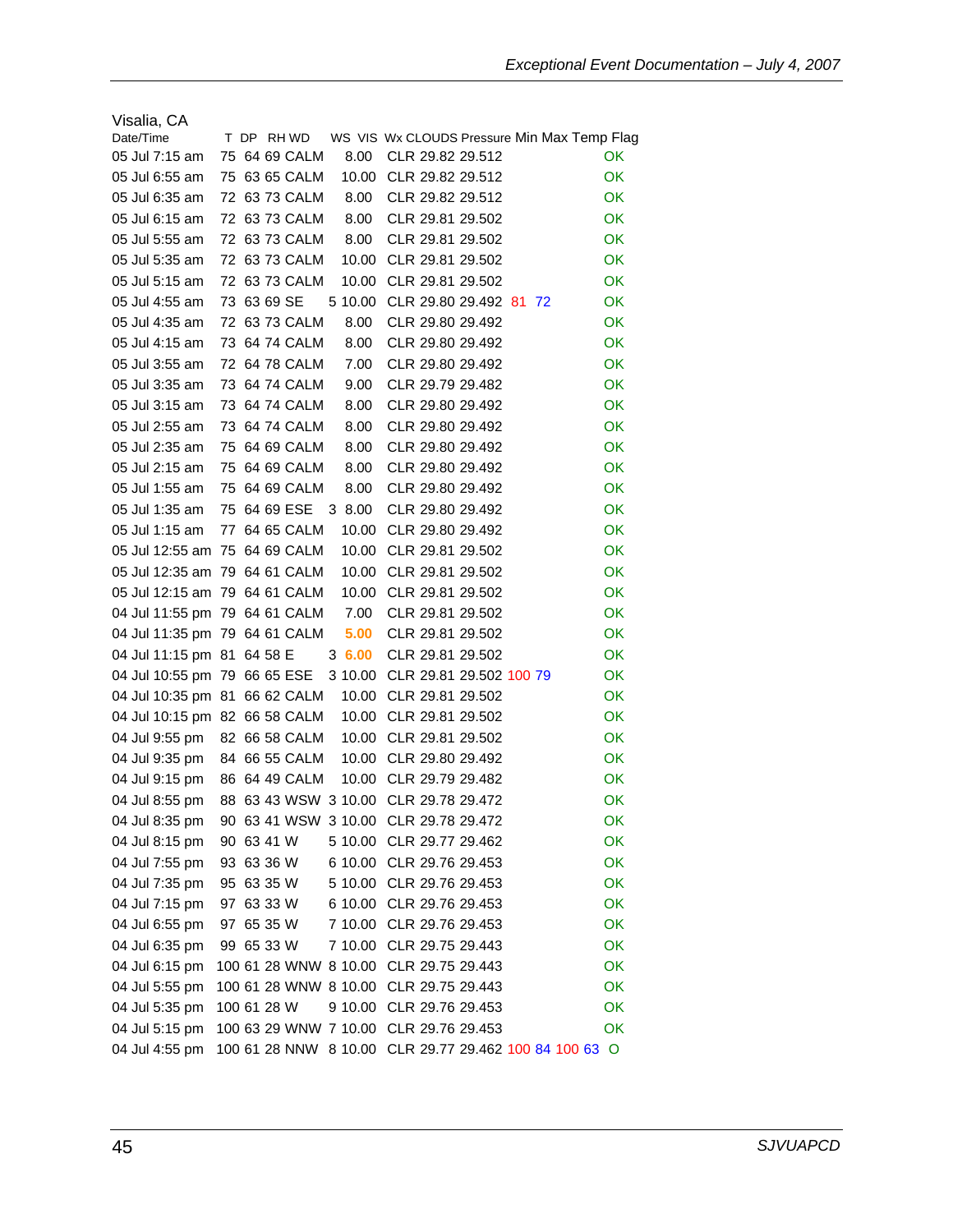Visalia, CA

| Date/Time | T | DP | RH | WD | WS | VIS | Wx | CLOUDS | Pressure | Min | Max | Temp | Flag |
|---|---|---|---|---|---|---|---|---|---|---|---|---|---|
| 05 Jul 7:15 am | 75 | 64 | 69 | CALM | | 8.00 | | CLR | 29.82 29.512 | | | | OK |
| 05 Jul 6:55 am | 75 | 63 | 65 | CALM | | 10.00 | | CLR | 29.82 29.512 | | | | OK |
| 05 Jul 6:35 am | 72 | 63 | 73 | CALM | | 8.00 | | CLR | 29.82 29.512 | | | | OK |
| 05 Jul 6:15 am | 72 | 63 | 73 | CALM | | 8.00 | | CLR | 29.81 29.502 | | | | OK |
| 05 Jul 5:55 am | 72 | 63 | 73 | CALM | | 8.00 | | CLR | 29.81 29.502 | | | | OK |
| 05 Jul 5:35 am | 72 | 63 | 73 | CALM | | 10.00 | | CLR | 29.81 29.502 | | | | OK |
| 05 Jul 5:15 am | 72 | 63 | 73 | CALM | | 10.00 | | CLR | 29.81 29.502 | | | | OK |
| 05 Jul 4:55 am | 73 | 63 | 69 | SE | 5 | 10.00 | | CLR | 29.80 29.492 | 81 | 72 | | OK |
| 05 Jul 4:35 am | 72 | 63 | 73 | CALM | | 8.00 | | CLR | 29.80 29.492 | | | | OK |
| 05 Jul 4:15 am | 73 | 64 | 74 | CALM | | 8.00 | | CLR | 29.80 29.492 | | | | OK |
| 05 Jul 3:55 am | 72 | 64 | 78 | CALM | | 7.00 | | CLR | 29.80 29.492 | | | | OK |
| 05 Jul 3:35 am | 73 | 64 | 74 | CALM | | 9.00 | | CLR | 29.79 29.482 | | | | OK |
| 05 Jul 3:15 am | 73 | 64 | 74 | CALM | | 8.00 | | CLR | 29.80 29.492 | | | | OK |
| 05 Jul 2:55 am | 73 | 64 | 74 | CALM | | 8.00 | | CLR | 29.80 29.492 | | | | OK |
| 05 Jul 2:35 am | 75 | 64 | 69 | CALM | | 8.00 | | CLR | 29.80 29.492 | | | | OK |
| 05 Jul 2:15 am | 75 | 64 | 69 | CALM | | 8.00 | | CLR | 29.80 29.492 | | | | OK |
| 05 Jul 1:55 am | 75 | 64 | 69 | CALM | | 8.00 | | CLR | 29.80 29.492 | | | | OK |
| 05 Jul 1:35 am | 75 | 64 | 69 | ESE | 3 | 8.00 | | CLR | 29.80 29.492 | | | | OK |
| 05 Jul 1:15 am | 77 | 64 | 65 | CALM | | 10.00 | | CLR | 29.80 29.492 | | | | OK |
| 05 Jul 12:55 am | 75 | 64 | 69 | CALM | | 10.00 | | CLR | 29.81 29.502 | | | | OK |
| 05 Jul 12:35 am | 79 | 64 | 61 | CALM | | 10.00 | | CLR | 29.81 29.502 | | | | OK |
| 05 Jul 12:15 am | 79 | 64 | 61 | CALM | | 10.00 | | CLR | 29.81 29.502 | | | | OK |
| 04 Jul 11:55 pm | 79 | 64 | 61 | CALM | | 7.00 | | CLR | 29.81 29.502 | | | | OK |
| 04 Jul 11:35 pm | 79 | 64 | 61 | CALM | | 5.00 | | CLR | 29.81 29.502 | | | | OK |
| 04 Jul 11:15 pm | 81 | 64 | 58 | E | 3 | 6.00 | | CLR | 29.81 29.502 | | | | OK |
| 04 Jul 10:55 pm | 79 | 66 | 65 | ESE | 3 | 10.00 | | CLR | 29.81 29.502 | 100 | 79 | | OK |
| 04 Jul 10:35 pm | 81 | 66 | 62 | CALM | | 10.00 | | CLR | 29.81 29.502 | | | | OK |
| 04 Jul 10:15 pm | 82 | 66 | 58 | CALM | | 10.00 | | CLR | 29.81 29.502 | | | | OK |
| 04 Jul 9:55 pm | 82 | 66 | 58 | CALM | | 10.00 | | CLR | 29.81 29.502 | | | | OK |
| 04 Jul 9:35 pm | 84 | 66 | 55 | CALM | | 10.00 | | CLR | 29.80 29.492 | | | | OK |
| 04 Jul 9:15 pm | 86 | 64 | 49 | CALM | | 10.00 | | CLR | 29.79 29.482 | | | | OK |
| 04 Jul 8:55 pm | 88 | 63 | 43 | WSW | 3 | 10.00 | | CLR | 29.78 29.472 | | | | OK |
| 04 Jul 8:35 pm | 90 | 63 | 41 | WSW | 3 | 10.00 | | CLR | 29.78 29.472 | | | | OK |
| 04 Jul 8:15 pm | 90 | 63 | 41 | W | 5 | 10.00 | | CLR | 29.77 29.462 | | | | OK |
| 04 Jul 7:55 pm | 93 | 63 | 36 | W | 6 | 10.00 | | CLR | 29.76 29.453 | | | | OK |
| 04 Jul 7:35 pm | 95 | 63 | 35 | W | 5 | 10.00 | | CLR | 29.76 29.453 | | | | OK |
| 04 Jul 7:15 pm | 97 | 63 | 33 | W | 6 | 10.00 | | CLR | 29.76 29.453 | | | | OK |
| 04 Jul 6:55 pm | 97 | 65 | 35 | W | 7 | 10.00 | | CLR | 29.76 29.453 | | | | OK |
| 04 Jul 6:35 pm | 99 | 65 | 33 | W | 7 | 10.00 | | CLR | 29.75 29.443 | | | | OK |
| 04 Jul 6:15 pm | 100 | 61 | 28 | WNW | 8 | 10.00 | | CLR | 29.75 29.443 | | | | OK |
| 04 Jul 5:55 pm | 100 | 61 | 28 | WNW | 8 | 10.00 | | CLR | 29.75 29.443 | | | | OK |
| 04 Jul 5:35 pm | 100 | 61 | 28 | W | 9 | 10.00 | | CLR | 29.76 29.453 | | | | OK |
| 04 Jul 5:15 pm | 100 | 63 | 29 | WNW | 7 | 10.00 | | CLR | 29.76 29.453 | | | | OK |
| 04 Jul 4:55 pm | 100 | 61 | 28 | NNW | 8 | 10.00 | | CLR | 29.77 29.462 | 100 | 84 | 100 63 | O |